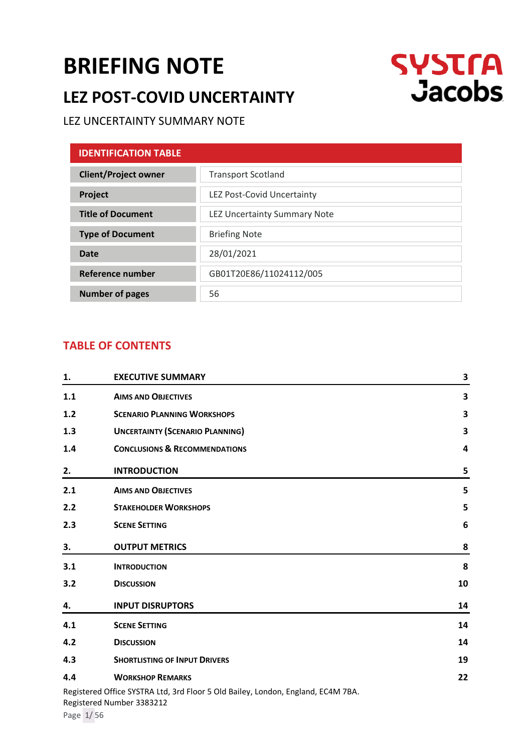# BRIEFING NOTE

## LEZ POST-COVID UNCERTAINTY

LEZ UNCERTAINTY SUMMARY NOTE

| IDENTIFICATION TABLE | |
|---|---|
| **Client/Project owner** | Transport Scotland |
| **Project** | LEZ Post-Covid Uncertainty |
| **Title of Document** | LEZ Uncertainty Summary Note |
| **Type of Document** | Briefing Note |
| **Date** | 28/01/2021 |
| **Reference number** | GB01T20E86/11024112/005 |
| **Number of pages** | 56 |

## TABLE OF CONTENTS

| | | |
|---|---|---|
| **1.** | **EXECUTIVE SUMMARY** | **3** |
| **1.1** | **AIMS AND OBJECTIVES** | **3** |
| **1.2** | **SCENARIO PLANNING WORKSHOPS** | **3** |
| **1.3** | **UNCERTAINTY (SCENARIO PLANNING)** | **3** |
| **1.4** | **CONCLUSIONS & RECOMMENDATIONS** | **4** |
| **2.** | **INTRODUCTION** | **5** |
| **2.1** | **AIMS AND OBJECTIVES** | **5** |
| **2.2** | **STAKEHOLDER WORKSHOPS** | **5** |
| **2.3** | **SCENE SETTING** | **6** |
| **3.** | **OUTPUT METRICS** | **8** |
| **3.1** | **INTRODUCTION** | **8** |
| **3.2** | **DISCUSSION** | **10** |
| **4.** | **INPUT DISRUPTORS** | **14** |
| **4.1** | **SCENE SETTING** | **14** |
| **4.2** | **DISCUSSION** | **14** |
| **4.3** | **SHORTLISTING OF INPUT DRIVERS** | **19** |
| **4.4** | **WORKSHOP REMARKS** | **22** |

Registered Office SYSTRA Ltd, 3rd Floor 5 Old Bailey, London, England, EC4M 7BA.
Registered Number 3383212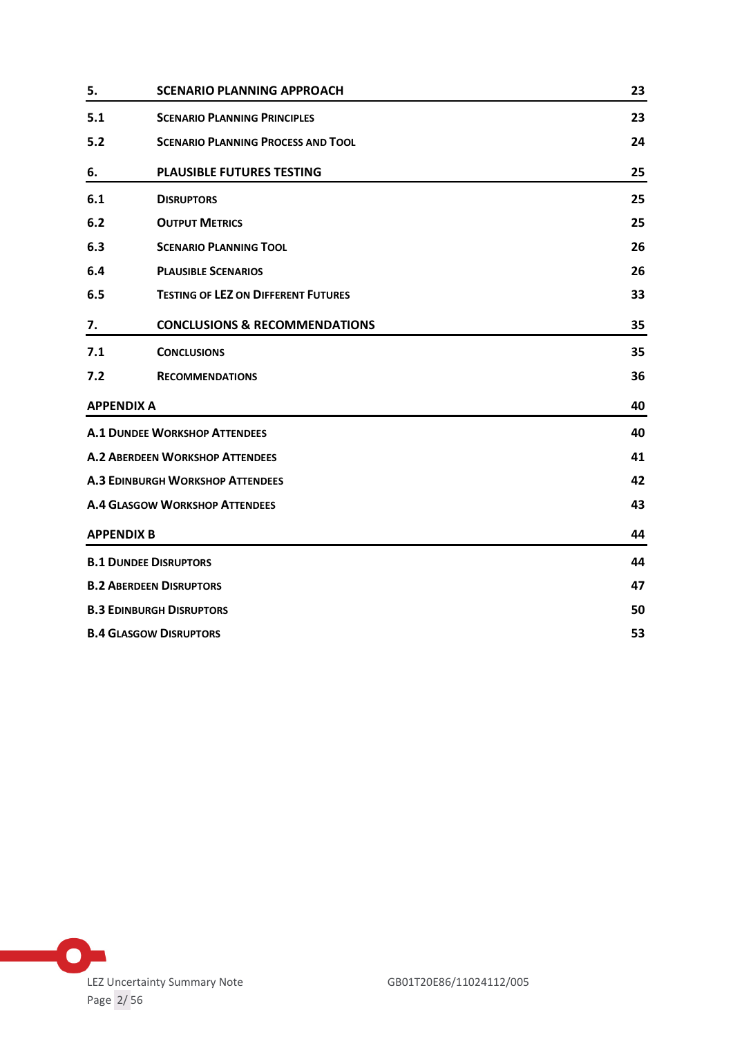| | | |
|---|---|---|
| **5.** | **SCENARIO PLANNING APPROACH** | **23** |
| **5.1** | **SCENARIO PLANNING PRINCIPLES** | **23** |
| **5.2** | **SCENARIO PLANNING PROCESS AND TOOL** | **24** |
| **6.** | **PLAUSIBLE FUTURES TESTING** | **25** |
| **6.1** | **DISRUPTORS** | **25** |
| **6.2** | **OUTPUT METRICS** | **25** |
| **6.3** | **SCENARIO PLANNING TOOL** | **26** |
| **6.4** | **PLAUSIBLE SCENARIOS** | **26** |
| **6.5** | **TESTING OF LEZ ON DIFFERENT FUTURES** | **33** |
| **7.** | **CONCLUSIONS & RECOMMENDATIONS** | **35** |
| **7.1** | **CONCLUSIONS** | **35** |
| **7.2** | **RECOMMENDATIONS** | **36** |
| **APPENDIX A** | | **40** |
| **A.1 DUNDEE WORKSHOP ATTENDEES** | | **40** |
| **A.2 ABERDEEN WORKSHOP ATTENDEES** | | **41** |
| **A.3 EDINBURGH WORKSHOP ATTENDEES** | | **42** |
| **A.4 GLASGOW WORKSHOP ATTENDEES** | | **43** |
| **APPENDIX B** | | **44** |
| **B.1 DUNDEE DISRUPTORS** | | **44** |
| **B.2 ABERDEEN DISRUPTORS** | | **47** |
| **B.3 EDINBURGH DISRUPTORS** | | **50** |
| **B.4 GLASGOW DISRUPTORS** | | **53** |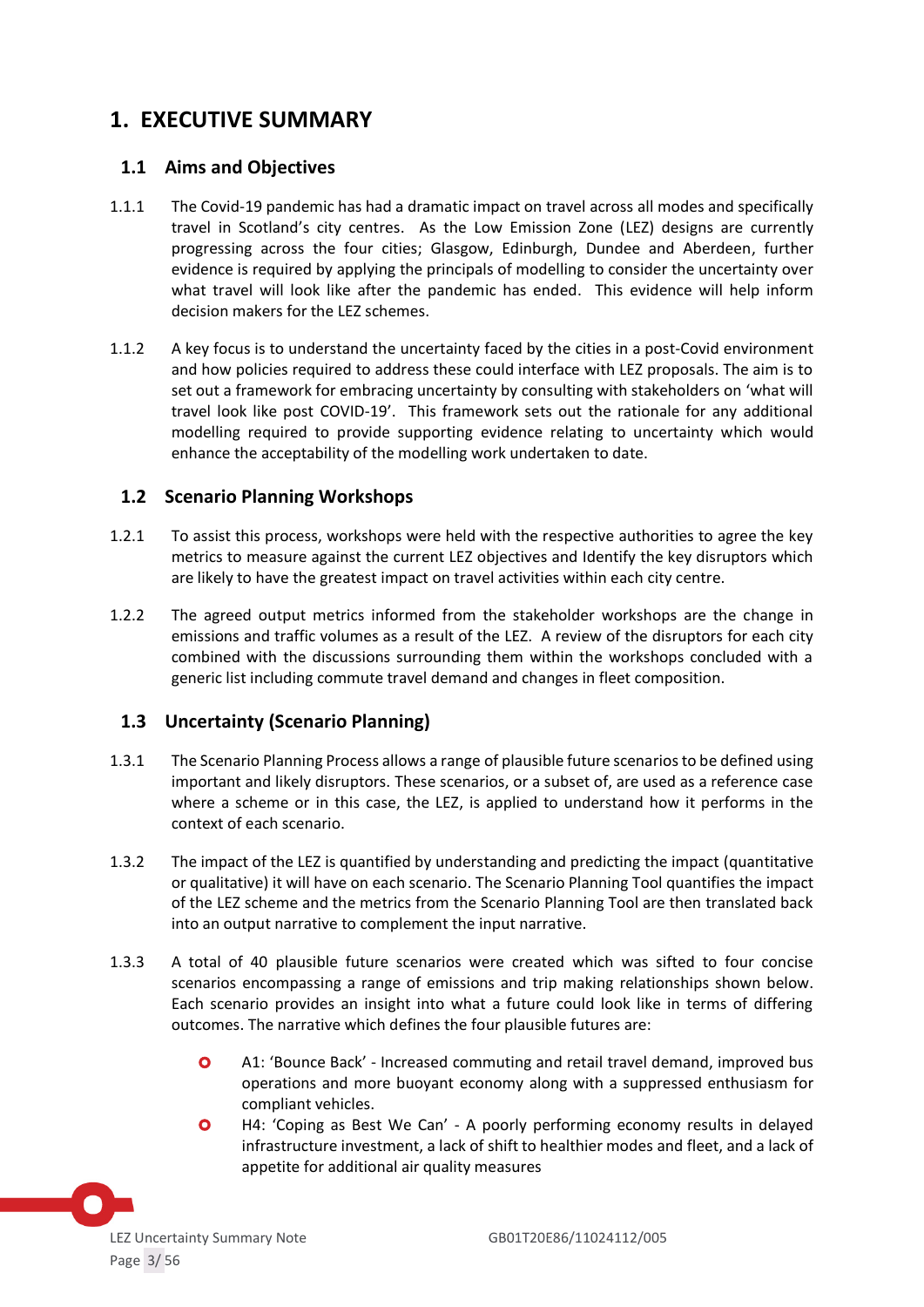# 1. EXECUTIVE SUMMARY

## 1.1 Aims and Objectives

1.1.1 The Covid-19 pandemic has had a dramatic impact on travel across all modes and specifically travel in Scotland's city centres. As the Low Emission Zone (LEZ) designs are currently progressing across the four cities; Glasgow, Edinburgh, Dundee and Aberdeen, further evidence is required by applying the principals of modelling to consider the uncertainty over what travel will look like after the pandemic has ended. This evidence will help inform decision makers for the LEZ schemes.

1.1.2 A key focus is to understand the uncertainty faced by the cities in a post-Covid environment and how policies required to address these could interface with LEZ proposals. The aim is to set out a framework for embracing uncertainty by consulting with stakeholders on 'what will travel look like post COVID-19'. This framework sets out the rationale for any additional modelling required to provide supporting evidence relating to uncertainty which would enhance the acceptability of the modelling work undertaken to date.

## 1.2 Scenario Planning Workshops

1.2.1 To assist this process, workshops were held with the respective authorities to agree the key metrics to measure against the current LEZ objectives and Identify the key disruptors which are likely to have the greatest impact on travel activities within each city centre.

1.2.2 The agreed output metrics informed from the stakeholder workshops are the change in emissions and traffic volumes as a result of the LEZ. A review of the disruptors for each city combined with the discussions surrounding them within the workshops concluded with a generic list including commute travel demand and changes in fleet composition.

## 1.3 Uncertainty (Scenario Planning)

1.3.1 The Scenario Planning Process allows a range of plausible future scenarios to be defined using important and likely disruptors. These scenarios, or a subset of, are used as a reference case where a scheme or in this case, the LEZ, is applied to understand how it performs in the context of each scenario.

1.3.2 The impact of the LEZ is quantified by understanding and predicting the impact (quantitative or qualitative) it will have on each scenario. The Scenario Planning Tool quantifies the impact of the LEZ scheme and the metrics from the Scenario Planning Tool are then translated back into an output narrative to complement the input narrative.

1.3.3 A total of 40 plausible future scenarios were created which was sifted to four concise scenarios encompassing a range of emissions and trip making relationships shown below. Each scenario provides an insight into what a future could look like in terms of differing outcomes. The narrative which defines the four plausible futures are:

- A1: 'Bounce Back' - Increased commuting and retail travel demand, improved bus operations and more buoyant economy along with a suppressed enthusiasm for compliant vehicles.
- H4: 'Coping as Best We Can' - A poorly performing economy results in delayed infrastructure investment, a lack of shift to healthier modes and fleet, and a lack of appetite for additional air quality measures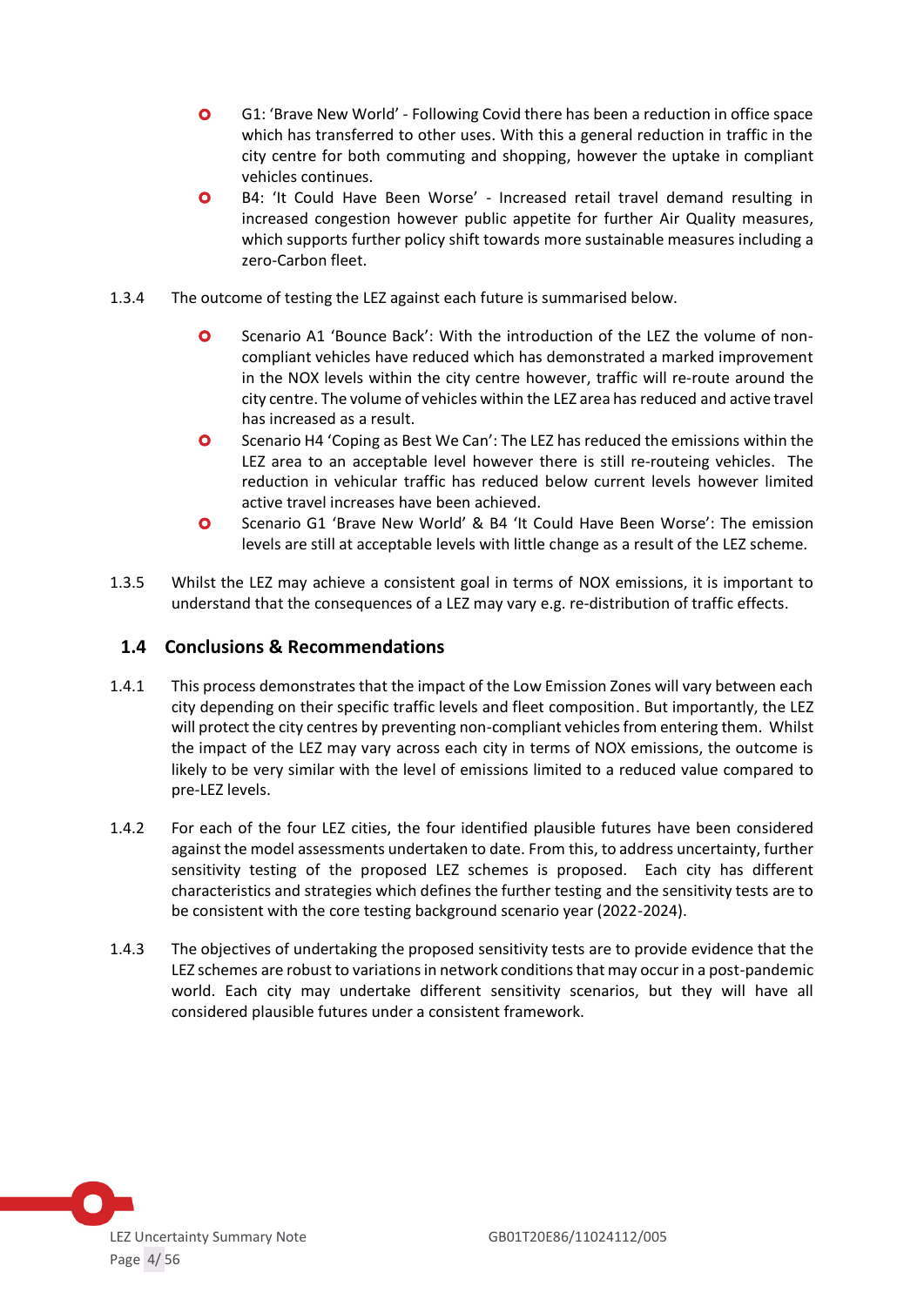- G1: 'Brave New World' - Following Covid there has been a reduction in office space which has transferred to other uses. With this a general reduction in traffic in the city centre for both commuting and shopping, however the uptake in compliant vehicles continues.
- B4: 'It Could Have Been Worse' - Increased retail travel demand resulting in increased congestion however public appetite for further Air Quality measures, which supports further policy shift towards more sustainable measures including a zero-Carbon fleet.

1.3.4 The outcome of testing the LEZ against each future is summarised below.

- Scenario A1 'Bounce Back': With the introduction of the LEZ the volume of non-compliant vehicles have reduced which has demonstrated a marked improvement in the NOX levels within the city centre however, traffic will re-route around the city centre. The volume of vehicles within the LEZ area has reduced and active travel has increased as a result.
- Scenario H4 'Coping as Best We Can': The LEZ has reduced the emissions within the LEZ area to an acceptable level however there is still re-routeing vehicles. The reduction in vehicular traffic has reduced below current levels however limited active travel increases have been achieved.
- Scenario G1 'Brave New World' & B4 'It Could Have Been Worse': The emission levels are still at acceptable levels with little change as a result of the LEZ scheme.

1.3.5 Whilst the LEZ may achieve a consistent goal in terms of NOX emissions, it is important to understand that the consequences of a LEZ may vary e.g. re-distribution of traffic effects.

## 1.4 Conclusions & Recommendations

1.4.1 This process demonstrates that the impact of the Low Emission Zones will vary between each city depending on their specific traffic levels and fleet composition. But importantly, the LEZ will protect the city centres by preventing non-compliant vehicles from entering them. Whilst the impact of the LEZ may vary across each city in terms of NOX emissions, the outcome is likely to be very similar with the level of emissions limited to a reduced value compared to pre-LEZ levels.

1.4.2 For each of the four LEZ cities, the four identified plausible futures have been considered against the model assessments undertaken to date. From this, to address uncertainty, further sensitivity testing of the proposed LEZ schemes is proposed. Each city has different characteristics and strategies which defines the further testing and the sensitivity tests are to be consistent with the core testing background scenario year (2022-2024).

1.4.3 The objectives of undertaking the proposed sensitivity tests are to provide evidence that the LEZ schemes are robust to variations in network conditions that may occur in a post-pandemic world. Each city may undertake different sensitivity scenarios, but they will have all considered plausible futures under a consistent framework.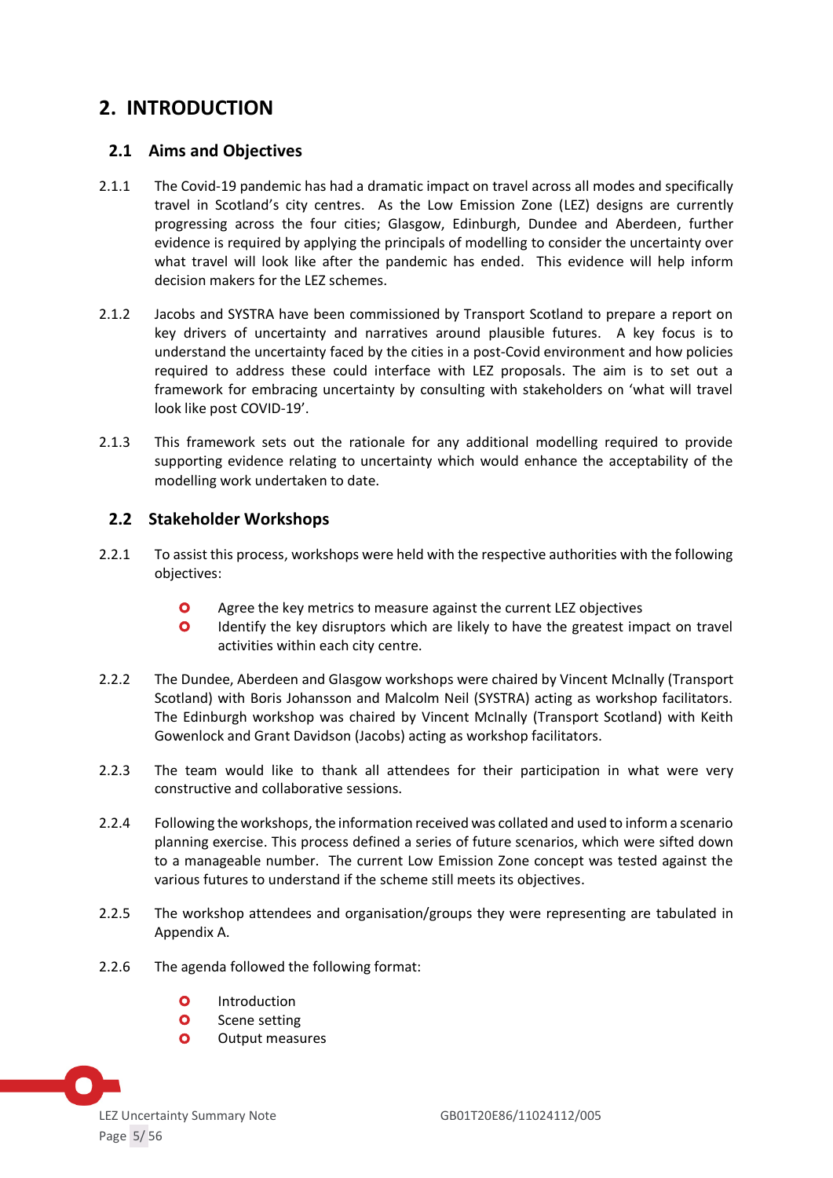# 2. INTRODUCTION

## 2.1 Aims and Objectives

2.1.1 The Covid-19 pandemic has had a dramatic impact on travel across all modes and specifically travel in Scotland's city centres. As the Low Emission Zone (LEZ) designs are currently progressing across the four cities; Glasgow, Edinburgh, Dundee and Aberdeen, further evidence is required by applying the principals of modelling to consider the uncertainty over what travel will look like after the pandemic has ended. This evidence will help inform decision makers for the LEZ schemes.

2.1.2 Jacobs and SYSTRA have been commissioned by Transport Scotland to prepare a report on key drivers of uncertainty and narratives around plausible futures. A key focus is to understand the uncertainty faced by the cities in a post-Covid environment and how policies required to address these could interface with LEZ proposals. The aim is to set out a framework for embracing uncertainty by consulting with stakeholders on 'what will travel look like post COVID-19'.

2.1.3 This framework sets out the rationale for any additional modelling required to provide supporting evidence relating to uncertainty which would enhance the acceptability of the modelling work undertaken to date.

## 2.2 Stakeholder Workshops

2.2.1 To assist this process, workshops were held with the respective authorities with the following objectives:

- Agree the key metrics to measure against the current LEZ objectives
- Identify the key disruptors which are likely to have the greatest impact on travel activities within each city centre.

2.2.2 The Dundee, Aberdeen and Glasgow workshops were chaired by Vincent McInally (Transport Scotland) with Boris Johansson and Malcolm Neil (SYSTRA) acting as workshop facilitators. The Edinburgh workshop was chaired by Vincent McInally (Transport Scotland) with Keith Gowenlock and Grant Davidson (Jacobs) acting as workshop facilitators.

2.2.3 The team would like to thank all attendees for their participation in what were very constructive and collaborative sessions.

2.2.4 Following the workshops, the information received was collated and used to inform a scenario planning exercise. This process defined a series of future scenarios, which were sifted down to a manageable number. The current Low Emission Zone concept was tested against the various futures to understand if the scheme still meets its objectives.

2.2.5 The workshop attendees and organisation/groups they were representing are tabulated in Appendix A.

2.2.6 The agenda followed the following format:

- Introduction
- Scene setting
- Output measures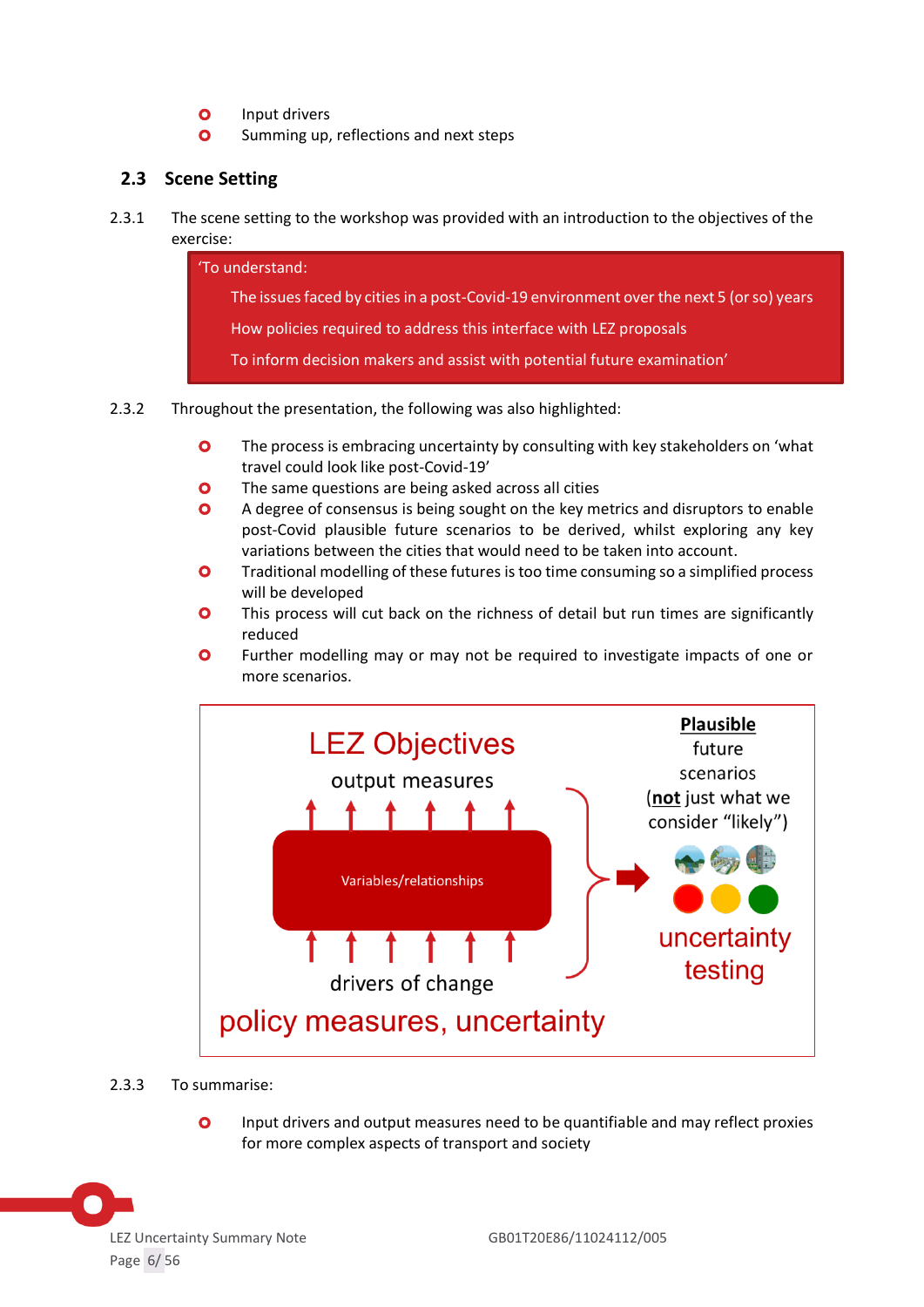- Input drivers
- Summing up, reflections and next steps

## 2.3 Scene Setting

2.3.1 The scene setting to the workshop was provided with an introduction to the objectives of the exercise:

> 'To understand:
>
> The issues faced by cities in a post-Covid-19 environment over the next 5 (or so) years
>
> How policies required to address this interface with LEZ proposals
>
> To inform decision makers and assist with potential future examination'

2.3.2 Throughout the presentation, the following was also highlighted:

- The process is embracing uncertainty by consulting with key stakeholders on 'what travel could look like post-Covid-19'
- The same questions are being asked across all cities
- A degree of consensus is being sought on the key metrics and disruptors to enable post-Covid plausible future scenarios to be derived, whilst exploring any key variations between the cities that would need to be taken into account.
- Traditional modelling of these futures is too time consuming so a simplified process will be developed
- This process will cut back on the richness of detail but run times are significantly reduced
- Further modelling may or may not be required to investigate impacts of one or more scenarios.

LEZ Objectives

output measures

Variables/relationships

drivers of change

policy measures, uncertainty

**Plausible** future scenarios (**not** just what we consider "likely")

uncertainty testing

2.3.3 To summarise:

- Input drivers and output measures need to be quantifiable and may reflect proxies for more complex aspects of transport and society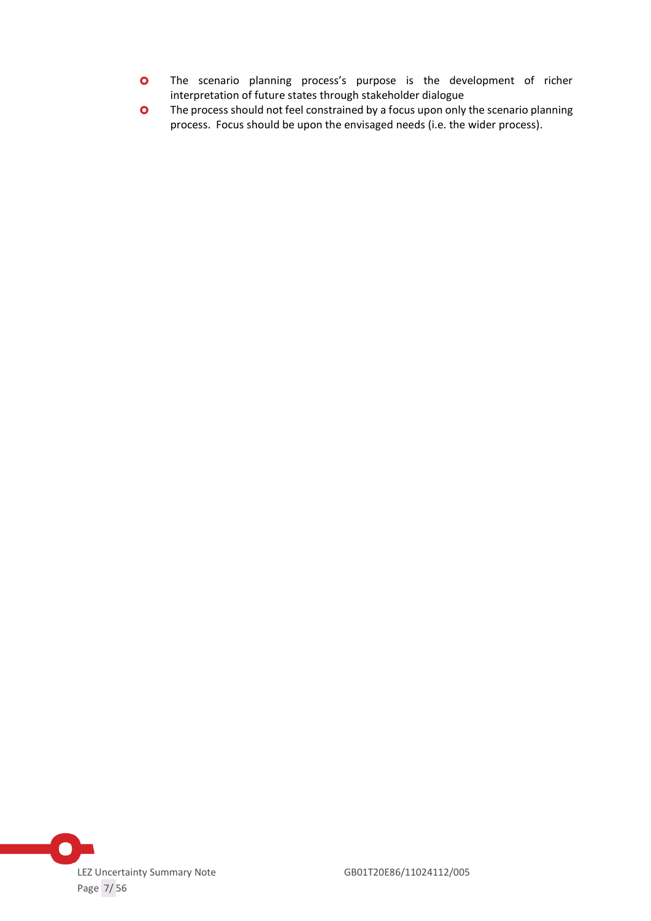- The scenario planning process's purpose is the development of richer interpretation of future states through stakeholder dialogue
- The process should not feel constrained by a focus upon only the scenario planning process. Focus should be upon the envisaged needs (i.e. the wider process).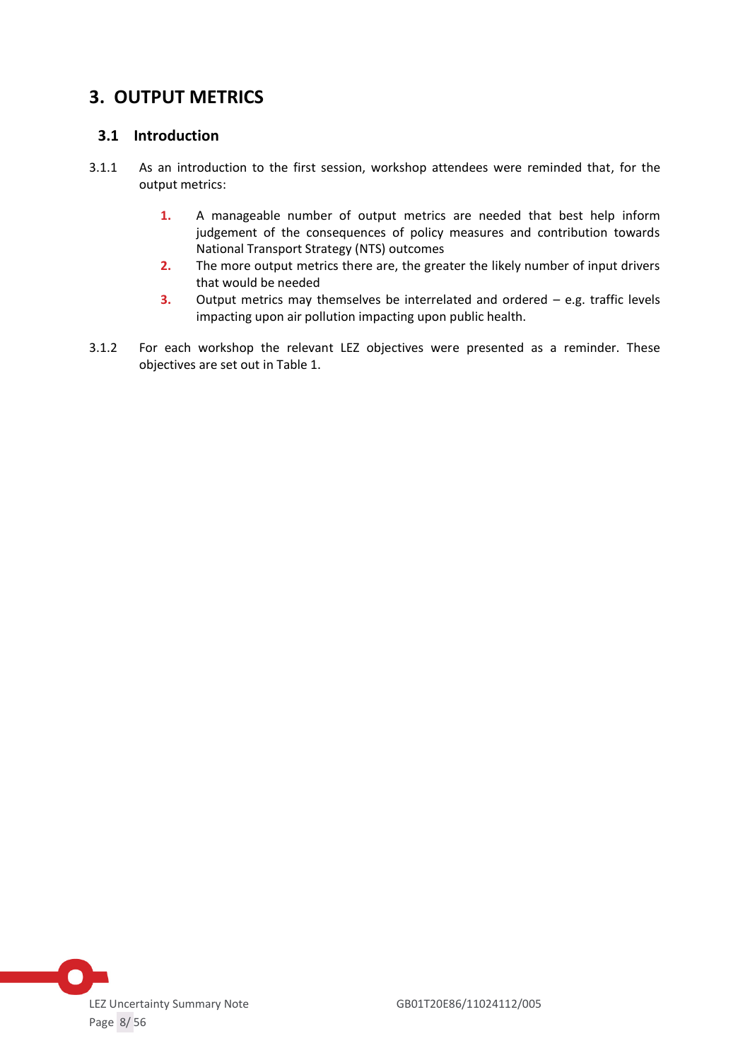# 3. OUTPUT METRICS

## 3.1 Introduction

3.1.1 As an introduction to the first session, workshop attendees were reminded that, for the output metrics:

1. A manageable number of output metrics are needed that best help inform judgement of the consequences of policy measures and contribution towards National Transport Strategy (NTS) outcomes
2. The more output metrics there are, the greater the likely number of input drivers that would be needed
3. Output metrics may themselves be interrelated and ordered – e.g. traffic levels impacting upon air pollution impacting upon public health.

3.1.2 For each workshop the relevant LEZ objectives were presented as a reminder. These objectives are set out in Table 1.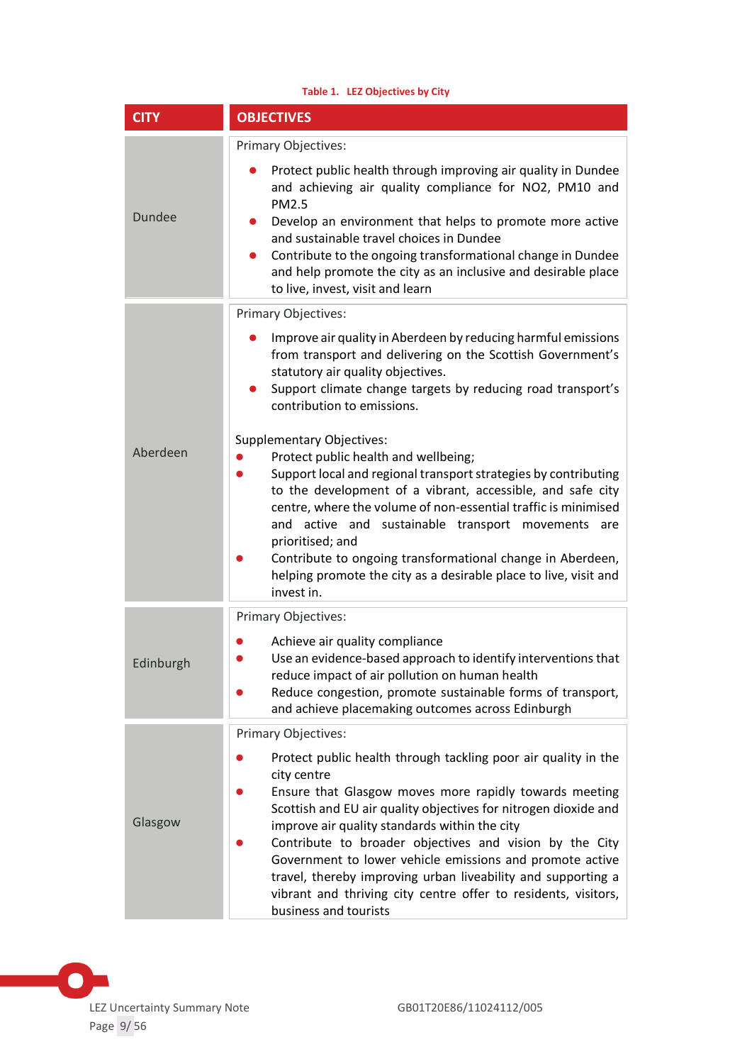**Table 1. LEZ Objectives by City**

| CITY | OBJECTIVES |
|---|---|
| Dundee | Primary Objectives:<br>• Protect public health through improving air quality in Dundee and achieving air quality compliance for NO2, PM10 and PM2.5<br>• Develop an environment that helps to promote more active and sustainable travel choices in Dundee<br>• Contribute to the ongoing transformational change in Dundee and help promote the city as an inclusive and desirable place to live, invest, visit and learn |
| Aberdeen | Primary Objectives:<br>• Improve air quality in Aberdeen by reducing harmful emissions from transport and delivering on the Scottish Government's statutory air quality objectives.<br>• Support climate change targets by reducing road transport's contribution to emissions.<br><br>Supplementary Objectives:<br>• Protect public health and wellbeing;<br>• Support local and regional transport strategies by contributing to the development of a vibrant, accessible, and safe city centre, where the volume of non-essential traffic is minimised and active and sustainable transport movements are prioritised; and<br>• Contribute to ongoing transformational change in Aberdeen, helping promote the city as a desirable place to live, visit and invest in. |
| Edinburgh | Primary Objectives:<br>• Achieve air quality compliance<br>• Use an evidence-based approach to identify interventions that reduce impact of air pollution on human health<br>• Reduce congestion, promote sustainable forms of transport, and achieve placemaking outcomes across Edinburgh |
| Glasgow | Primary Objectives:<br>• Protect public health through tackling poor air quality in the city centre<br>• Ensure that Glasgow moves more rapidly towards meeting Scottish and EU air quality objectives for nitrogen dioxide and improve air quality standards within the city<br>• Contribute to broader objectives and vision by the City Government to lower vehicle emissions and promote active travel, thereby improving urban liveability and supporting a vibrant and thriving city centre offer to residents, visitors, business and tourists |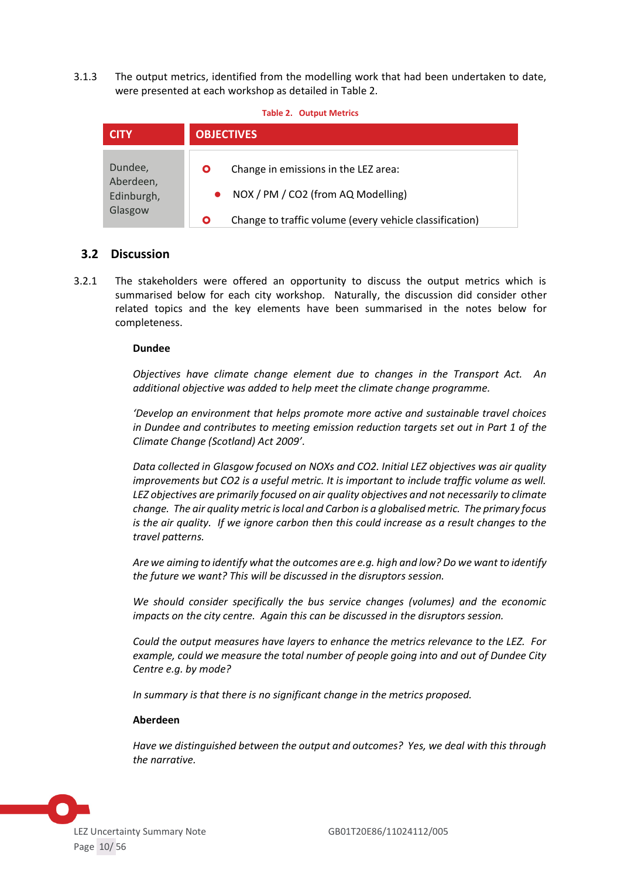3.1.3 The output metrics, identified from the modelling work that had been undertaken to date, were presented at each workshop as detailed in Table 2.

**Table 2. Output Metrics**

| CITY | OBJECTIVES |
|---|---|
| Dundee, Aberdeen, Edinburgh, Glasgow | ○ Change in emissions in the LEZ area:<br>• NOX / PM / $CO_2$ (from AQ Modelling)<br>○ Change to traffic volume (every vehicle classification) |

## 3.2 Discussion

3.2.1 The stakeholders were offered an opportunity to discuss the output metrics which is summarised below for each city workshop. Naturally, the discussion did consider other related topics and the key elements have been summarised in the notes below for completeness.

**Dundee**

*Objectives have climate change element due to changes in the Transport Act. An additional objective was added to help meet the climate change programme.*

*'Develop an environment that helps promote more active and sustainable travel choices in Dundee and contributes to meeting emission reduction targets set out in Part 1 of the Climate Change (Scotland) Act 2009'.*

*Data collected in Glasgow focused on NOXs and $CO_2$. Initial LEZ objectives was air quality improvements but $CO_2$ is a useful metric. It is important to include traffic volume as well. LEZ objectives are primarily focused on air quality objectives and not necessarily to climate change. The air quality metric is local and Carbon is a globalised metric. The primary focus is the air quality. If we ignore carbon then this could increase as a result changes to the travel patterns.*

*Are we aiming to identify what the outcomes are e.g. high and low? Do we want to identify the future we want? This will be discussed in the disruptors session.*

*We should consider specifically the bus service changes (volumes) and the economic impacts on the city centre. Again this can be discussed in the disruptors session.*

*Could the output measures have layers to enhance the metrics relevance to the LEZ. For example, could we measure the total number of people going into and out of Dundee City Centre e.g. by mode?*

*In summary is that there is no significant change in the metrics proposed.*

**Aberdeen**

*Have we distinguished between the output and outcomes? Yes, we deal with this through the narrative.*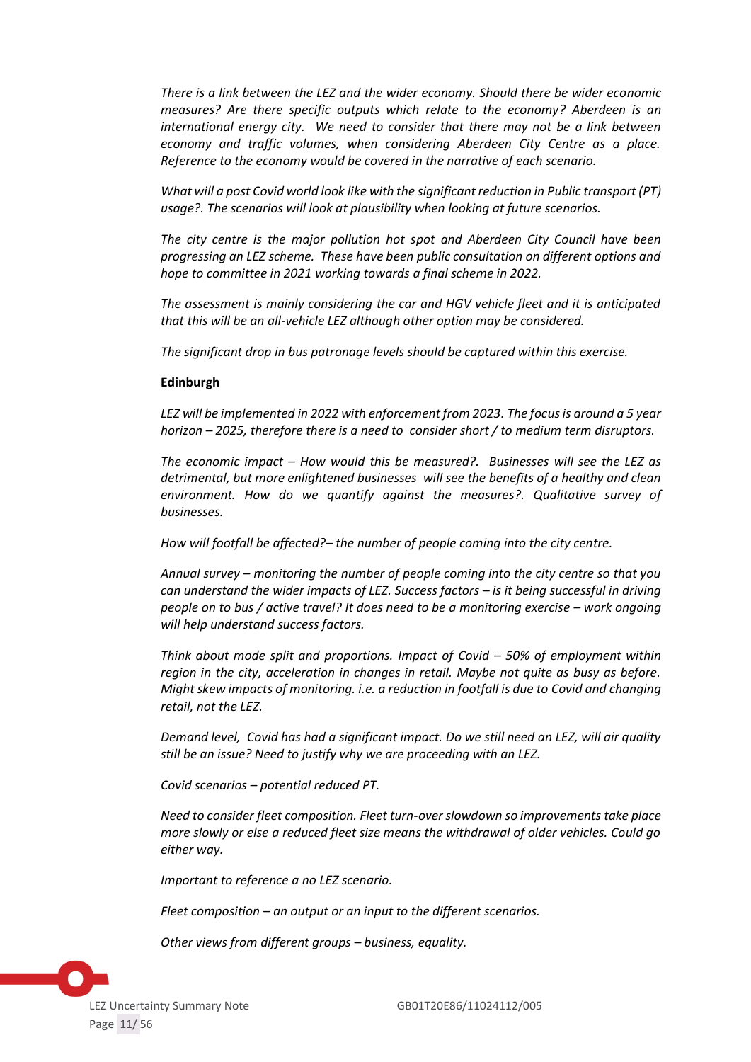*There is a link between the LEZ and the wider economy. Should there be wider economic measures? Are there specific outputs which relate to the economy? Aberdeen is an international energy city. We need to consider that there may not be a link between economy and traffic volumes, when considering Aberdeen City Centre as a place. Reference to the economy would be covered in the narrative of each scenario.*

*What will a post Covid world look like with the significant reduction in Public transport (PT) usage?. The scenarios will look at plausibility when looking at future scenarios.*

*The city centre is the major pollution hot spot and Aberdeen City Council have been progressing an LEZ scheme. These have been public consultation on different options and hope to committee in 2021 working towards a final scheme in 2022.*

*The assessment is mainly considering the car and HGV vehicle fleet and it is anticipated that this will be an all-vehicle LEZ although other option may be considered.*

*The significant drop in bus patronage levels should be captured within this exercise.*

**Edinburgh**

*LEZ will be implemented in 2022 with enforcement from 2023. The focus is around a 5 year horizon – 2025, therefore there is a need to consider short / to medium term disruptors.*

*The economic impact – How would this be measured?. Businesses will see the LEZ as detrimental, but more enlightened businesses will see the benefits of a healthy and clean environment. How do we quantify against the measures?. Qualitative survey of businesses.*

*How will footfall be affected?– the number of people coming into the city centre.*

*Annual survey – monitoring the number of people coming into the city centre so that you can understand the wider impacts of LEZ. Success factors – is it being successful in driving people on to bus / active travel? It does need to be a monitoring exercise – work ongoing will help understand success factors.*

*Think about mode split and proportions. Impact of Covid – 50% of employment within region in the city, acceleration in changes in retail. Maybe not quite as busy as before. Might skew impacts of monitoring. i.e. a reduction in footfall is due to Covid and changing retail, not the LEZ.*

*Demand level, Covid has had a significant impact. Do we still need an LEZ, will air quality still be an issue? Need to justify why we are proceeding with an LEZ.*

*Covid scenarios – potential reduced PT.*

*Need to consider fleet composition. Fleet turn-over slowdown so improvements take place more slowly or else a reduced fleet size means the withdrawal of older vehicles. Could go either way.*

*Important to reference a no LEZ scenario.*

*Fleet composition – an output or an input to the different scenarios.*

*Other views from different groups – business, equality.*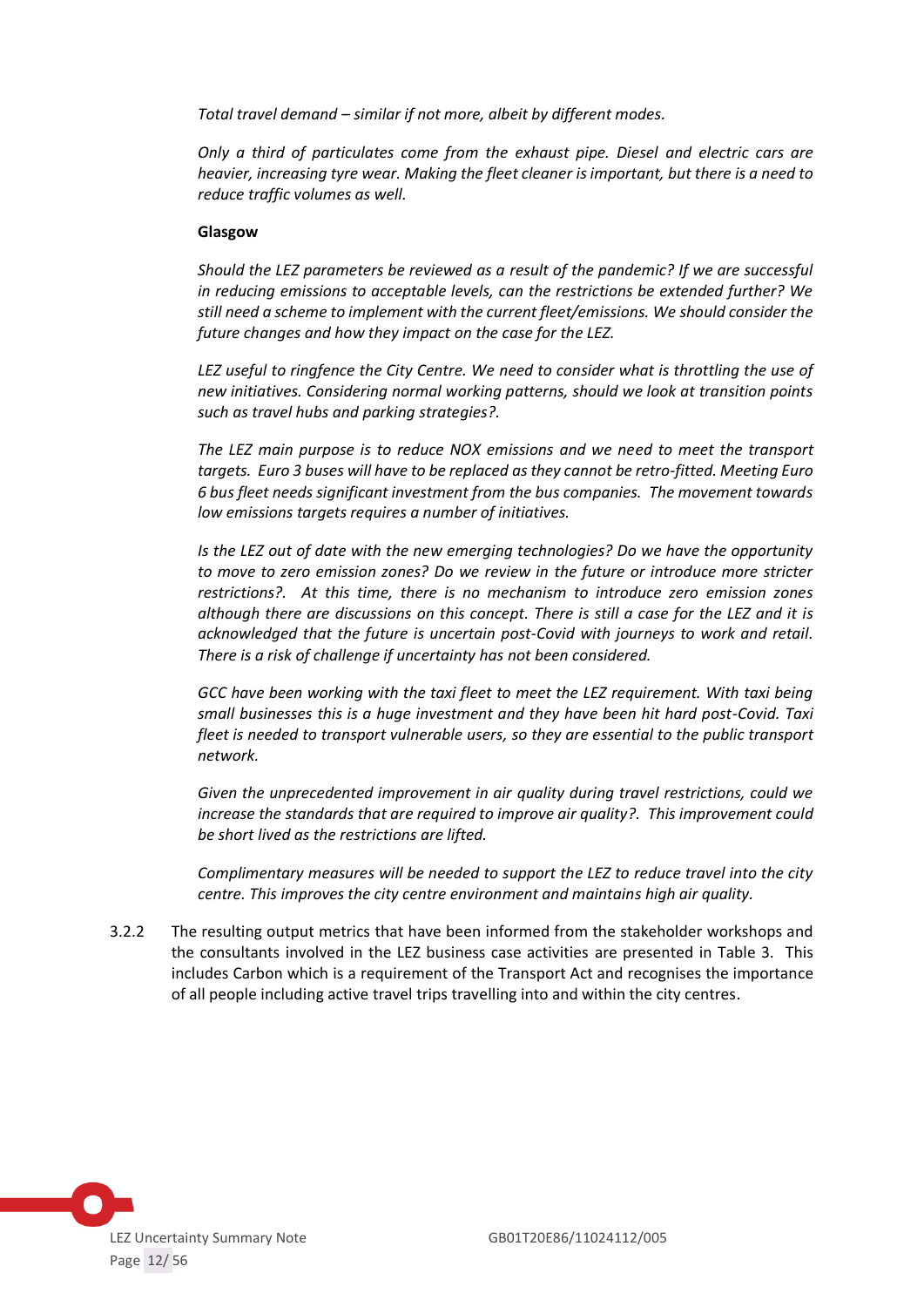*Total travel demand – similar if not more, albeit by different modes.*

*Only a third of particulates come from the exhaust pipe. Diesel and electric cars are heavier, increasing tyre wear. Making the fleet cleaner is important, but there is a need to reduce traffic volumes as well.*

**Glasgow**

*Should the LEZ parameters be reviewed as a result of the pandemic? If we are successful in reducing emissions to acceptable levels, can the restrictions be extended further? We still need a scheme to implement with the current fleet/emissions. We should consider the future changes and how they impact on the case for the LEZ.*

*LEZ useful to ringfence the City Centre. We need to consider what is throttling the use of new initiatives. Considering normal working patterns, should we look at transition points such as travel hubs and parking strategies?.*

*The LEZ main purpose is to reduce NOX emissions and we need to meet the transport targets. Euro 3 buses will have to be replaced as they cannot be retro-fitted. Meeting Euro 6 bus fleet needs significant investment from the bus companies. The movement towards low emissions targets requires a number of initiatives.*

*Is the LEZ out of date with the new emerging technologies? Do we have the opportunity to move to zero emission zones? Do we review in the future or introduce more stricter restrictions?. At this time, there is no mechanism to introduce zero emission zones although there are discussions on this concept. There is still a case for the LEZ and it is acknowledged that the future is uncertain post-Covid with journeys to work and retail. There is a risk of challenge if uncertainty has not been considered.*

*GCC have been working with the taxi fleet to meet the LEZ requirement. With taxi being small businesses this is a huge investment and they have been hit hard post-Covid. Taxi fleet is needed to transport vulnerable users, so they are essential to the public transport network.*

*Given the unprecedented improvement in air quality during travel restrictions, could we increase the standards that are required to improve air quality?. This improvement could be short lived as the restrictions are lifted.*

*Complimentary measures will be needed to support the LEZ to reduce travel into the city centre. This improves the city centre environment and maintains high air quality.*

3.2.2 The resulting output metrics that have been informed from the stakeholder workshops and the consultants involved in the LEZ business case activities are presented in Table 3. This includes Carbon which is a requirement of the Transport Act and recognises the importance of all people including active travel trips travelling into and within the city centres.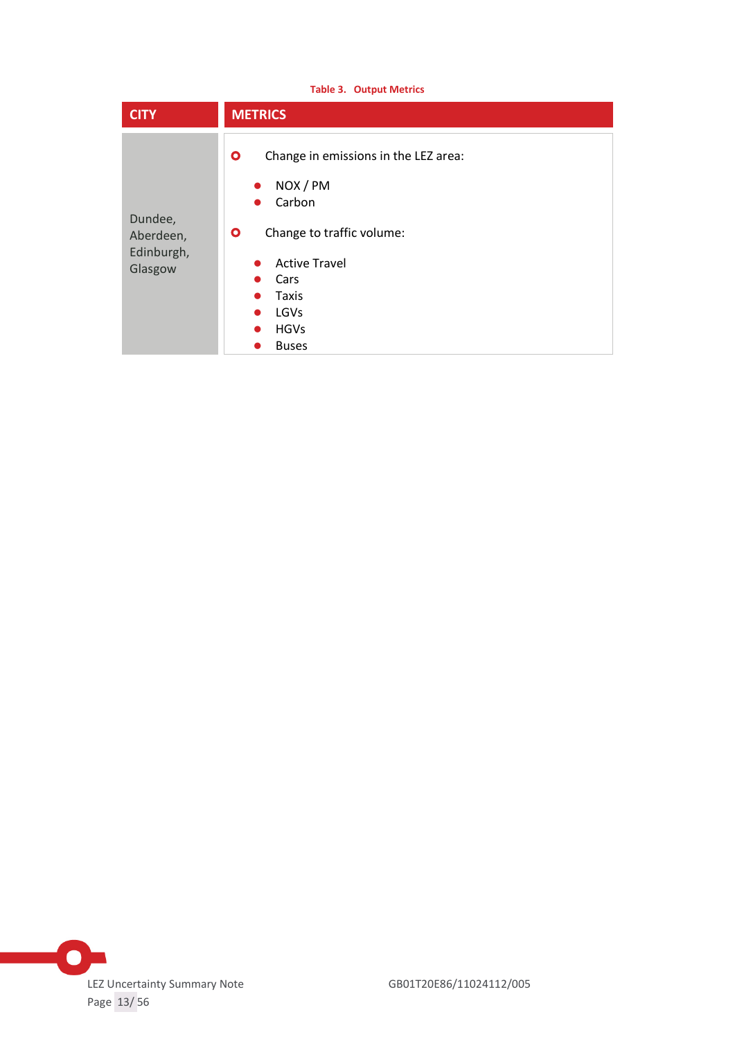Table 3. Output Metrics

| CITY | METRICS |
| --- | --- |
| Dundee, Aberdeen, Edinburgh, Glasgow | Change in emissions in the LEZ area:<br>• NOX / PM<br>• Carbon<br><br>Change to traffic volume:<br>• Active Travel<br>• Cars<br>• Taxis<br>• LGVs<br>• HGVs<br>• Buses |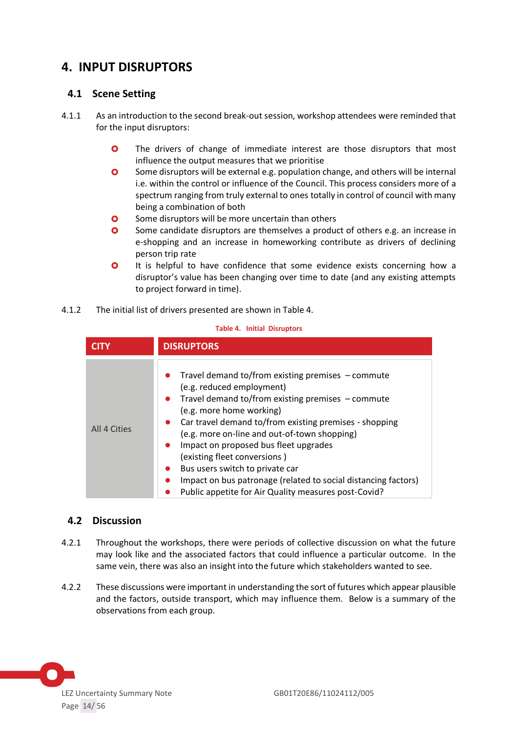# 4. INPUT DISRUPTORS

## 4.1 Scene Setting

4.1.1 As an introduction to the second break-out session, workshop attendees were reminded that for the input disruptors:

- The drivers of change of immediate interest are those disruptors that most influence the output measures that we prioritise
- Some disruptors will be external e.g. population change, and others will be internal i.e. within the control or influence of the Council. This process considers more of a spectrum ranging from truly external to ones totally in control of council with many being a combination of both
- Some disruptors will be more uncertain than others
- Some candidate disruptors are themselves a product of others e.g. an increase in e-shopping and an increase in homeworking contribute as drivers of declining person trip rate
- It is helpful to have confidence that some evidence exists concerning how a disruptor's value has been changing over time to date (and any existing attempts to project forward in time).

4.1.2 The initial list of drivers presented are shown in Table 4.

**Table 4. Initial Disruptors**

| CITY | DISRUPTORS |
|---|---|
| All 4 Cities | • Travel demand to/from existing premises – commute (e.g. reduced employment)<br>• Travel demand to/from existing premises – commute (e.g. more home working)<br>• Car travel demand to/from existing premises - shopping (e.g. more on-line and out-of-town shopping)<br>• Impact on proposed bus fleet upgrades (existing fleet conversions )<br>• Bus users switch to private car<br>• Impact on bus patronage (related to social distancing factors)<br>• Public appetite for Air Quality measures post-Covid? |

## 4.2 Discussion

4.2.1 Throughout the workshops, there were periods of collective discussion on what the future may look like and the associated factors that could influence a particular outcome. In the same vein, there was also an insight into the future which stakeholders wanted to see.

4.2.2 These discussions were important in understanding the sort of futures which appear plausible and the factors, outside transport, which may influence them. Below is a summary of the observations from each group.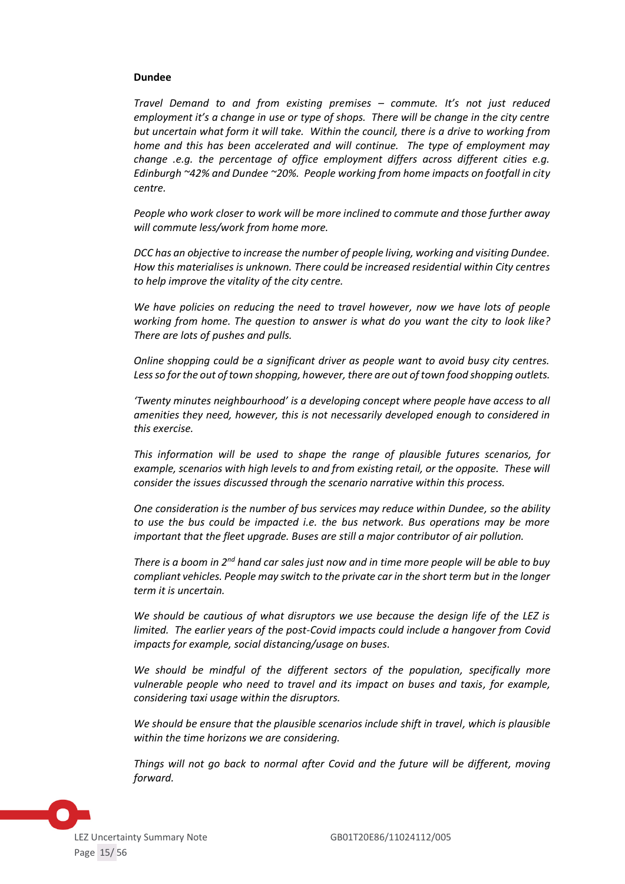**Dundee**

*Travel Demand to and from existing premises – commute. It's not just reduced employment it's a change in use or type of shops. There will be change in the city centre but uncertain what form it will take. Within the council, there is a drive to working from home and this has been accelerated and will continue. The type of employment may change .e.g. the percentage of office employment differs across different cities e.g. Edinburgh ~42% and Dundee ~20%. People working from home impacts on footfall in city centre.*

*People who work closer to work will be more inclined to commute and those further away will commute less/work from home more.*

*DCC has an objective to increase the number of people living, working and visiting Dundee. How this materialises is unknown. There could be increased residential within City centres to help improve the vitality of the city centre.*

*We have policies on reducing the need to travel however, now we have lots of people working from home. The question to answer is what do you want the city to look like? There are lots of pushes and pulls.*

*Online shopping could be a significant driver as people want to avoid busy city centres. Less so for the out of town shopping, however, there are out of town food shopping outlets.*

*'Twenty minutes neighbourhood' is a developing concept where people have access to all amenities they need, however, this is not necessarily developed enough to considered in this exercise.*

*This information will be used to shape the range of plausible futures scenarios, for example, scenarios with high levels to and from existing retail, or the opposite. These will consider the issues discussed through the scenario narrative within this process.*

*One consideration is the number of bus services may reduce within Dundee, so the ability to use the bus could be impacted i.e. the bus network. Bus operations may be more important that the fleet upgrade. Buses are still a major contributor of air pollution.*

*There is a boom in 2nd hand car sales just now and in time more people will be able to buy compliant vehicles. People may switch to the private car in the short term but in the longer term it is uncertain.*

*We should be cautious of what disruptors we use because the design life of the LEZ is limited. The earlier years of the post-Covid impacts could include a hangover from Covid impacts for example, social distancing/usage on buses.*

*We should be mindful of the different sectors of the population, specifically more vulnerable people who need to travel and its impact on buses and taxis, for example, considering taxi usage within the disruptors.*

*We should be ensure that the plausible scenarios include shift in travel, which is plausible within the time horizons we are considering.*

*Things will not go back to normal after Covid and the future will be different, moving forward.*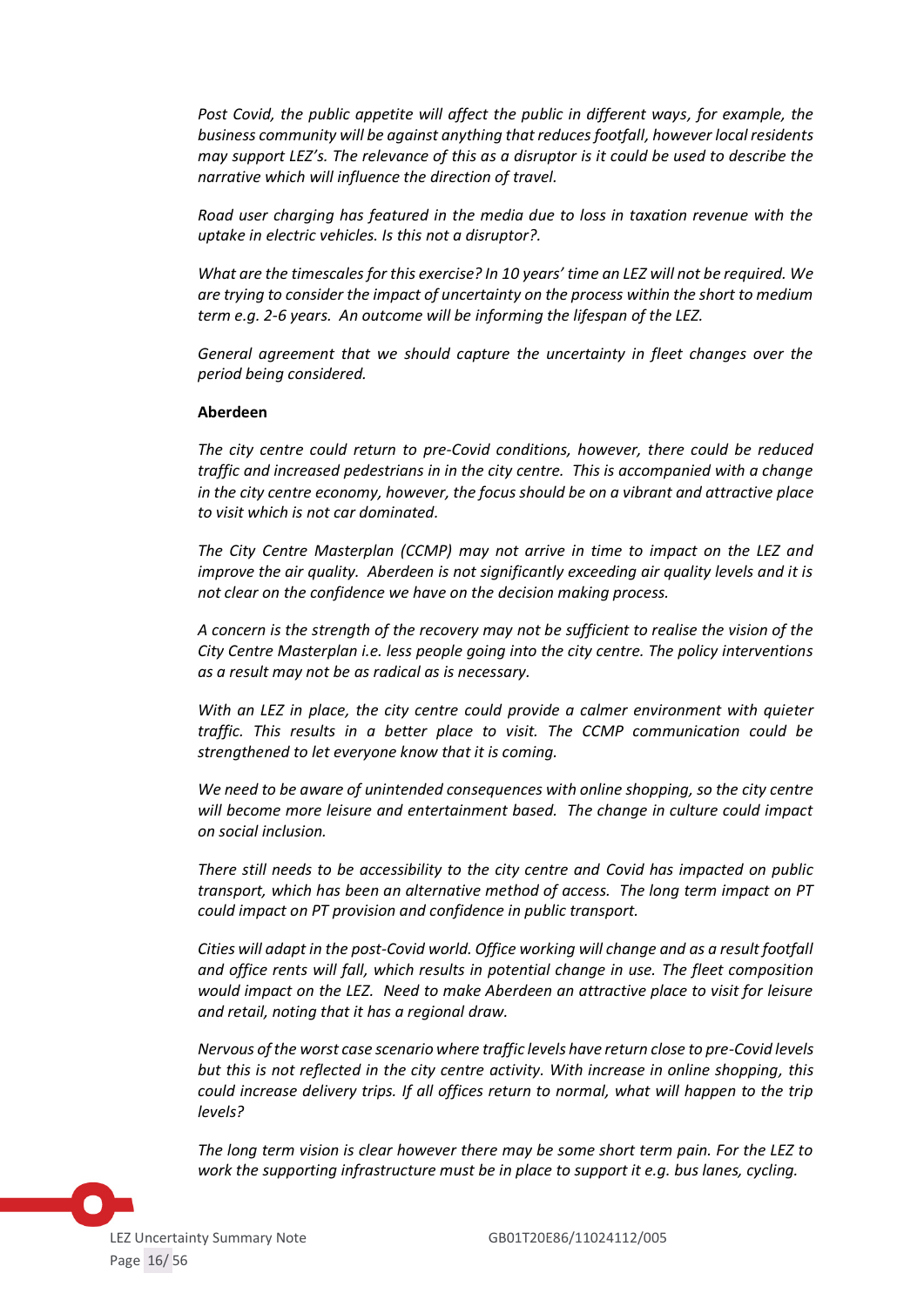*Post Covid, the public appetite will affect the public in different ways, for example, the business community will be against anything that reduces footfall, however local residents may support LEZ's. The relevance of this as a disruptor is it could be used to describe the narrative which will influence the direction of travel.*

*Road user charging has featured in the media due to loss in taxation revenue with the uptake in electric vehicles. Is this not a disruptor?.*

*What are the timescales for this exercise? In 10 years' time an LEZ will not be required. We are trying to consider the impact of uncertainty on the process within the short to medium term e.g. 2-6 years. An outcome will be informing the lifespan of the LEZ.*

*General agreement that we should capture the uncertainty in fleet changes over the period being considered.*

**Aberdeen**

*The city centre could return to pre-Covid conditions, however, there could be reduced traffic and increased pedestrians in in the city centre. This is accompanied with a change in the city centre economy, however, the focus should be on a vibrant and attractive place to visit which is not car dominated.*

*The City Centre Masterplan (CCMP) may not arrive in time to impact on the LEZ and improve the air quality. Aberdeen is not significantly exceeding air quality levels and it is not clear on the confidence we have on the decision making process.*

*A concern is the strength of the recovery may not be sufficient to realise the vision of the City Centre Masterplan i.e. less people going into the city centre. The policy interventions as a result may not be as radical as is necessary.*

*With an LEZ in place, the city centre could provide a calmer environment with quieter traffic. This results in a better place to visit. The CCMP communication could be strengthened to let everyone know that it is coming.*

*We need to be aware of unintended consequences with online shopping, so the city centre will become more leisure and entertainment based. The change in culture could impact on social inclusion.*

*There still needs to be accessibility to the city centre and Covid has impacted on public transport, which has been an alternative method of access. The long term impact on PT could impact on PT provision and confidence in public transport.*

*Cities will adapt in the post-Covid world. Office working will change and as a result footfall and office rents will fall, which results in potential change in use. The fleet composition would impact on the LEZ. Need to make Aberdeen an attractive place to visit for leisure and retail, noting that it has a regional draw.*

*Nervous of the worst case scenario where traffic levels have return close to pre-Covid levels but this is not reflected in the city centre activity. With increase in online shopping, this could increase delivery trips. If all offices return to normal, what will happen to the trip levels?*

*The long term vision is clear however there may be some short term pain. For the LEZ to work the supporting infrastructure must be in place to support it e.g. bus lanes, cycling.*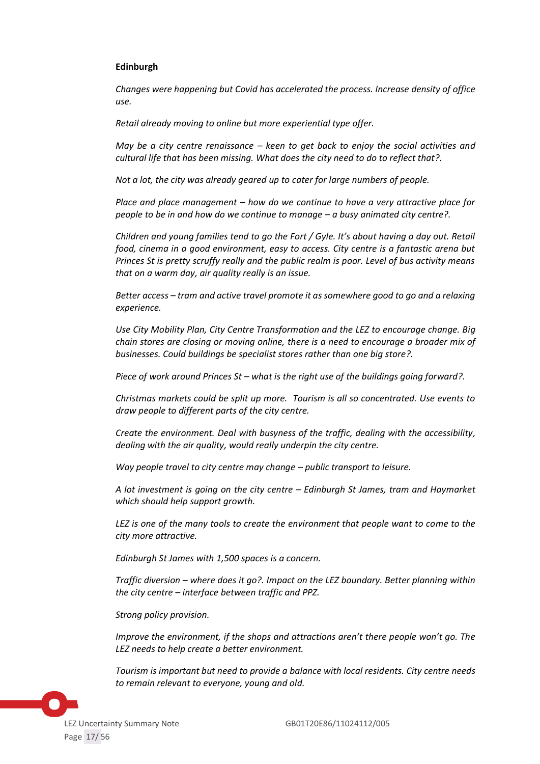**Edinburgh**

*Changes were happening but Covid has accelerated the process. Increase density of office use.*

*Retail already moving to online but more experiential type offer.*

*May be a city centre renaissance – keen to get back to enjoy the social activities and cultural life that has been missing. What does the city need to do to reflect that?.*

*Not a lot, the city was already geared up to cater for large numbers of people.*

*Place and place management – how do we continue to have a very attractive place for people to be in and how do we continue to manage – a busy animated city centre?.*

*Children and young families tend to go the Fort / Gyle. It's about having a day out. Retail food, cinema in a good environment, easy to access. City centre is a fantastic arena but Princes St is pretty scruffy really and the public realm is poor. Level of bus activity means that on a warm day, air quality really is an issue.*

*Better access – tram and active travel promote it as somewhere good to go and a relaxing experience.*

*Use City Mobility Plan, City Centre Transformation and the LEZ to encourage change. Big chain stores are closing or moving online, there is a need to encourage a broader mix of businesses. Could buildings be specialist stores rather than one big store?.*

*Piece of work around Princes St – what is the right use of the buildings going forward?.*

*Christmas markets could be split up more. Tourism is all so concentrated. Use events to draw people to different parts of the city centre.*

*Create the environment. Deal with busyness of the traffic, dealing with the accessibility, dealing with the air quality, would really underpin the city centre.*

*Way people travel to city centre may change – public transport to leisure.*

*A lot investment is going on the city centre – Edinburgh St James, tram and Haymarket which should help support growth.*

*LEZ is one of the many tools to create the environment that people want to come to the city more attractive.*

*Edinburgh St James with 1,500 spaces is a concern.*

*Traffic diversion – where does it go?. Impact on the LEZ boundary. Better planning within the city centre – interface between traffic and PPZ.*

*Strong policy provision.*

*Improve the environment, if the shops and attractions aren't there people won't go. The LEZ needs to help create a better environment.*

*Tourism is important but need to provide a balance with local residents. City centre needs to remain relevant to everyone, young and old.*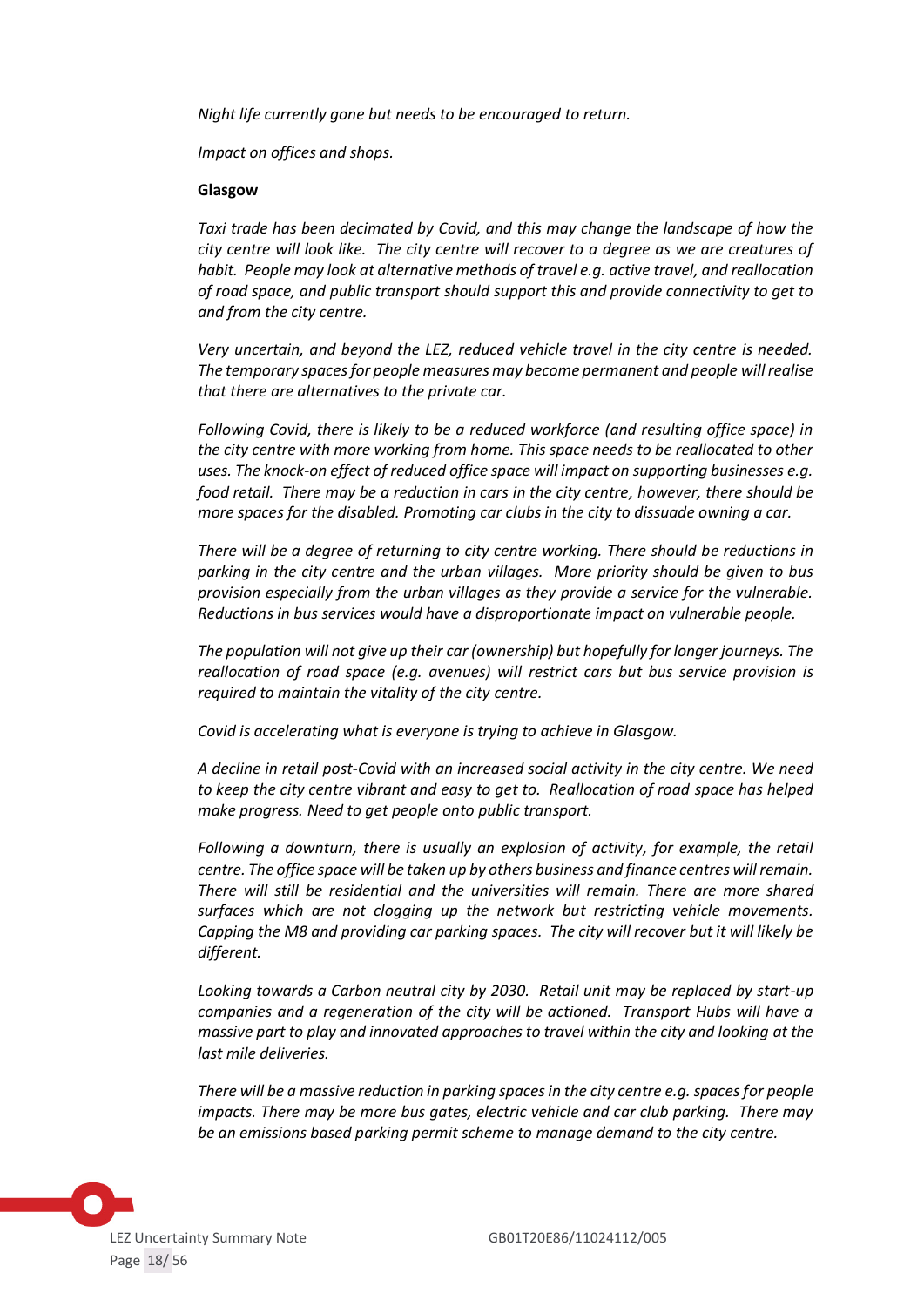*Night life currently gone but needs to be encouraged to return.*

*Impact on offices and shops.*

**Glasgow**

*Taxi trade has been decimated by Covid, and this may change the landscape of how the city centre will look like. The city centre will recover to a degree as we are creatures of habit. People may look at alternative methods of travel e.g. active travel, and reallocation of road space, and public transport should support this and provide connectivity to get to and from the city centre.*

*Very uncertain, and beyond the LEZ, reduced vehicle travel in the city centre is needed. The temporary spaces for people measures may become permanent and people will realise that there are alternatives to the private car.*

*Following Covid, there is likely to be a reduced workforce (and resulting office space) in the city centre with more working from home. This space needs to be reallocated to other uses. The knock-on effect of reduced office space will impact on supporting businesses e.g. food retail. There may be a reduction in cars in the city centre, however, there should be more spaces for the disabled. Promoting car clubs in the city to dissuade owning a car.*

*There will be a degree of returning to city centre working. There should be reductions in parking in the city centre and the urban villages. More priority should be given to bus provision especially from the urban villages as they provide a service for the vulnerable. Reductions in bus services would have a disproportionate impact on vulnerable people.*

*The population will not give up their car (ownership) but hopefully for longer journeys. The reallocation of road space (e.g. avenues) will restrict cars but bus service provision is required to maintain the vitality of the city centre.*

*Covid is accelerating what is everyone is trying to achieve in Glasgow.*

*A decline in retail post-Covid with an increased social activity in the city centre. We need to keep the city centre vibrant and easy to get to. Reallocation of road space has helped make progress. Need to get people onto public transport.*

*Following a downturn, there is usually an explosion of activity, for example, the retail centre. The office space will be taken up by others business and finance centres will remain. There will still be residential and the universities will remain. There are more shared surfaces which are not clogging up the network but restricting vehicle movements. Capping the M8 and providing car parking spaces. The city will recover but it will likely be different.*

*Looking towards a Carbon neutral city by 2030. Retail unit may be replaced by start-up companies and a regeneration of the city will be actioned. Transport Hubs will have a massive part to play and innovated approaches to travel within the city and looking at the last mile deliveries.*

*There will be a massive reduction in parking spaces in the city centre e.g. spaces for people impacts. There may be more bus gates, electric vehicle and car club parking. There may be an emissions based parking permit scheme to manage demand to the city centre.*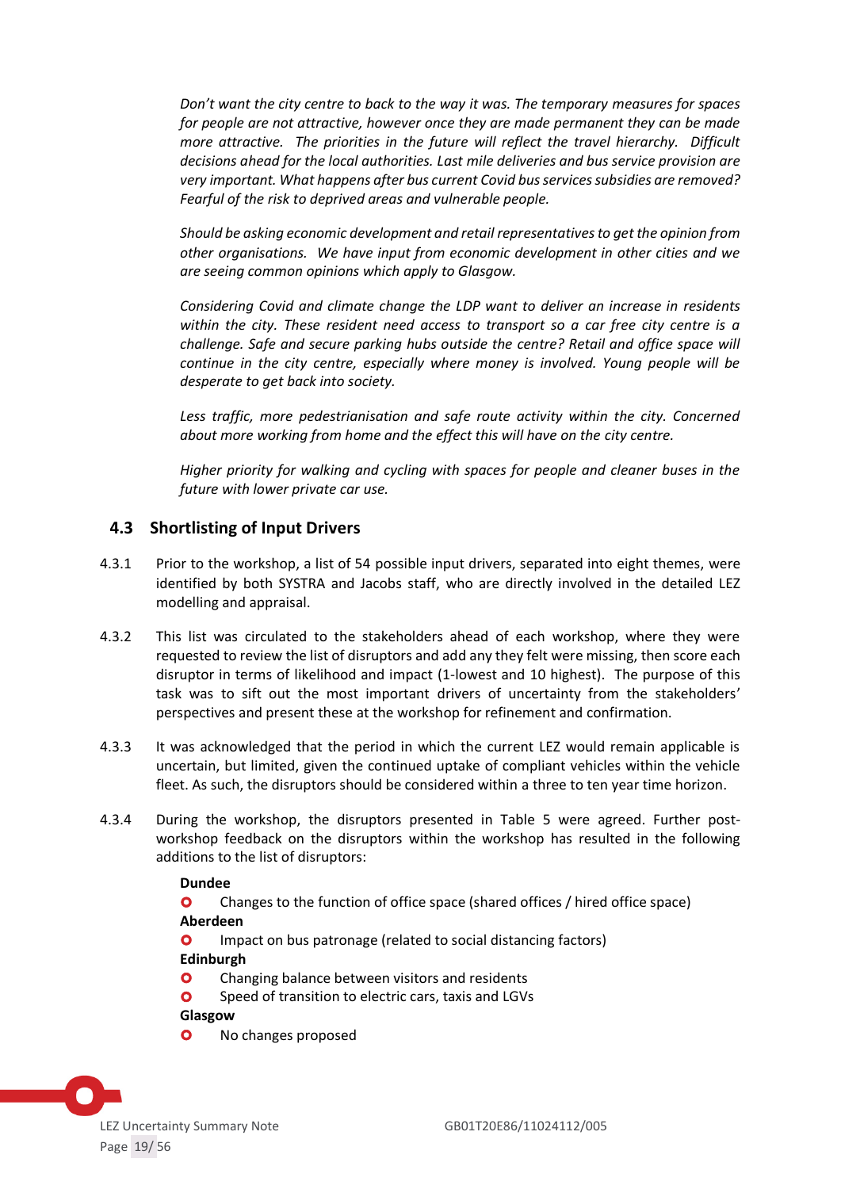*Don't want the city centre to back to the way it was. The temporary measures for spaces for people are not attractive, however once they are made permanent they can be made more attractive. The priorities in the future will reflect the travel hierarchy. Difficult decisions ahead for the local authorities. Last mile deliveries and bus service provision are very important. What happens after bus current Covid bus services subsidies are removed? Fearful of the risk to deprived areas and vulnerable people.*

*Should be asking economic development and retail representatives to get the opinion from other organisations. We have input from economic development in other cities and we are seeing common opinions which apply to Glasgow.*

*Considering Covid and climate change the LDP want to deliver an increase in residents within the city. These resident need access to transport so a car free city centre is a challenge. Safe and secure parking hubs outside the centre? Retail and office space will continue in the city centre, especially where money is involved. Young people will be desperate to get back into society.*

*Less traffic, more pedestrianisation and safe route activity within the city. Concerned about more working from home and the effect this will have on the city centre.*

*Higher priority for walking and cycling with spaces for people and cleaner buses in the future with lower private car use.*

## 4.3 Shortlisting of Input Drivers

4.3.1 Prior to the workshop, a list of 54 possible input drivers, separated into eight themes, were identified by both SYSTRA and Jacobs staff, who are directly involved in the detailed LEZ modelling and appraisal.

4.3.2 This list was circulated to the stakeholders ahead of each workshop, where they were requested to review the list of disruptors and add any they felt were missing, then score each disruptor in terms of likelihood and impact (1-lowest and 10 highest). The purpose of this task was to sift out the most important drivers of uncertainty from the stakeholders' perspectives and present these at the workshop for refinement and confirmation.

4.3.3 It was acknowledged that the period in which the current LEZ would remain applicable is uncertain, but limited, given the continued uptake of compliant vehicles within the vehicle fleet. As such, the disruptors should be considered within a three to ten year time horizon.

4.3.4 During the workshop, the disruptors presented in Table 5 were agreed. Further post-workshop feedback on the disruptors within the workshop has resulted in the following additions to the list of disruptors:

**Dundee**

- Changes to the function of office space (shared offices / hired office space)

**Aberdeen**

- Impact on bus patronage (related to social distancing factors)

**Edinburgh**

- Changing balance between visitors and residents
- Speed of transition to electric cars, taxis and LGVs

**Glasgow**

- No changes proposed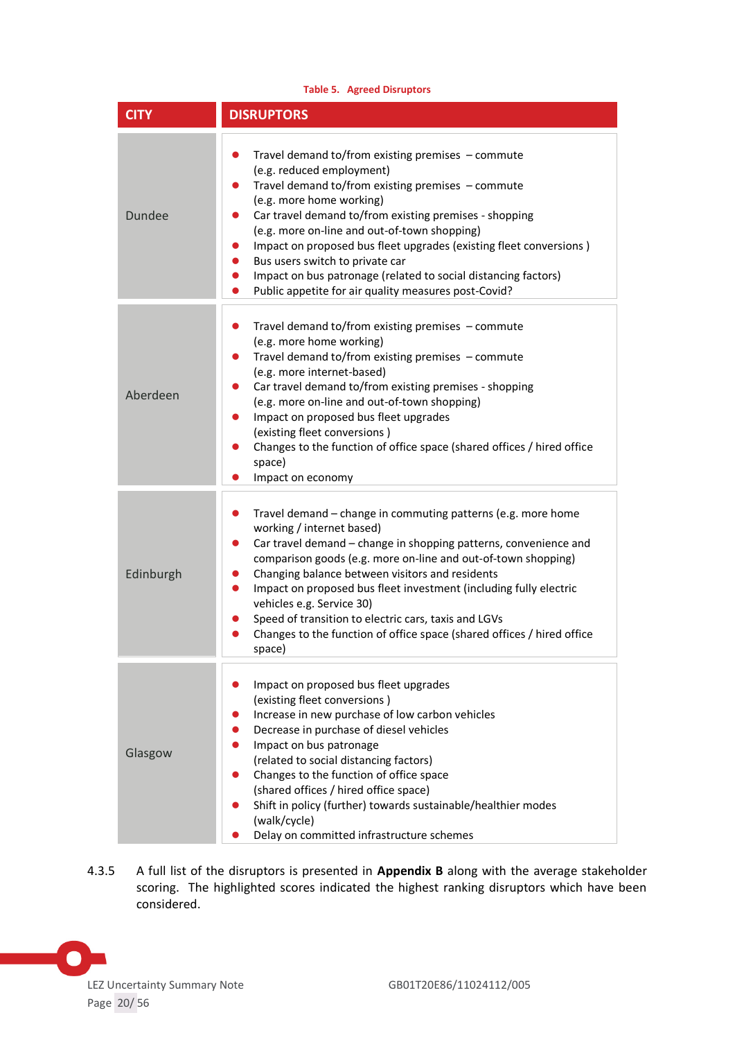**Table 5. Agreed Disruptors**

| CITY | DISRUPTORS |
| --- | --- |
| Dundee | • Travel demand to/from existing premises – commute (e.g. reduced employment)<br>• Travel demand to/from existing premises – commute (e.g. more home working)<br>• Car travel demand to/from existing premises - shopping (e.g. more on-line and out-of-town shopping)<br>• Impact on proposed bus fleet upgrades (existing fleet conversions )<br>• Bus users switch to private car<br>• Impact on bus patronage (related to social distancing factors)<br>• Public appetite for air quality measures post-Covid? |
| Aberdeen | • Travel demand to/from existing premises – commute (e.g. more home working)<br>• Travel demand to/from existing premises – commute (e.g. more internet-based)<br>• Car travel demand to/from existing premises - shopping (e.g. more on-line and out-of-town shopping)<br>• Impact on proposed bus fleet upgrades (existing fleet conversions )<br>• Changes to the function of office space (shared offices / hired office space)<br>• Impact on economy |
| Edinburgh | • Travel demand – change in commuting patterns (e.g. more home working / internet based)<br>• Car travel demand – change in shopping patterns, convenience and comparison goods (e.g. more on-line and out-of-town shopping)<br>• Changing balance between visitors and residents<br>• Impact on proposed bus fleet investment (including fully electric vehicles e.g. Service 30)<br>• Speed of transition to electric cars, taxis and LGVs<br>• Changes to the function of office space (shared offices / hired office space) |
| Glasgow | • Impact on proposed bus fleet upgrades (existing fleet conversions )<br>• Increase in new purchase of low carbon vehicles<br>• Decrease in purchase of diesel vehicles<br>• Impact on bus patronage (related to social distancing factors)<br>• Changes to the function of office space (shared offices / hired office space)<br>• Shift in policy (further) towards sustainable/healthier modes (walk/cycle)<br>• Delay on committed infrastructure schemes |

4.3.5 A full list of the disruptors is presented in **Appendix B** along with the average stakeholder scoring. The highlighted scores indicated the highest ranking disruptors which have been considered.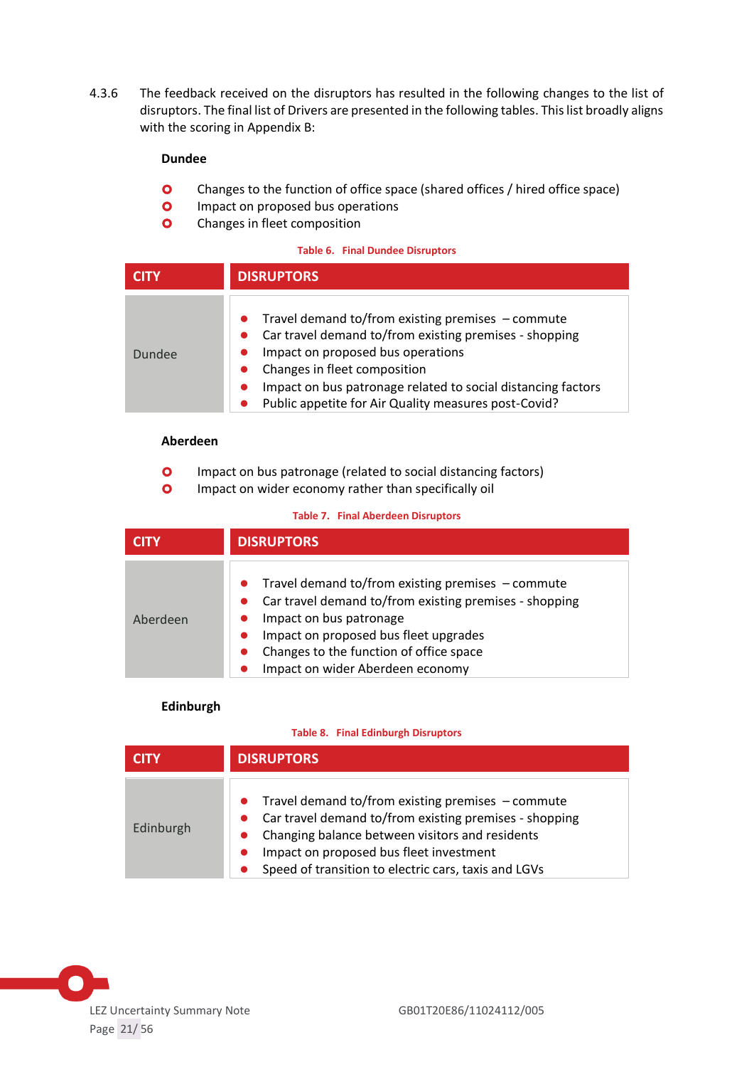4.3.6 The feedback received on the disruptors has resulted in the following changes to the list of disruptors. The final list of Drivers are presented in the following tables. This list broadly aligns with the scoring in Appendix B:

**Dundee**

- Changes to the function of office space (shared offices / hired office space)
- Impact on proposed bus operations
- Changes in fleet composition

**Table 6. Final Dundee Disruptors**

| CITY | DISRUPTORS |
|---|---|
| Dundee | • Travel demand to/from existing premises – commute<br>• Car travel demand to/from existing premises - shopping<br>• Impact on proposed bus operations<br>• Changes in fleet composition<br>• Impact on bus patronage related to social distancing factors<br>• Public appetite for Air Quality measures post-Covid? |

**Aberdeen**

- Impact on bus patronage (related to social distancing factors)
- Impact on wider economy rather than specifically oil

**Table 7. Final Aberdeen Disruptors**

| CITY | DISRUPTORS |
|---|---|
| Aberdeen | • Travel demand to/from existing premises – commute<br>• Car travel demand to/from existing premises - shopping<br>• Impact on bus patronage<br>• Impact on proposed bus fleet upgrades<br>• Changes to the function of office space<br>• Impact on wider Aberdeen economy |

**Edinburgh**

**Table 8. Final Edinburgh Disruptors**

| CITY | DISRUPTORS |
|---|---|
| Edinburgh | • Travel demand to/from existing premises – commute<br>• Car travel demand to/from existing premises - shopping<br>• Changing balance between visitors and residents<br>• Impact on proposed bus fleet investment<br>• Speed of transition to electric cars, taxis and LGVs |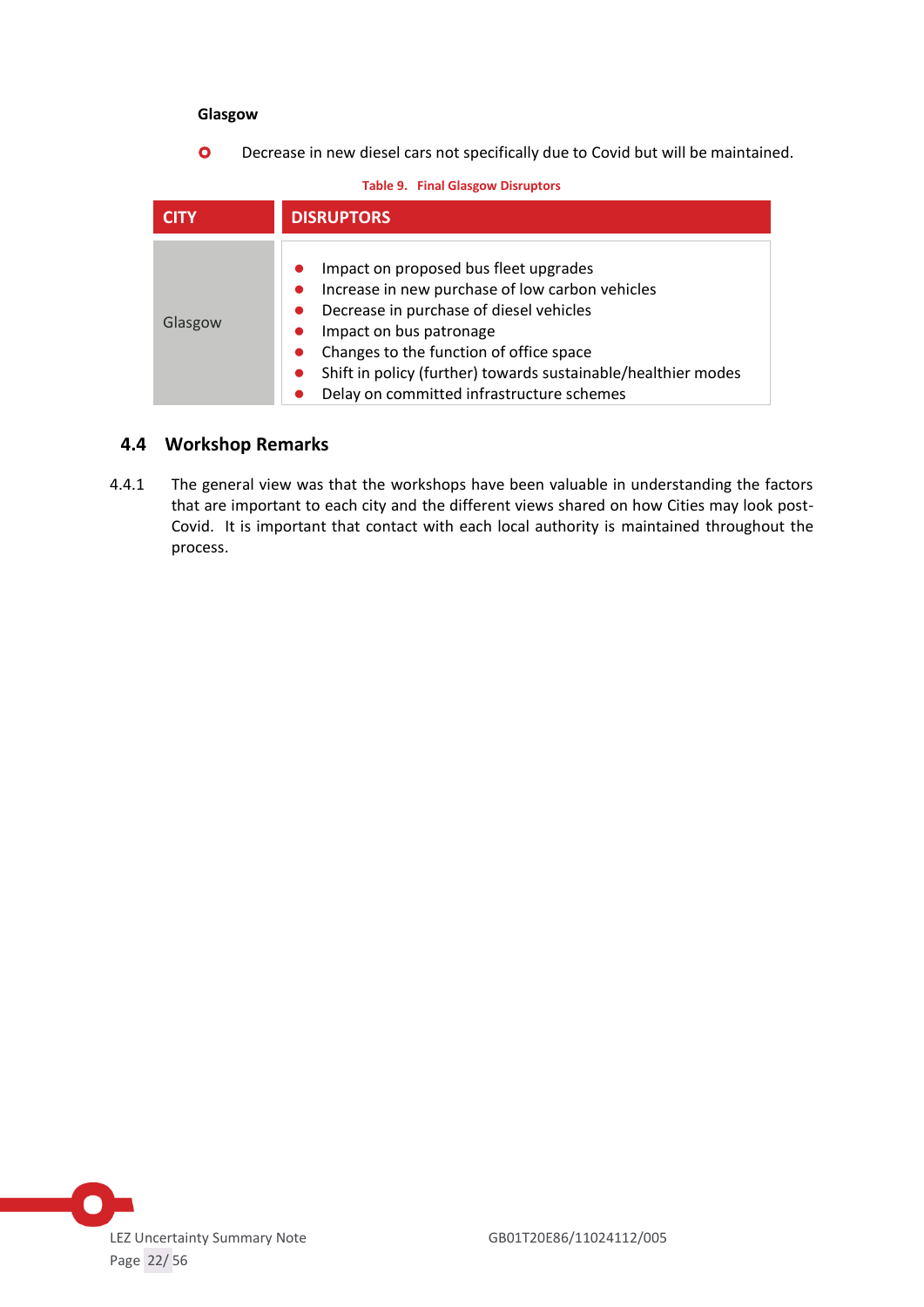**Glasgow**

- Decrease in new diesel cars not specifically due to Covid but will be maintained.

Table 9. Final Glasgow Disruptors

| CITY | DISRUPTORS |
|---|---|
| Glasgow | • Impact on proposed bus fleet upgrades<br>• Increase in new purchase of low carbon vehicles<br>• Decrease in purchase of diesel vehicles<br>• Impact on bus patronage<br>• Changes to the function of office space<br>• Shift in policy (further) towards sustainable/healthier modes<br>• Delay on committed infrastructure schemes |

## 4.4 Workshop Remarks

4.4.1 The general view was that the workshops have been valuable in understanding the factors that are important to each city and the different views shared on how Cities may look post-Covid. It is important that contact with each local authority is maintained throughout the process.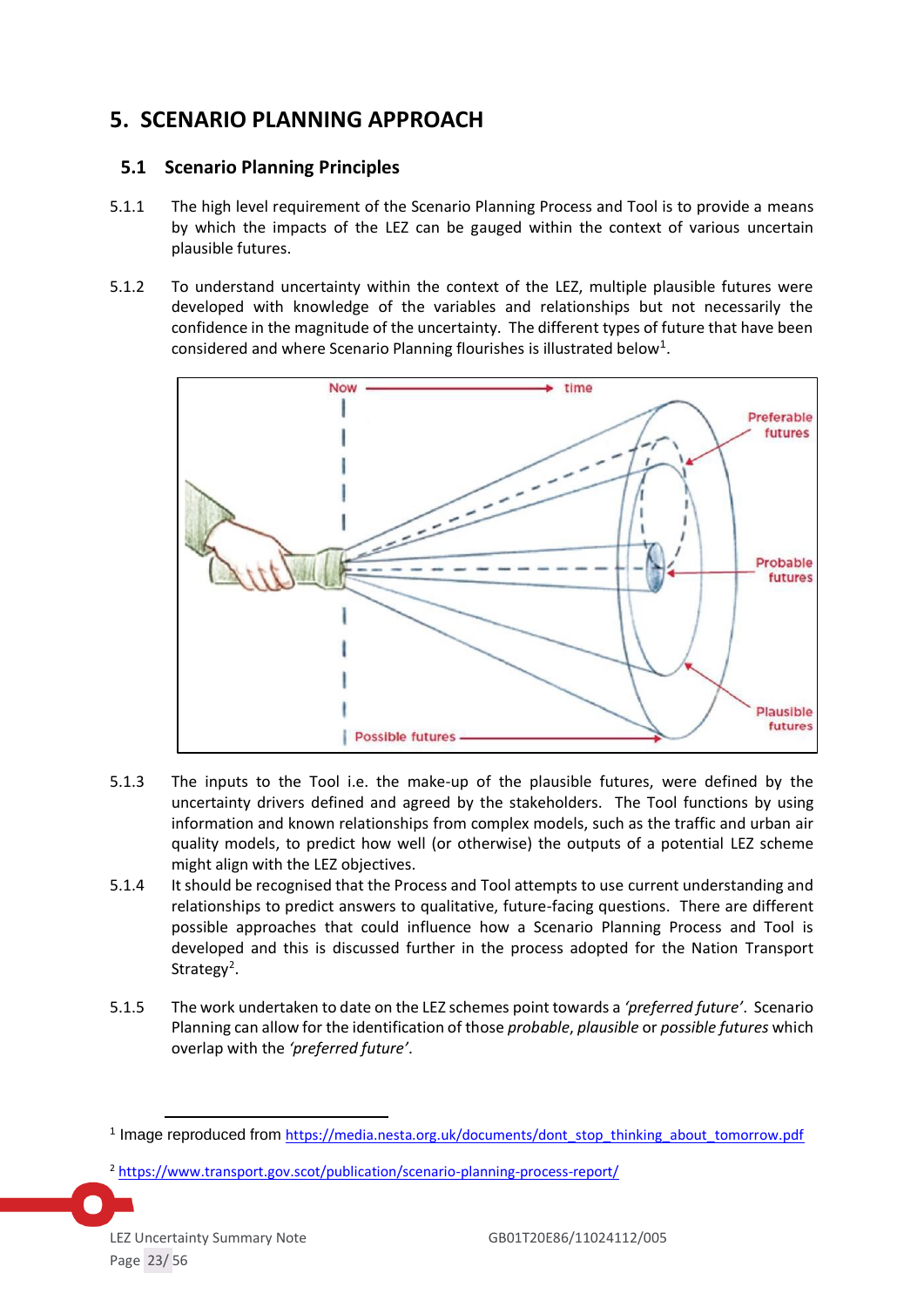# 5. SCENARIO PLANNING APPROACH

## 5.1 Scenario Planning Principles

5.1.1 The high level requirement of the Scenario Planning Process and Tool is to provide a means by which the impacts of the LEZ can be gauged within the context of various uncertain plausible futures.

5.1.2 To understand uncertainty within the context of the LEZ, multiple plausible futures were developed with knowledge of the variables and relationships but not necessarily the confidence in the magnitude of the uncertainty. The different types of future that have been considered and where Scenario Planning flourishes is illustrated below[1].

5.1.3 The inputs to the Tool i.e. the make-up of the plausible futures, were defined by the uncertainty drivers defined and agreed by the stakeholders. The Tool functions by using information and known relationships from complex models, such as the traffic and urban air quality models, to predict how well (or otherwise) the outputs of a potential LEZ scheme might align with the LEZ objectives.

5.1.4 It should be recognised that the Process and Tool attempts to use current understanding and relationships to predict answers to qualitative, future-facing questions. There are different possible approaches that could influence how a Scenario Planning Process and Tool is developed and this is discussed further in the process adopted for the Nation Transport Strategy[2].

5.1.5 The work undertaken to date on the LEZ schemes point towards a *'preferred future'*. Scenario Planning can allow for the identification of those *probable*, *plausible* or *possible futures* which overlap with the *'preferred future'*.

---

[1] Image reproduced from https://media.nesta.org.uk/documents/dont_stop_thinking_about_tomorrow.pdf

[2] https://www.transport.gov.scot/publication/scenario-planning-process-report/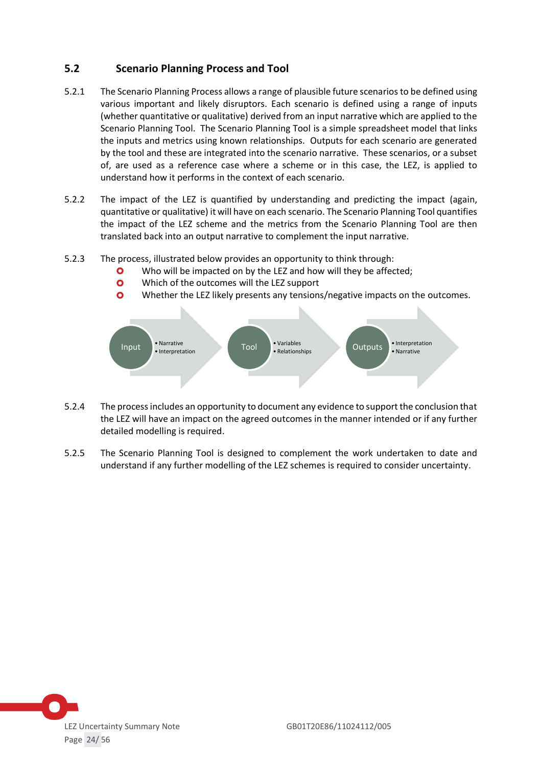## 5.2 Scenario Planning Process and Tool

5.2.1 The Scenario Planning Process allows a range of plausible future scenarios to be defined using various important and likely disruptors. Each scenario is defined using a range of inputs (whether quantitative or qualitative) derived from an input narrative which are applied to the Scenario Planning Tool. The Scenario Planning Tool is a simple spreadsheet model that links the inputs and metrics using known relationships. Outputs for each scenario are generated by the tool and these are integrated into the scenario narrative. These scenarios, or a subset of, are used as a reference case where a scheme or in this case, the LEZ, is applied to understand how it performs in the context of each scenario.

5.2.2 The impact of the LEZ is quantified by understanding and predicting the impact (again, quantitative or qualitative) it will have on each scenario. The Scenario Planning Tool quantifies the impact of the LEZ scheme and the metrics from the Scenario Planning Tool are then translated back into an output narrative to complement the input narrative.

5.2.3 The process, illustrated below provides an opportunity to think through:

- Who will be impacted on by the LEZ and how will they be affected;
- Which of the outcomes will the LEZ support
- Whether the LEZ likely presents any tensions/negative impacts on the outcomes.

Input
- Narrative
- Interpretation

Tool
- Variables
- Relationships

Outputs
- Interpretation
- Narrative

5.2.4 The process includes an opportunity to document any evidence to support the conclusion that the LEZ will have an impact on the agreed outcomes in the manner intended or if any further detailed modelling is required.

5.2.5 The Scenario Planning Tool is designed to complement the work undertaken to date and understand if any further modelling of the LEZ schemes is required to consider uncertainty.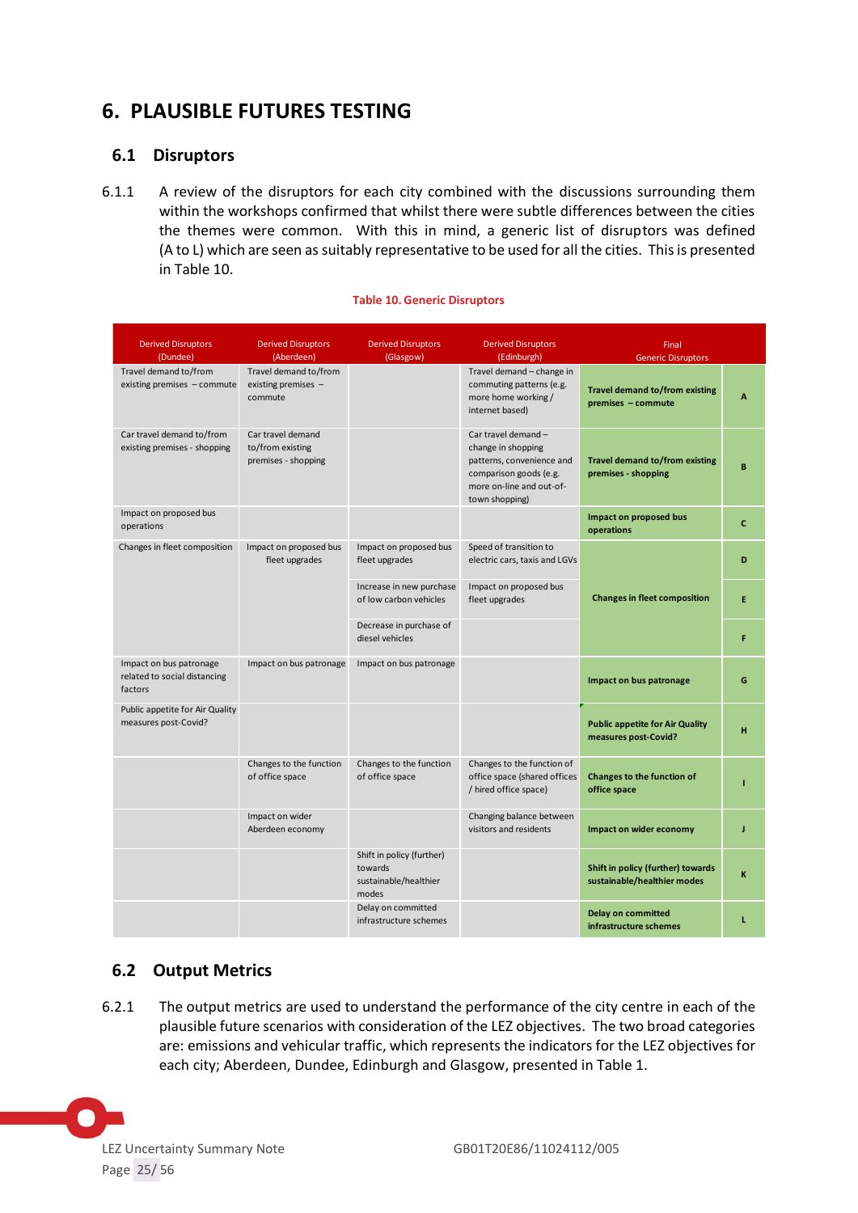# 6. PLAUSIBLE FUTURES TESTING

## 6.1 Disruptors

6.1.1 A review of the disruptors for each city combined with the discussions surrounding them within the workshops confirmed that whilst there were subtle differences between the cities the themes were common. With this in mind, a generic list of disruptors was defined (A to L) which are seen as suitably representative to be used for all the cities. This is presented in Table 10.

**Table 10. Generic Disruptors**

| Derived Disruptors (Dundee) | Derived Disruptors (Aberdeen) | Derived Disruptors (Glasgow) | Derived Disruptors (Edinburgh) | Final Generic Disruptors | |
|---|---|---|---|---|---|
| Travel demand to/from existing premises – commute | Travel demand to/from existing premises – commute | | Travel demand – change in commuting patterns (e.g. more home working / internet based) | **Travel demand to/from existing premises – commute** | **A** |
| Car travel demand to/from existing premises - shopping | Car travel demand to/from existing premises - shopping | | Car travel demand – change in shopping patterns, convenience and comparison goods (e.g. more on-line and out-of-town shopping) | **Travel demand to/from existing premises - shopping** | **B** |
| Impact on proposed bus operations | | | | **Impact on proposed bus operations** | **C** |
| Changes in fleet composition | Impact on proposed bus fleet upgrades | Impact on proposed bus fleet upgrades | Speed of transition to electric cars, taxis and LGVs | **Changes in fleet composition** | **D** |
| | | Increase in new purchase of low carbon vehicles | Impact on proposed bus fleet upgrades | | **E** |
| | | Decrease in purchase of diesel vehicles | | | **F** |
| Impact on bus patronage related to social distancing factors | Impact on bus patronage | Impact on bus patronage | | **Impact on bus patronage** | **G** |
| Public appetite for Air Quality measures post-Covid? | | | | **Public appetite for Air Quality measures post-Covid?** | **H** |
| | Changes to the function of office space | Changes to the function of office space | Changes to the function of office space (shared offices / hired office space) | **Changes to the function of office space** | **I** |
| | Impact on wider Aberdeen economy | | Changing balance between visitors and residents | **Impact on wider economy** | **J** |
| | | Shift in policy (further) towards sustainable/healthier modes | | **Shift in policy (further) towards sustainable/healthier modes** | **K** |
| | | Delay on committed infrastructure schemes | | **Delay on committed infrastructure schemes** | **L** |

## 6.2 Output Metrics

6.2.1 The output metrics are used to understand the performance of the city centre in each of the plausible future scenarios with consideration of the LEZ objectives. The two broad categories are: emissions and vehicular traffic, which represents the indicators for the LEZ objectives for each city; Aberdeen, Dundee, Edinburgh and Glasgow, presented in Table 1.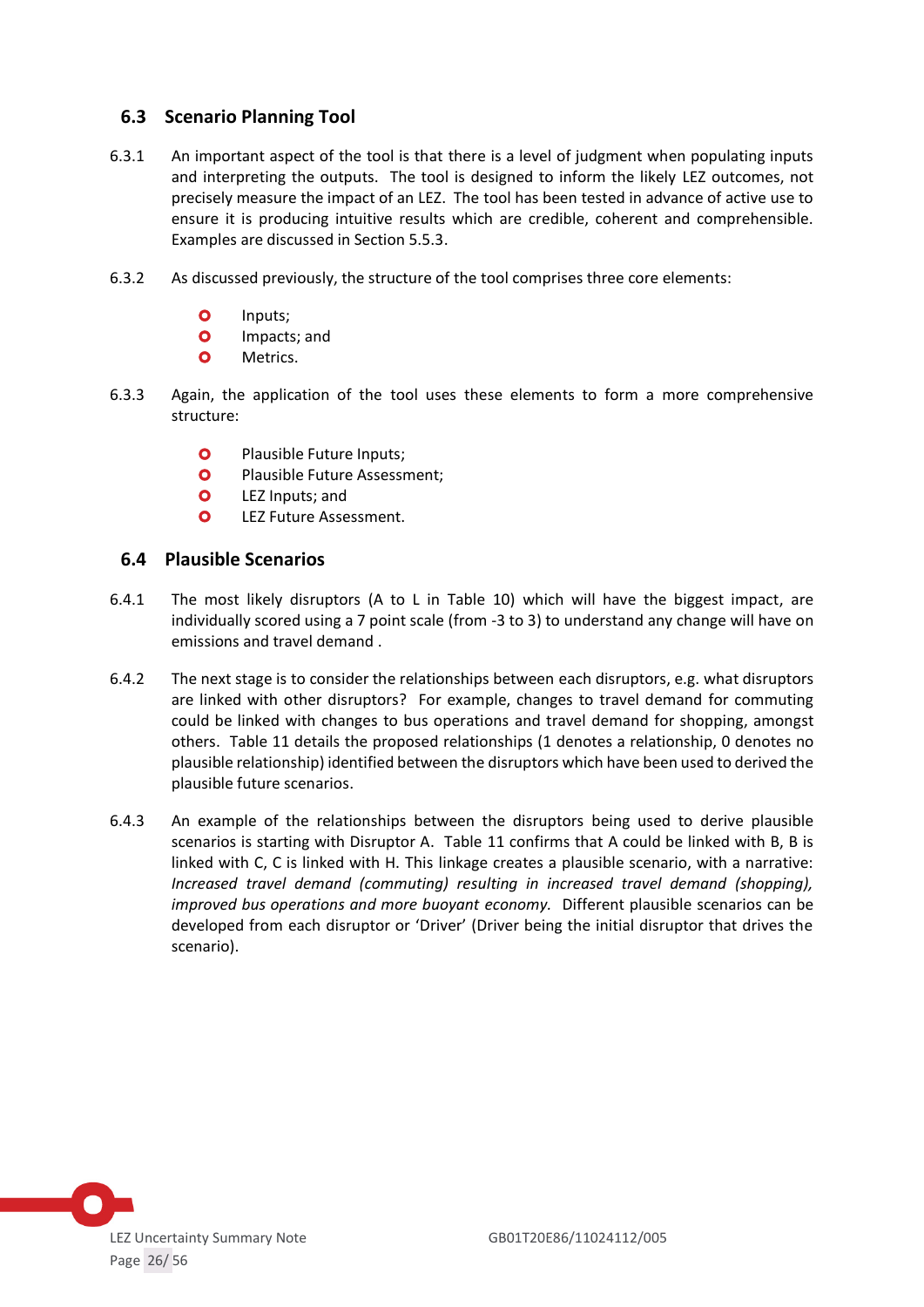## 6.3 Scenario Planning Tool

6.3.1 An important aspect of the tool is that there is a level of judgment when populating inputs and interpreting the outputs. The tool is designed to inform the likely LEZ outcomes, not precisely measure the impact of an LEZ. The tool has been tested in advance of active use to ensure it is producing intuitive results which are credible, coherent and comprehensible. Examples are discussed in Section 5.5.3.

6.3.2 As discussed previously, the structure of the tool comprises three core elements:

- Inputs;
- Impacts; and
- Metrics.

6.3.3 Again, the application of the tool uses these elements to form a more comprehensive structure:

- Plausible Future Inputs;
- Plausible Future Assessment;
- LEZ Inputs; and
- LEZ Future Assessment.

## 6.4 Plausible Scenarios

6.4.1 The most likely disruptors (A to L in Table 10) which will have the biggest impact, are individually scored using a 7 point scale (from -3 to 3) to understand any change will have on emissions and travel demand .

6.4.2 The next stage is to consider the relationships between each disruptors, e.g. what disruptors are linked with other disruptors? For example, changes to travel demand for commuting could be linked with changes to bus operations and travel demand for shopping, amongst others. Table 11 details the proposed relationships (1 denotes a relationship, 0 denotes no plausible relationship) identified between the disruptors which have been used to derived the plausible future scenarios.

6.4.3 An example of the relationships between the disruptors being used to derive plausible scenarios is starting with Disruptor A. Table 11 confirms that A could be linked with B, B is linked with C, C is linked with H. This linkage creates a plausible scenario, with a narrative: *Increased travel demand (commuting) resulting in increased travel demand (shopping), improved bus operations and more buoyant economy.* Different plausible scenarios can be developed from each disruptor or 'Driver' (Driver being the initial disruptor that drives the scenario).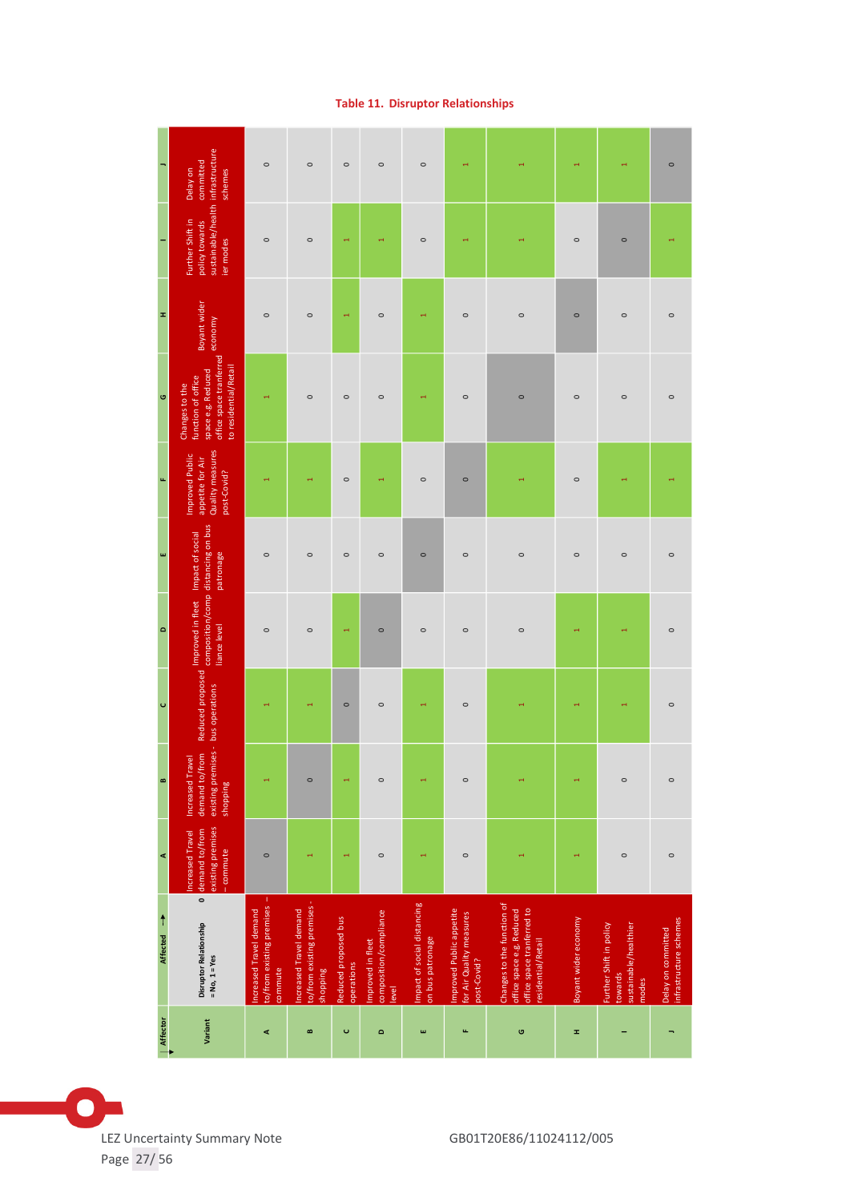**Table 11. Disruptor Relationships**

| Affector ↓ Variant | Disruptor Relationship 0 = No, 1 = Yes — Affected → | A Increased Travel demand to/from existing premises – commute | B Increased Travel demand to/from existing premises - shopping | C Reduced proposed bus operations | D Improved in fleet composition/compliance level | E Impact of social distancing on bus patronage | F Improved Public appetite for Air Quality measures post-Covid? | G Changes to the function of office space e.g. Reduced office space tranferred to residential/Retail | H Boyant wider economy | I Further Shift in policy towards sustainable/healthier modes | J Delay on committed infrastructure schemes |
|---|---|---|---|---|---|---|---|---|---|---|---|
| A | Increased Travel demand to/from existing premises – commute | 0 | 1 | 1 | 0 | 0 | 1 | 1 | 0 | 0 | 0 |
| B | Increased Travel demand to/from existing premises - shopping | 1 | 0 | 1 | 0 | 0 | 1 | 0 | 0 | 0 | 0 |
| C | Reduced proposed bus operations | 1 | 1 | 0 | 1 | 0 | 0 | 0 | 1 | 1 | 0 |
| D | Improved in fleet composition/compliance level | 0 | 0 | 0 | 0 | 0 | 1 | 0 | 0 | 1 | 0 |
| E | Impact of social distancing on bus patronage | 1 | 1 | 1 | 0 | 0 | 0 | 1 | 1 | 0 | 0 |
| F | Improved Public appetite for Air Quality measures post-Covid? | 0 | 0 | 0 | 0 | 0 | 0 | 0 | 0 | 1 | 1 |
| G | Changes to the function of office space e.g. Reduced office space tranferred to residential/Retail | 1 | 1 | 1 | 0 | 0 | 1 | 0 | 0 | 1 | 1 |
| H | Boyant wider economy | 1 | 1 | 1 | 1 | 0 | 0 | 0 | 0 | 0 | 1 |
| I | Further Shift in policy towards sustainable/healthier modes | 0 | 0 | 1 | 1 | 0 | 1 | 0 | 0 | 0 | 1 |
| J | Delay on committed infrastructure schemes | 0 | 0 | 0 | 0 | 0 | 1 | 0 | 0 | 1 | 0 |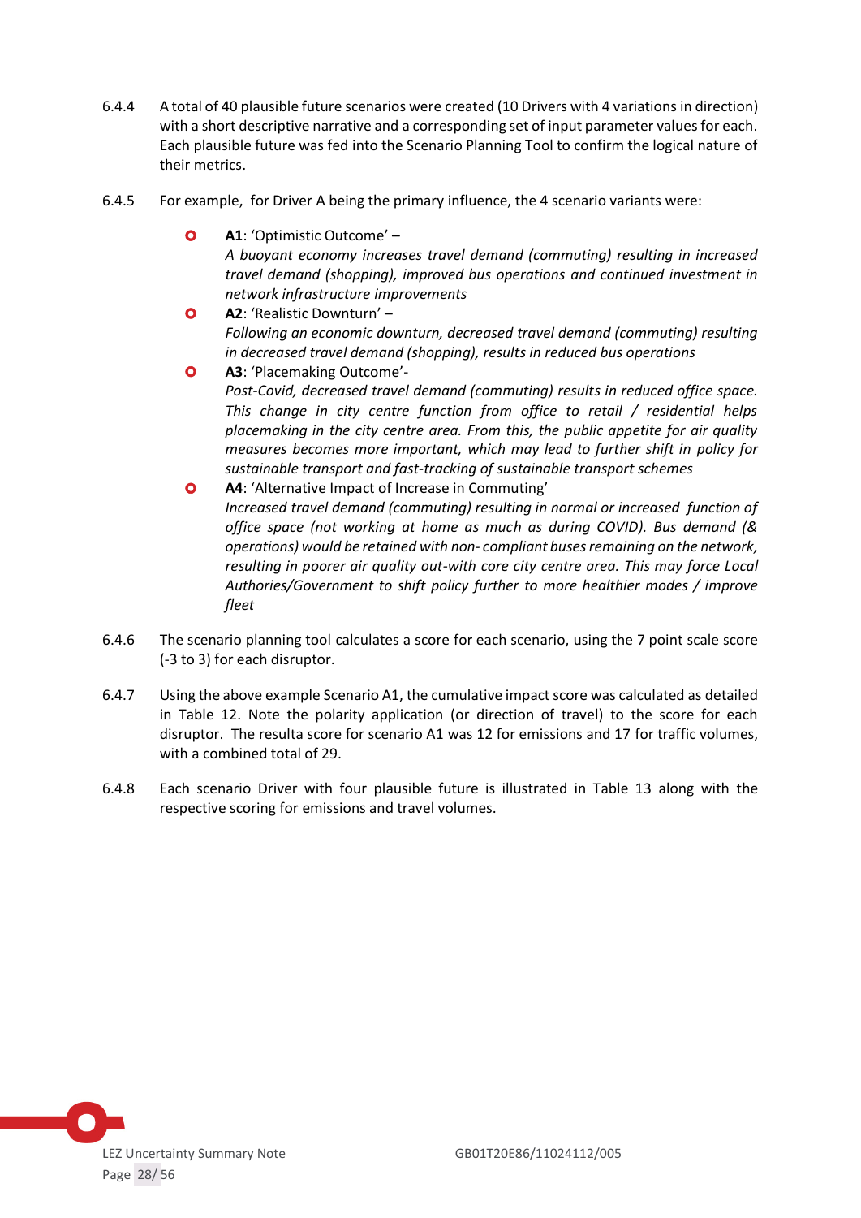6.4.4 A total of 40 plausible future scenarios were created (10 Drivers with 4 variations in direction) with a short descriptive narrative and a corresponding set of input parameter values for each. Each plausible future was fed into the Scenario Planning Tool to confirm the logical nature of their metrics.

6.4.5 For example, for Driver A being the primary influence, the 4 scenario variants were:

- **A1**: 'Optimistic Outcome' – *A buoyant economy increases travel demand (commuting) resulting in increased travel demand (shopping), improved bus operations and continued investment in network infrastructure improvements*
- **A2**: 'Realistic Downturn' – *Following an economic downturn, decreased travel demand (commuting) resulting in decreased travel demand (shopping), results in reduced bus operations*
- **A3**: 'Placemaking Outcome'- *Post-Covid, decreased travel demand (commuting) results in reduced office space. This change in city centre function from office to retail / residential helps placemaking in the city centre area. From this, the public appetite for air quality measures becomes more important, which may lead to further shift in policy for sustainable transport and fast-tracking of sustainable transport schemes*
- **A4**: 'Alternative Impact of Increase in Commuting' *Increased travel demand (commuting) resulting in normal or increased function of office space (not working at home as much as during COVID). Bus demand (& operations) would be retained with non- compliant buses remaining on the network, resulting in poorer air quality out-with core city centre area. This may force Local Authorities/Government to shift policy further to more healthier modes / improve fleet*

6.4.6 The scenario planning tool calculates a score for each scenario, using the 7 point scale score (-3 to 3) for each disruptor.

6.4.7 Using the above example Scenario A1, the cumulative impact score was calculated as detailed in Table 12. Note the polarity application (or direction of travel) to the score for each disruptor. The resulta score for scenario A1 was 12 for emissions and 17 for traffic volumes, with a combined total of 29.

6.4.8 Each scenario Driver with four plausible future is illustrated in Table 13 along with the respective scoring for emissions and travel volumes.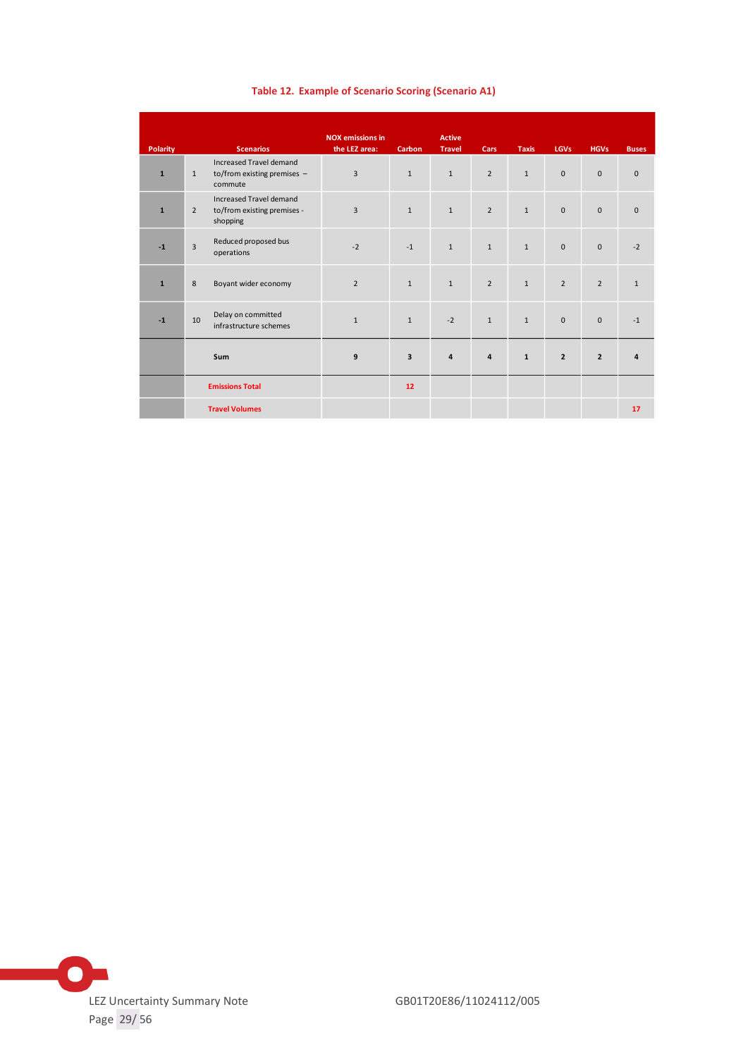**Table 12. Example of Scenario Scoring (Scenario A1)**

| Polarity | | Scenarios | NOX emissions in the LEZ area: | Carbon | Active Travel | Cars | Taxis | LGVs | HGVs | Buses |
|---|---|---|---|---|---|---|---|---|---|---|
| **1** | 1 | Increased Travel demand to/from existing premises – commute | 3 | 1 | 1 | 2 | 1 | 0 | 0 | 0 |
| **1** | 2 | Increased Travel demand to/from existing premises - shopping | 3 | 1 | 1 | 2 | 1 | 0 | 0 | 0 |
| **-1** | 3 | Reduced proposed bus operations | -2 | -1 | 1 | 1 | 1 | 0 | 0 | -2 |
| **1** | 8 | Boyant wider economy | 2 | 1 | 1 | 2 | 1 | 2 | 2 | 1 |
| **-1** | 10 | Delay on committed infrastructure schemes | 1 | 1 | -2 | 1 | 1 | 0 | 0 | -1 |
| | | **Sum** | **9** | **3** | **4** | **4** | **1** | **2** | **2** | **4** |
| | | **Emissions Total** | | **12** | | | | | | |
| | | **Travel Volumes** | | | | | | | | **17** |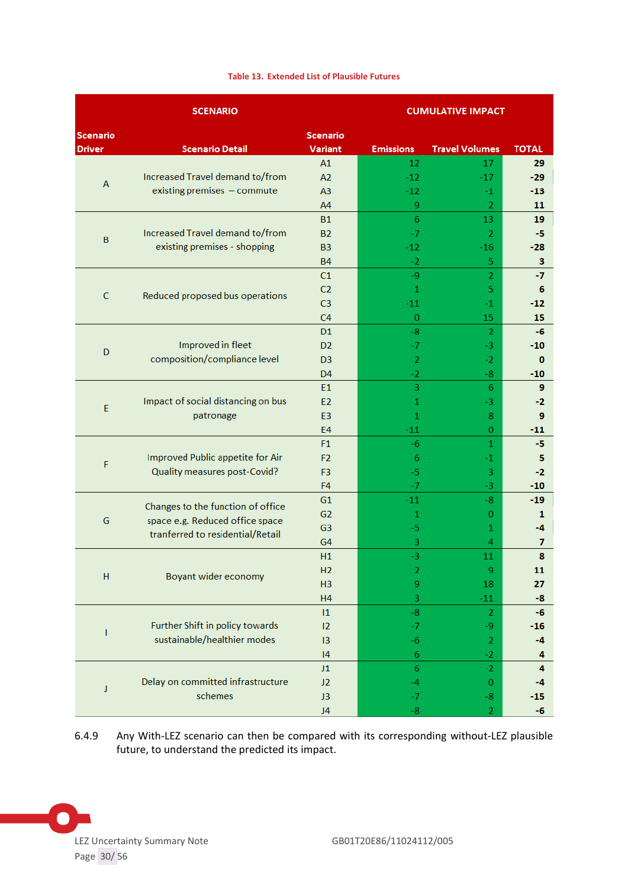**Table 13. Extended List of Plausible Futures**

| SCENARIO | | | CUMULATIVE IMPACT | | |
|---|---|---|---|---|---|
| Scenario Driver | Scenario Detail | Scenario Variant | Emissions | Travel Volumes | TOTAL |
| A | Increased Travel demand to/from existing premises – commute | A1 | 12 | 17 | **29** |
| | | A2 | -12 | -17 | **-29** |
| | | A3 | -12 | -1 | **-13** |
| | | A4 | 9 | 2 | **11** |
| B | Increased Travel demand to/from existing premises - shopping | B1 | 6 | 13 | **19** |
| | | B2 | -7 | 2 | **-5** |
| | | B3 | -12 | -16 | **-28** |
| | | B4 | -2 | 5 | **3** |
| C | Reduced proposed bus operations | C1 | -9 | 2 | **-7** |
| | | C2 | 1 | 5 | **6** |
| | | C3 | -11 | -1 | **-12** |
| | | C4 | 0 | 15 | **15** |
| D | Improved in fleet composition/compliance level | D1 | -8 | 2 | **-6** |
| | | D2 | -7 | -3 | **-10** |
| | | D3 | 2 | -2 | **0** |
| | | D4 | -2 | -8 | **-10** |
| E | Impact of social distancing on bus patronage | E1 | 3 | 6 | **9** |
| | | E2 | 1 | -3 | **-2** |
| | | E3 | 1 | 8 | **9** |
| | | E4 | -11 | 0 | **-11** |
| F | Improved Public appetite for Air Quality measures post-Covid? | F1 | -6 | 1 | **-5** |
| | | F2 | 6 | -1 | **5** |
| | | F3 | -5 | 3 | **-2** |
| | | F4 | -7 | -3 | **-10** |
| G | Changes to the function of office space e.g. Reduced office space tranferred to residential/Retail | G1 | -11 | -8 | **-19** |
| | | G2 | 1 | 0 | **1** |
| | | G3 | -5 | 1 | **-4** |
| | | G4 | 3 | 4 | **7** |
| H | Boyant wider economy | H1 | -3 | 11 | **8** |
| | | H2 | 2 | 9 | **11** |
| | | H3 | 9 | 18 | **27** |
| | | H4 | 3 | -11 | **-8** |
| I | Further Shift in policy towards sustainable/healthier modes | I1 | -8 | 2 | **-6** |
| | | I2 | -7 | -9 | **-16** |
| | | I3 | -6 | 2 | **-4** |
| | | I4 | 6 | -2 | **4** |
| J | Delay on committed infrastructure schemes | J1 | 6 | -2 | **4** |
| | | J2 | -4 | 0 | **-4** |
| | | J3 | -7 | -8 | **-15** |
| | | J4 | -8 | 2 | **-6** |

6.4.9 Any With-LEZ scenario can then be compared with its corresponding without-LEZ plausible future, to understand the predicted its impact.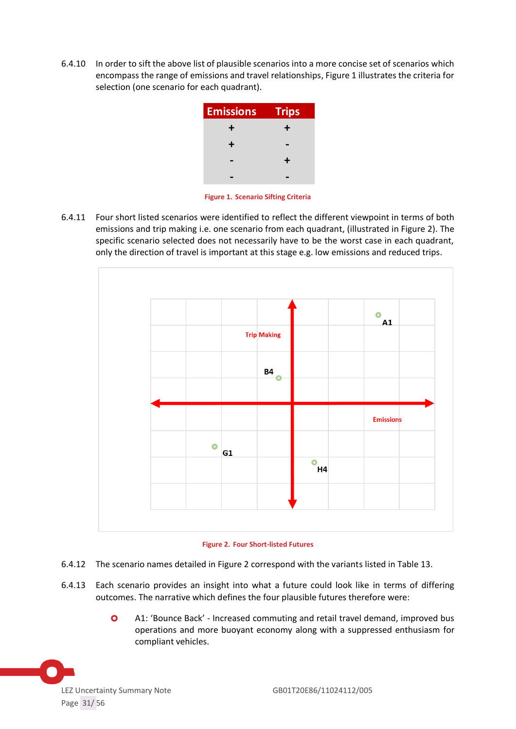6.4.10 In order to sift the above list of plausible scenarios into a more concise set of scenarios which encompass the range of emissions and travel relationships, Figure 1 illustrates the criteria for selection (one scenario for each quadrant).

| Emissions | Trips |
|---|---|
| + | + |
| + | - |
| - | + |
| - | - |

Figure 1. Scenario Sifting Criteria

6.4.11 Four short listed scenarios were identified to reflect the different viewpoint in terms of both emissions and trip making i.e. one scenario from each quadrant, (illustrated in Figure 2). The specific scenario selected does not necessarily have to be the worst case in each quadrant, only the direction of travel is important at this stage e.g. low emissions and reduced trips.

Figure 2. Four Short-listed Futures

6.4.12 The scenario names detailed in Figure 2 correspond with the variants listed in Table 13.

6.4.13 Each scenario provides an insight into what a future could look like in terms of differing outcomes. The narrative which defines the four plausible futures therefore were:

- A1: 'Bounce Back' - Increased commuting and retail travel demand, improved bus operations and more buoyant economy along with a suppressed enthusiasm for compliant vehicles.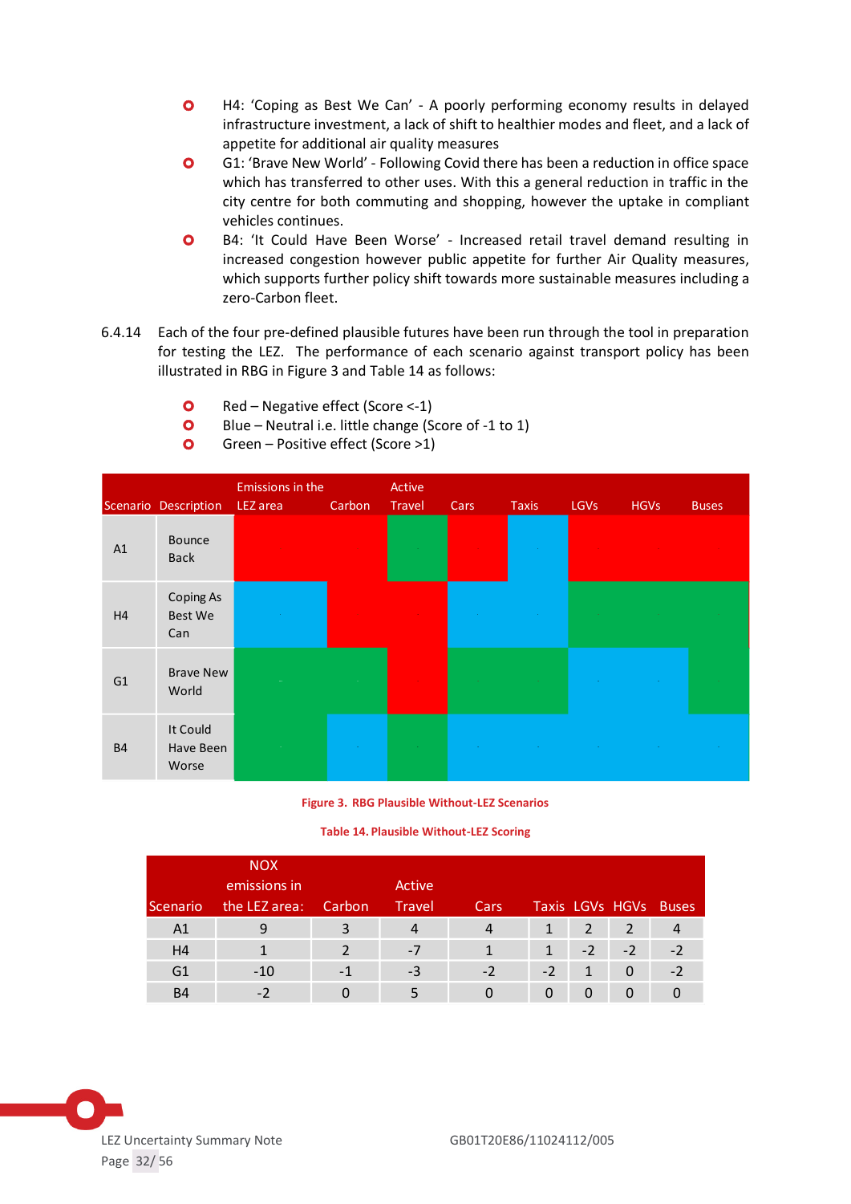- H4: 'Coping as Best We Can' - A poorly performing economy results in delayed infrastructure investment, a lack of shift to healthier modes and fleet, and a lack of appetite for additional air quality measures
- G1: 'Brave New World' - Following Covid there has been a reduction in office space which has transferred to other uses. With this a general reduction in traffic in the city centre for both commuting and shopping, however the uptake in compliant vehicles continues.
- B4: 'It Could Have Been Worse' - Increased retail travel demand resulting in increased congestion however public appetite for further Air Quality measures, which supports further policy shift towards more sustainable measures including a zero-Carbon fleet.

6.4.14 Each of the four pre-defined plausible futures have been run through the tool in preparation for testing the LEZ. The performance of each scenario against transport policy has been illustrated in RBG in Figure 3 and Table 14 as follows:

- Red – Negative effect (Score <-1)
- Blue – Neutral i.e. little change (Score of -1 to 1)
- Green – Positive effect (Score >1)

| Scenario | Description | Emissions in the LEZ area | Carbon | Active Travel | Cars | Taxis | LGVs | HGVs | Buses |
|---|---|---|---|---|---|---|---|---|---|
| A1 | Bounce Back | Red | Red | Green | Red | Blue | Red | Red | Red |
| H4 | Coping As Best We Can | Blue | Red | Red | Blue | Blue | Green | Green | Green |
| G1 | Brave New World | Green | Green | Red | Green | Green | Blue | Blue | Green |
| B4 | It Could Have Been Worse | Green | Blue | Green | Blue | Blue | Blue | Blue | Blue |

**Figure 3. RBG Plausible Without-LEZ Scenarios**

**Table 14. Plausible Without-LEZ Scoring**

| Scenario | NOX emissions in the LEZ area: | Carbon | Active Travel | Cars | Taxis | LGVs | HGVs | Buses |
|---|---|---|---|---|---|---|---|---|
| A1 | 9 | 3 | 4 | 4 | 1 | 2 | 2 | 4 |
| H4 | 1 | 2 | -7 | 1 | 1 | -2 | -2 | -2 |
| G1 | -10 | -1 | -3 | -2 | -2 | 1 | 0 | -2 |
| B4 | -2 | 0 | 5 | 0 | 0 | 0 | 0 | 0 |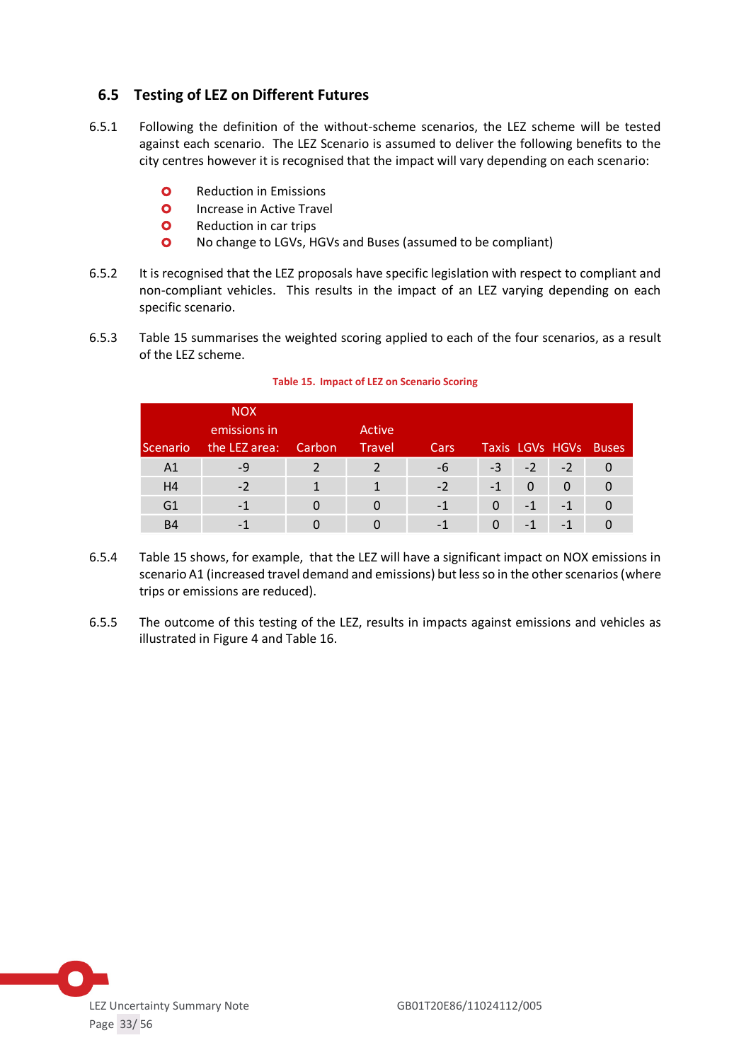## 6.5 Testing of LEZ on Different Futures

6.5.1 Following the definition of the without-scheme scenarios, the LEZ scheme will be tested against each scenario. The LEZ Scenario is assumed to deliver the following benefits to the city centres however it is recognised that the impact will vary depending on each scenario:

- Reduction in Emissions
- Increase in Active Travel
- Reduction in car trips
- No change to LGVs, HGVs and Buses (assumed to be compliant)

6.5.2 It is recognised that the LEZ proposals have specific legislation with respect to compliant and non-compliant vehicles. This results in the impact of an LEZ varying depending on each specific scenario.

6.5.3 Table 15 summarises the weighted scoring applied to each of the four scenarios, as a result of the LEZ scheme.

**Table 15. Impact of LEZ on Scenario Scoring**

| Scenario | NOX emissions in the LEZ area: | Carbon | Active Travel | Cars | Taxis | LGVs | HGVs | Buses |
|---|---|---|---|---|---|---|---|---|
| A1 | -9 | 2 | 2 | -6 | -3 | -2 | -2 | 0 |
| H4 | -2 | 1 | 1 | -2 | -1 | 0 | 0 | 0 |
| G1 | -1 | 0 | 0 | -1 | 0 | -1 | -1 | 0 |
| B4 | -1 | 0 | 0 | -1 | 0 | -1 | -1 | 0 |

6.5.4 Table 15 shows, for example, that the LEZ will have a significant impact on NOX emissions in scenario A1 (increased travel demand and emissions) but less so in the other scenarios (where trips or emissions are reduced).

6.5.5 The outcome of this testing of the LEZ, results in impacts against emissions and vehicles as illustrated in Figure 4 and Table 16.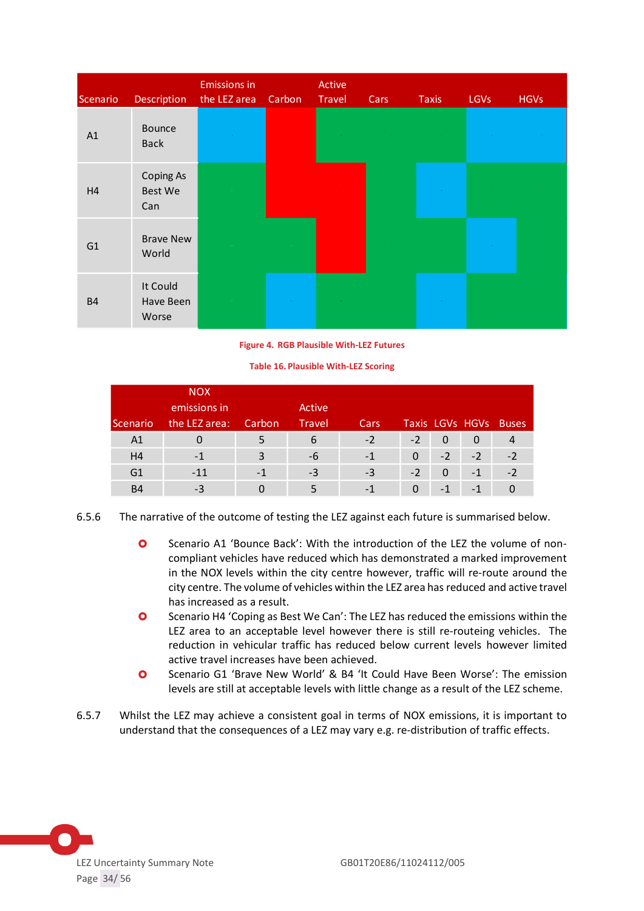| Scenario | Description | Emissions in the LEZ area | Carbon | Active Travel | Cars | Taxis | LGVs | HGVs |
|---|---|---|---|---|---|---|---|---|
| A1 | Bounce Back | | | | | | | |
| H4 | Coping As Best We Can | | | | | | | |
| G1 | Brave New World | | | | | | | |
| B4 | It Could Have Been Worse | | | | | | | |

**Figure 4. RGB Plausible With-LEZ Futures**

**Table 16. Plausible With-LEZ Scoring**

| Scenario | NOX emissions in the LEZ area: | Carbon | Active Travel | Cars | Taxis | LGVs | HGVs | Buses |
|---|---|---|---|---|---|---|---|---|
| A1 | 0 | 5 | 6 | -2 | -2 | 0 | 0 | 4 |
| H4 | -1 | 3 | -6 | -1 | 0 | -2 | -2 | -2 |
| G1 | -11 | -1 | -3 | -3 | -2 | 0 | -1 | -2 |
| B4 | -3 | 0 | 5 | -1 | 0 | -1 | -1 | 0 |

6.5.6 The narrative of the outcome of testing the LEZ against each future is summarised below.

- Scenario A1 'Bounce Back': With the introduction of the LEZ the volume of non-compliant vehicles have reduced which has demonstrated a marked improvement in the NOX levels within the city centre however, traffic will re-route around the city centre. The volume of vehicles within the LEZ area has reduced and active travel has increased as a result.
- Scenario H4 'Coping as Best We Can': The LEZ has reduced the emissions within the LEZ area to an acceptable level however there is still re-routeing vehicles. The reduction in vehicular traffic has reduced below current levels however limited active travel increases have been achieved.
- Scenario G1 'Brave New World' & B4 'It Could Have Been Worse': The emission levels are still at acceptable levels with little change as a result of the LEZ scheme.

6.5.7 Whilst the LEZ may achieve a consistent goal in terms of NOX emissions, it is important to understand that the consequences of a LEZ may vary e.g. re-distribution of traffic effects.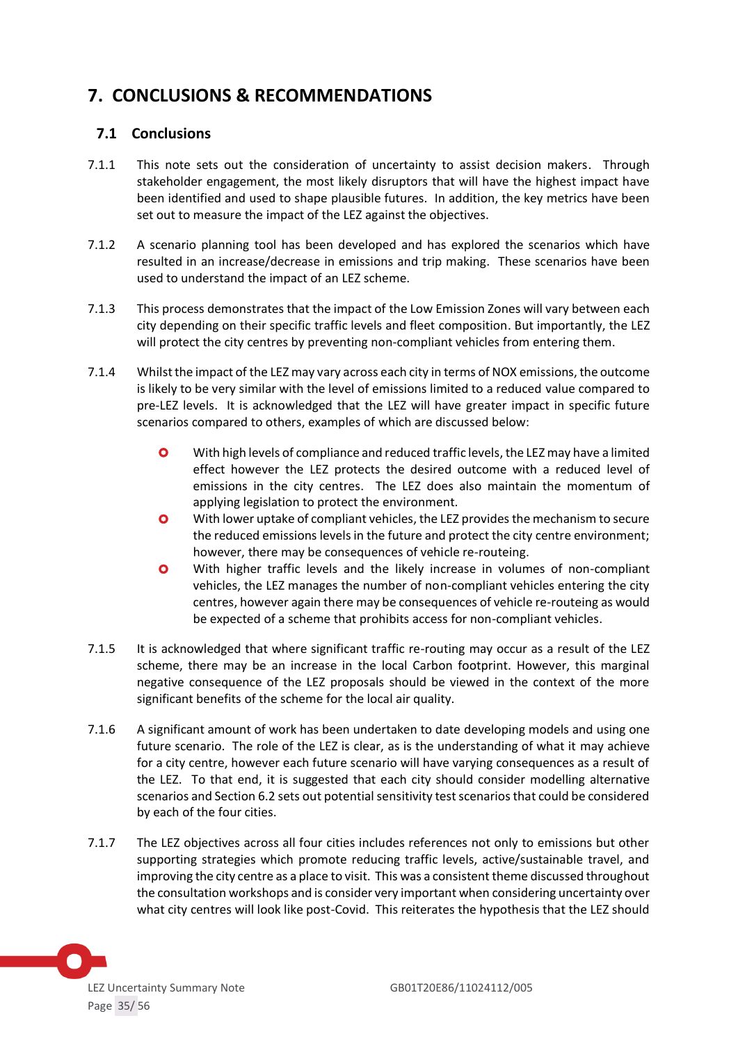# 7. CONCLUSIONS & RECOMMENDATIONS

## 7.1 Conclusions

7.1.1 This note sets out the consideration of uncertainty to assist decision makers. Through stakeholder engagement, the most likely disruptors that will have the highest impact have been identified and used to shape plausible futures. In addition, the key metrics have been set out to measure the impact of the LEZ against the objectives.

7.1.2 A scenario planning tool has been developed and has explored the scenarios which have resulted in an increase/decrease in emissions and trip making. These scenarios have been used to understand the impact of an LEZ scheme.

7.1.3 This process demonstrates that the impact of the Low Emission Zones will vary between each city depending on their specific traffic levels and fleet composition. But importantly, the LEZ will protect the city centres by preventing non-compliant vehicles from entering them.

7.1.4 Whilst the impact of the LEZ may vary across each city in terms of NOX emissions, the outcome is likely to be very similar with the level of emissions limited to a reduced value compared to pre-LEZ levels. It is acknowledged that the LEZ will have greater impact in specific future scenarios compared to others, examples of which are discussed below:

- With high levels of compliance and reduced traffic levels, the LEZ may have a limited effect however the LEZ protects the desired outcome with a reduced level of emissions in the city centres. The LEZ does also maintain the momentum of applying legislation to protect the environment.
- With lower uptake of compliant vehicles, the LEZ provides the mechanism to secure the reduced emissions levels in the future and protect the city centre environment; however, there may be consequences of vehicle re-routeing.
- With higher traffic levels and the likely increase in volumes of non-compliant vehicles, the LEZ manages the number of non-compliant vehicles entering the city centres, however again there may be consequences of vehicle re-routeing as would be expected of a scheme that prohibits access for non-compliant vehicles.

7.1.5 It is acknowledged that where significant traffic re-routing may occur as a result of the LEZ scheme, there may be an increase in the local Carbon footprint. However, this marginal negative consequence of the LEZ proposals should be viewed in the context of the more significant benefits of the scheme for the local air quality.

7.1.6 A significant amount of work has been undertaken to date developing models and using one future scenario. The role of the LEZ is clear, as is the understanding of what it may achieve for a city centre, however each future scenario will have varying consequences as a result of the LEZ. To that end, it is suggested that each city should consider modelling alternative scenarios and Section 6.2 sets out potential sensitivity test scenarios that could be considered by each of the four cities.

7.1.7 The LEZ objectives across all four cities includes references not only to emissions but other supporting strategies which promote reducing traffic levels, active/sustainable travel, and improving the city centre as a place to visit. This was a consistent theme discussed throughout the consultation workshops and is consider very important when considering uncertainty over what city centres will look like post-Covid. This reiterates the hypothesis that the LEZ should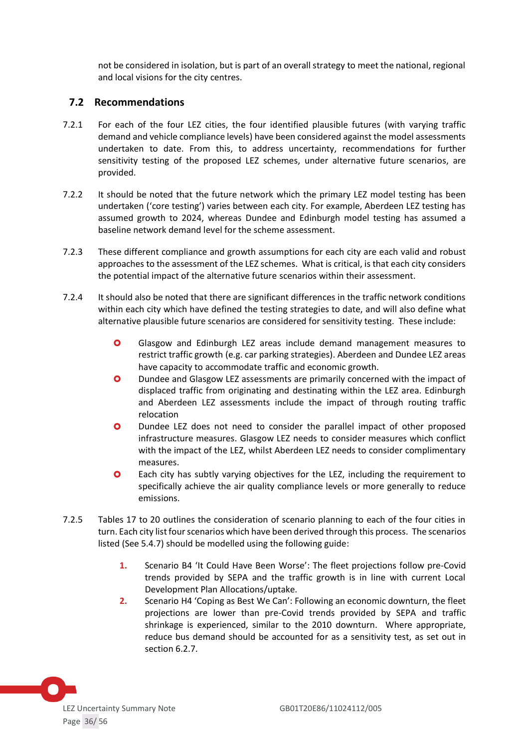not be considered in isolation, but is part of an overall strategy to meet the national, regional and local visions for the city centres.

## 7.2 Recommendations

7.2.1 For each of the four LEZ cities, the four identified plausible futures (with varying traffic demand and vehicle compliance levels) have been considered against the model assessments undertaken to date. From this, to address uncertainty, recommendations for further sensitivity testing of the proposed LEZ schemes, under alternative future scenarios, are provided.

7.2.2 It should be noted that the future network which the primary LEZ model testing has been undertaken ('core testing') varies between each city. For example, Aberdeen LEZ testing has assumed growth to 2024, whereas Dundee and Edinburgh model testing has assumed a baseline network demand level for the scheme assessment.

7.2.3 These different compliance and growth assumptions for each city are each valid and robust approaches to the assessment of the LEZ schemes. What is critical, is that each city considers the potential impact of the alternative future scenarios within their assessment.

7.2.4 It should also be noted that there are significant differences in the traffic network conditions within each city which have defined the testing strategies to date, and will also define what alternative plausible future scenarios are considered for sensitivity testing. These include:

- Glasgow and Edinburgh LEZ areas include demand management measures to restrict traffic growth (e.g. car parking strategies). Aberdeen and Dundee LEZ areas have capacity to accommodate traffic and economic growth.
- Dundee and Glasgow LEZ assessments are primarily concerned with the impact of displaced traffic from originating and destinating within the LEZ area. Edinburgh and Aberdeen LEZ assessments include the impact of through routing traffic relocation
- Dundee LEZ does not need to consider the parallel impact of other proposed infrastructure measures. Glasgow LEZ needs to consider measures which conflict with the impact of the LEZ, whilst Aberdeen LEZ needs to consider complimentary measures.
- Each city has subtly varying objectives for the LEZ, including the requirement to specifically achieve the air quality compliance levels or more generally to reduce emissions.

7.2.5 Tables 17 to 20 outlines the consideration of scenario planning to each of the four cities in turn. Each city list four scenarios which have been derived through this process. The scenarios listed (See 5.4.7) should be modelled using the following guide:

1. Scenario B4 'It Could Have Been Worse': The fleet projections follow pre-Covid trends provided by SEPA and the traffic growth is in line with current Local Development Plan Allocations/uptake.
2. Scenario H4 'Coping as Best We Can': Following an economic downturn, the fleet projections are lower than pre-Covid trends provided by SEPA and traffic shrinkage is experienced, similar to the 2010 downturn. Where appropriate, reduce bus demand should be accounted for as a sensitivity test, as set out in section 6.2.7.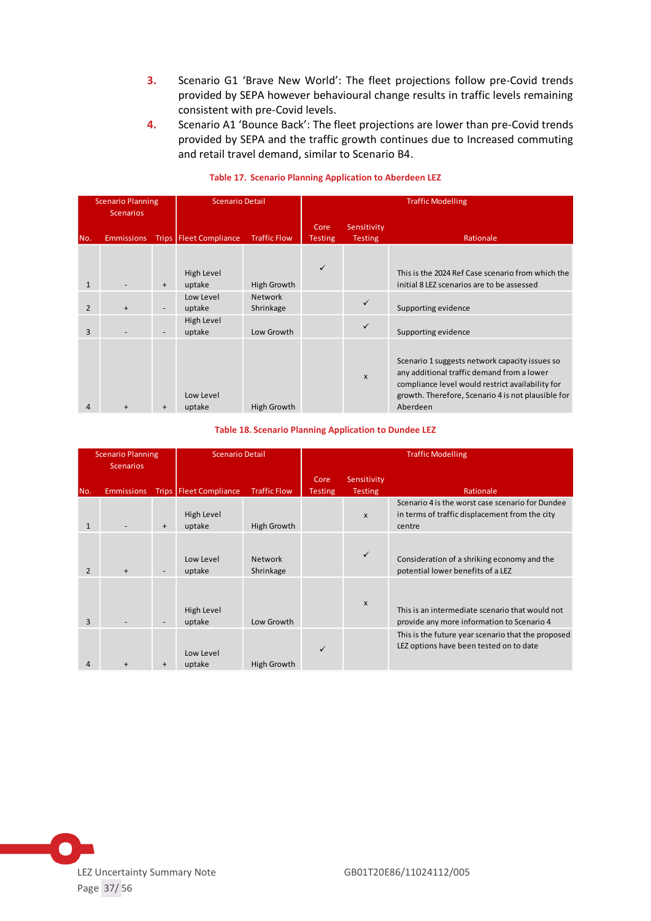3. Scenario G1 'Brave New World': The fleet projections follow pre-Covid trends provided by SEPA however behavioural change results in traffic levels remaining consistent with pre-Covid levels.
4. Scenario A1 'Bounce Back': The fleet projections are lower than pre-Covid trends provided by SEPA and the traffic growth continues due to Increased commuting and retail travel demand, similar to Scenario B4.

**Table 17. Scenario Planning Application to Aberdeen LEZ**

| Scenario Planning Scenarios | | | Scenario Detail | | Traffic Modelling | | |
|---|---|---|---|---|---|---|---|
| No. | Emmissions | Trips | Fleet Compliance | Traffic Flow | Core Testing | Sensitivity Testing | Rationale |
| 1 | - | + | High Level uptake | High Growth | ✓ | | This is the 2024 Ref Case scenario from which the initial 8 LEZ scenarios are to be assessed |
| 2 | + | - | Low Level uptake | Network Shrinkage | | ✓ | Supporting evidence |
| 3 | - | - | High Level uptake | Low Growth | | ✓ | Supporting evidence |
| 4 | + | + | Low Level uptake | High Growth | | x | Scenario 1 suggests network capacity issues so any additional traffic demand from a lower compliance level would restrict availability for growth. Therefore, Scenario 4 is not plausible for Aberdeen |

**Table 18. Scenario Planning Application to Dundee LEZ**

| Scenario Planning Scenarios | | | Scenario Detail | | Traffic Modelling | | |
|---|---|---|---|---|---|---|---|
| No. | Emmissions | Trips | Fleet Compliance | Traffic Flow | Core Testing | Sensitivity Testing | Rationale |
| 1 | - | + | High Level uptake | High Growth | | x | Scenario 4 is the worst case scenario for Dundee in terms of traffic displacement from the city centre |
| 2 | + | - | Low Level uptake | Network Shrinkage | | ✓ | Consideration of a shriking economy and the potential lower benefits of a LEZ |
| 3 | - | - | High Level uptake | Low Growth | | x | This is an intermediate scenario that would not provide any more information to Scenario 4 |
| 4 | + | + | Low Level uptake | High Growth | ✓ | | This is the future year scenario that the proposed LEZ options have been tested on to date |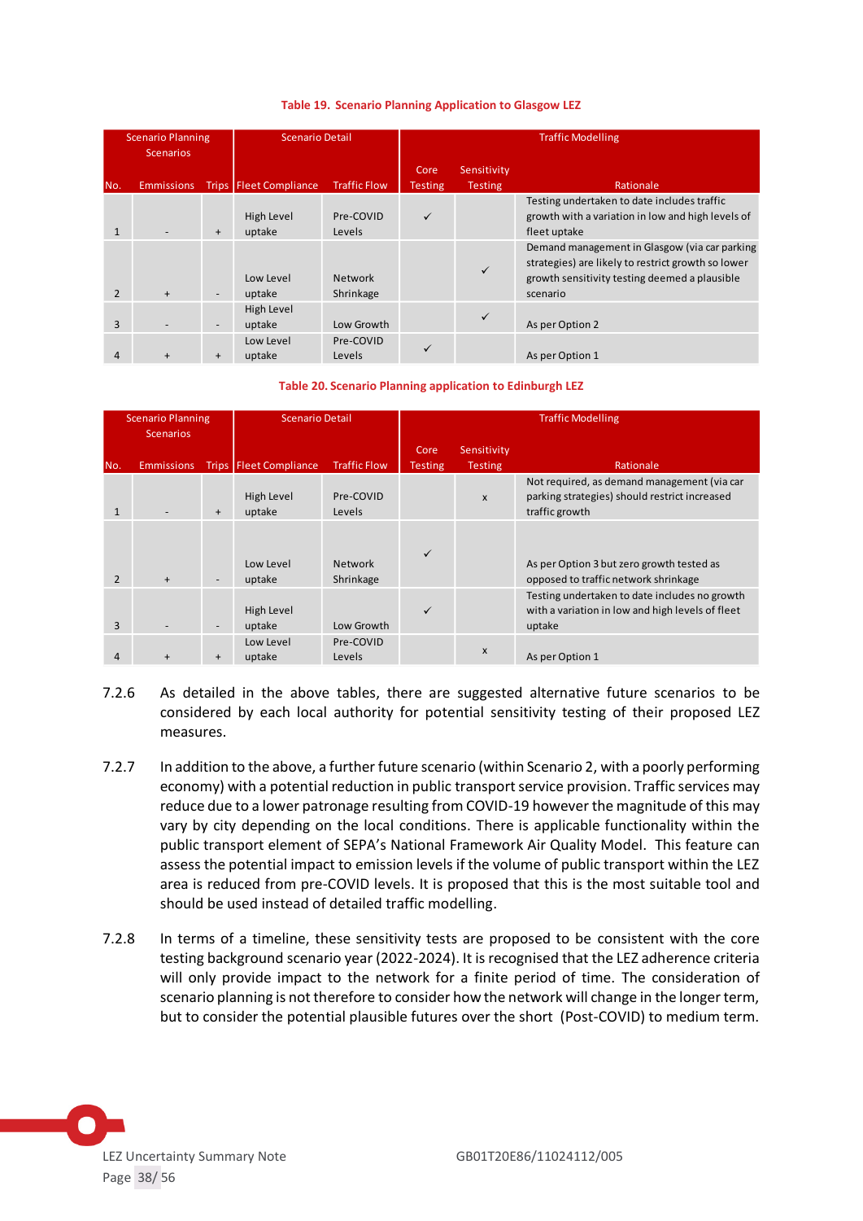**Table 19. Scenario Planning Application to Glasgow LEZ**

| Scenario Planning Scenarios | | | Scenario Detail | | Traffic Modelling | | |
|---|---|---|---|---|---|---|---|
| No. | Emissions | Trips | Fleet Compliance | Traffic Flow | Core Testing | Sensitivity Testing | Rationale |
| 1 | - | + | High Level uptake | Pre-COVID Levels | ✓ | | Testing undertaken to date includes traffic growth with a variation in low and high levels of fleet uptake |
| 2 | + | - | Low Level uptake | Network Shrinkage | | ✓ | Demand management in Glasgow (via car parking strategies) are likely to restrict growth so lower growth sensitivity testing deemed a plausible scenario |
| 3 | - | - | High Level uptake | Low Growth | | ✓ | As per Option 2 |
| 4 | + | + | Low Level uptake | Pre-COVID Levels | ✓ | | As per Option 1 |

**Table 20. Scenario Planning application to Edinburgh LEZ**

| Scenario Planning Scenarios | | | Scenario Detail | | Traffic Modelling | | |
|---|---|---|---|---|---|---|---|
| No. | Emissions | Trips | Fleet Compliance | Traffic Flow | Core Testing | Sensitivity Testing | Rationale |
| 1 | - | + | High Level uptake | Pre-COVID Levels | | x | Not required, as demand management (via car parking strategies) should restrict increased traffic growth |
| 2 | + | - | Low Level uptake | Network Shrinkage | ✓ | | As per Option 3 but zero growth tested as opposed to traffic network shrinkage |
| 3 | - | - | High Level uptake | Low Growth | ✓ | | Testing undertaken to date includes no growth with a variation in low and high levels of fleet uptake |
| 4 | + | + | Low Level uptake | Pre-COVID Levels | | x | As per Option 1 |

7.2.6 As detailed in the above tables, there are suggested alternative future scenarios to be considered by each local authority for potential sensitivity testing of their proposed LEZ measures.

7.2.7 In addition to the above, a further future scenario (within Scenario 2, with a poorly performing economy) with a potential reduction in public transport service provision. Traffic services may reduce due to a lower patronage resulting from COVID-19 however the magnitude of this may vary by city depending on the local conditions. There is applicable functionality within the public transport element of SEPA's National Framework Air Quality Model. This feature can assess the potential impact to emission levels if the volume of public transport within the LEZ area is reduced from pre-COVID levels. It is proposed that this is the most suitable tool and should be used instead of detailed traffic modelling.

7.2.8 In terms of a timeline, these sensitivity tests are proposed to be consistent with the core testing background scenario year (2022-2024). It is recognised that the LEZ adherence criteria will only provide impact to the network for a finite period of time. The consideration of scenario planning is not therefore to consider how the network will change in the longer term, but to consider the potential plausible futures over the short (Post-COVID) to medium term.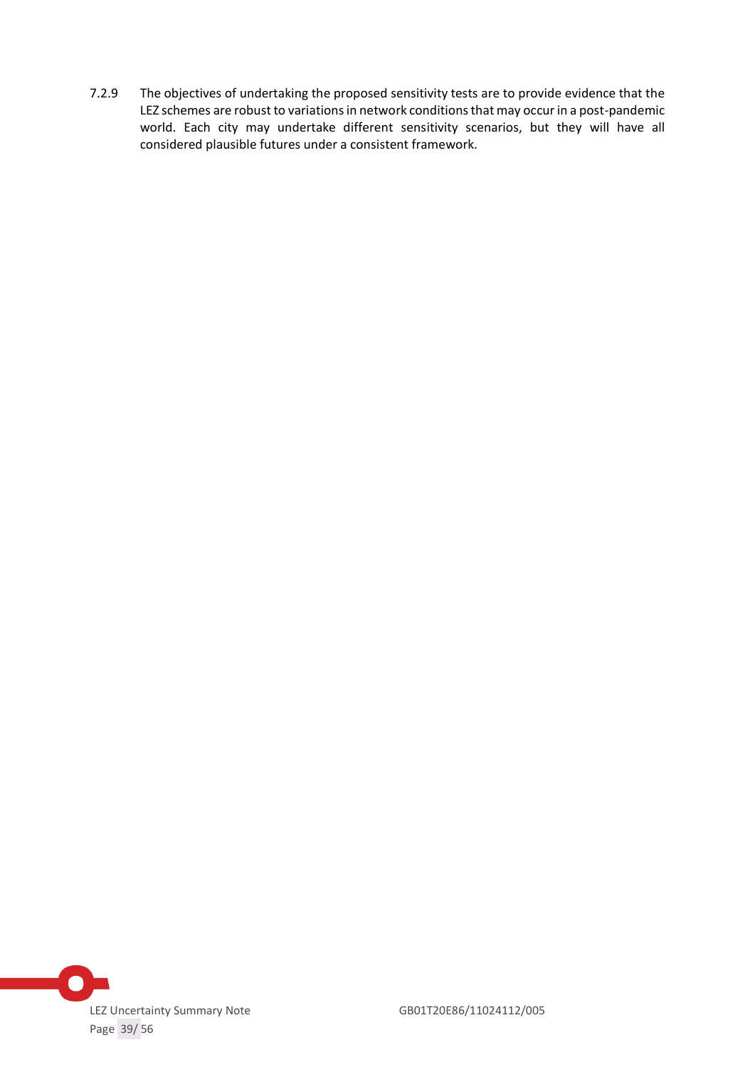7.2.9 The objectives of undertaking the proposed sensitivity tests are to provide evidence that the LEZ schemes are robust to variations in network conditions that may occur in a post-pandemic world. Each city may undertake different sensitivity scenarios, but they will have all considered plausible futures under a consistent framework.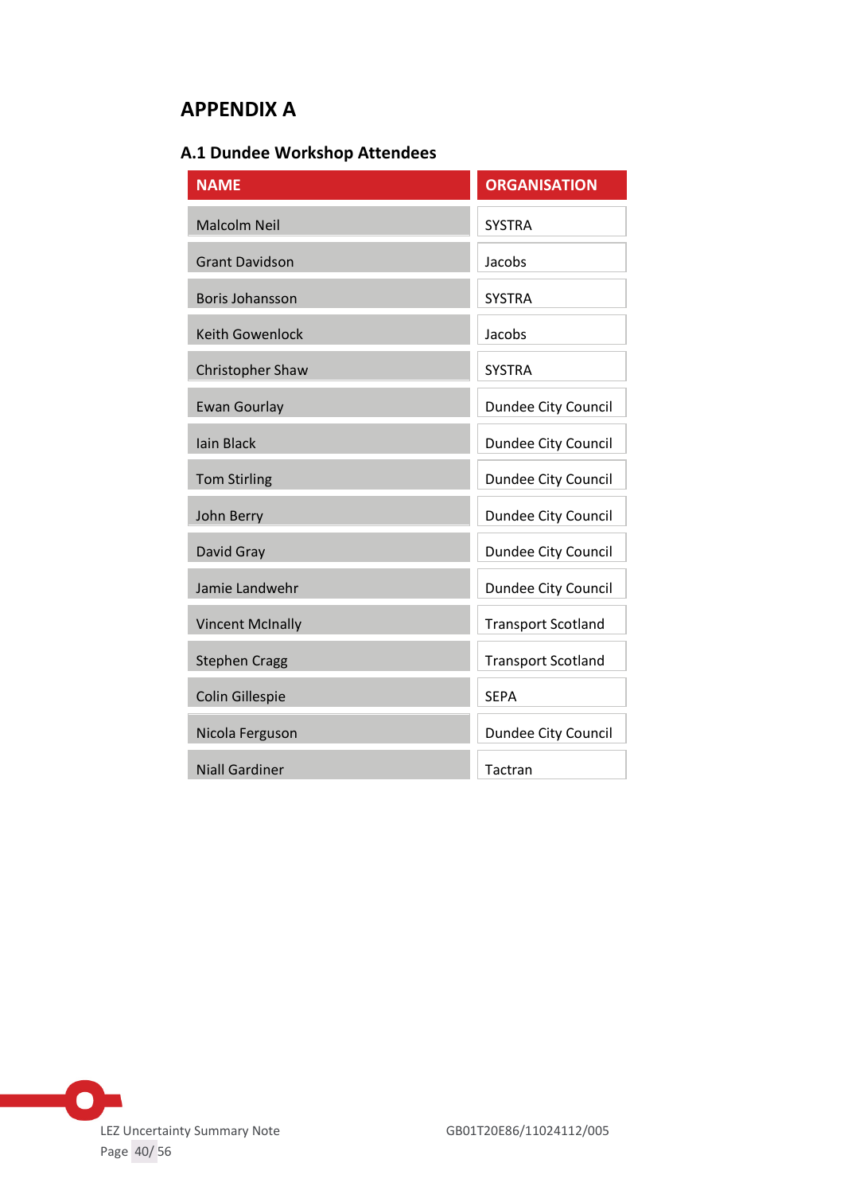# APPENDIX A

## A.1 Dundee Workshop Attendees

| NAME | ORGANISATION |
|---|---|
| Malcolm Neil | SYSTRA |
| Grant Davidson | Jacobs |
| Boris Johansson | SYSTRA |
| Keith Gowenlock | Jacobs |
| Christopher Shaw | SYSTRA |
| Ewan Gourlay | Dundee City Council |
| Iain Black | Dundee City Council |
| Tom Stirling | Dundee City Council |
| John Berry | Dundee City Council |
| David Gray | Dundee City Council |
| Jamie Landwehr | Dundee City Council |
| Vincent McInally | Transport Scotland |
| Stephen Cragg | Transport Scotland |
| Colin Gillespie | SEPA |
| Nicola Ferguson | Dundee City Council |
| Niall Gardiner | Tactran |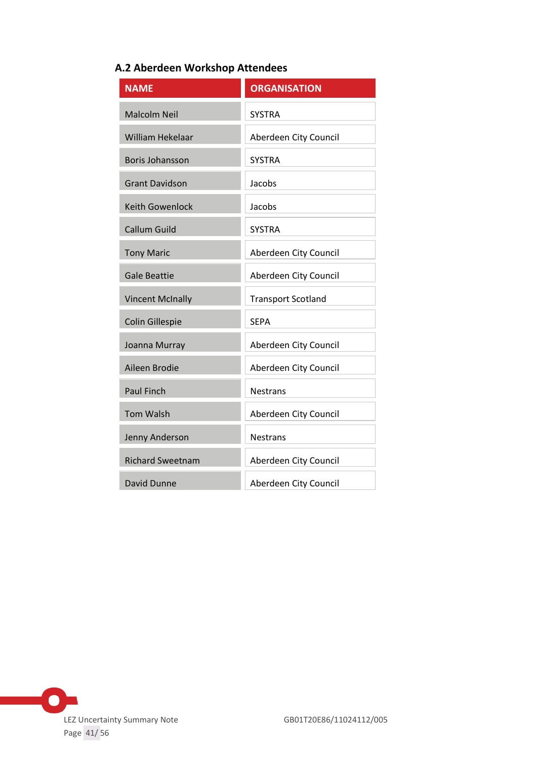### A.2 Aberdeen Workshop Attendees

| NAME | ORGANISATION |
| --- | --- |
| Malcolm Neil | SYSTRA |
| William Hekelaar | Aberdeen City Council |
| Boris Johansson | SYSTRA |
| Grant Davidson | Jacobs |
| Keith Gowenlock | Jacobs |
| Callum Guild | SYSTRA |
| Tony Maric | Aberdeen City Council |
| Gale Beattie | Aberdeen City Council |
| Vincent McInally | Transport Scotland |
| Colin Gillespie | SEPA |
| Joanna Murray | Aberdeen City Council |
| Aileen Brodie | Aberdeen City Council |
| Paul Finch | Nestrans |
| Tom Walsh | Aberdeen City Council |
| Jenny Anderson | Nestrans |
| Richard Sweetnam | Aberdeen City Council |
| David Dunne | Aberdeen City Council |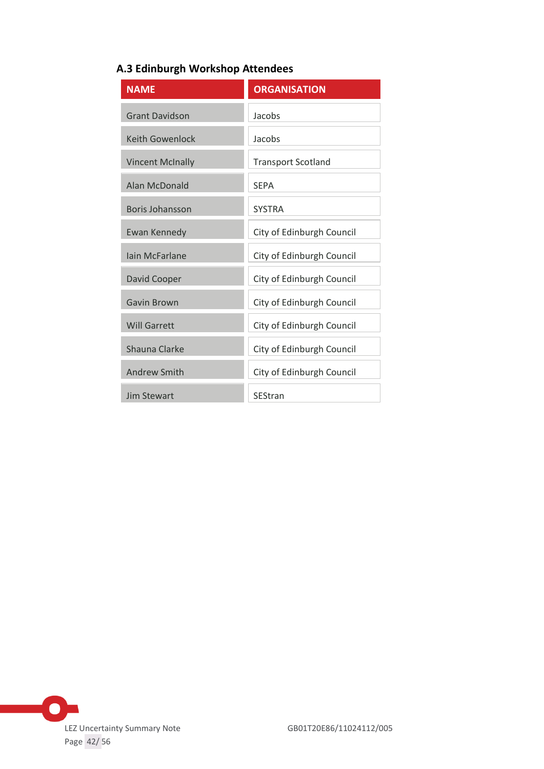### A.3 Edinburgh Workshop Attendees

| NAME | ORGANISATION |
|---|---|
| Grant Davidson | Jacobs |
| Keith Gowenlock | Jacobs |
| Vincent McInally | Transport Scotland |
| Alan McDonald | SEPA |
| Boris Johansson | SYSTRA |
| Ewan Kennedy | City of Edinburgh Council |
| Iain McFarlane | City of Edinburgh Council |
| David Cooper | City of Edinburgh Council |
| Gavin Brown | City of Edinburgh Council |
| Will Garrett | City of Edinburgh Council |
| Shauna Clarke | City of Edinburgh Council |
| Andrew Smith | City of Edinburgh Council |
| Jim Stewart | SEStran |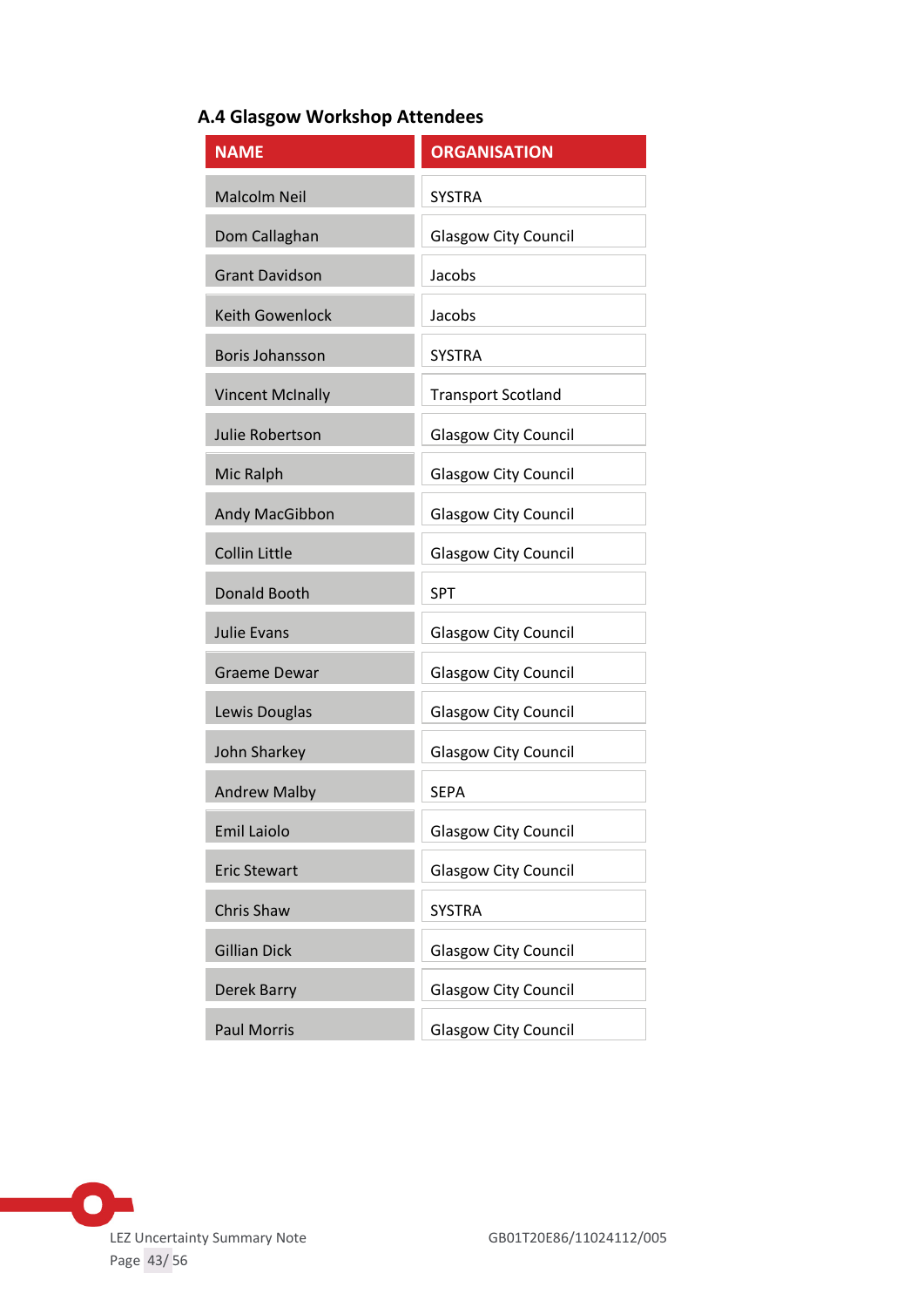### A.4 Glasgow Workshop Attendees

| NAME | ORGANISATION |
|---|---|
| Malcolm Neil | SYSTRA |
| Dom Callaghan | Glasgow City Council |
| Grant Davidson | Jacobs |
| Keith Gowenlock | Jacobs |
| Boris Johansson | SYSTRA |
| Vincent McInally | Transport Scotland |
| Julie Robertson | Glasgow City Council |
| Mic Ralph | Glasgow City Council |
| Andy MacGibbon | Glasgow City Council |
| Collin Little | Glasgow City Council |
| Donald Booth | SPT |
| Julie Evans | Glasgow City Council |
| Graeme Dewar | Glasgow City Council |
| Lewis Douglas | Glasgow City Council |
| John Sharkey | Glasgow City Council |
| Andrew Malby | SEPA |
| Emil Laiolo | Glasgow City Council |
| Eric Stewart | Glasgow City Council |
| Chris Shaw | SYSTRA |
| Gillian Dick | Glasgow City Council |
| Derek Barry | Glasgow City Council |
| Paul Morris | Glasgow City Council |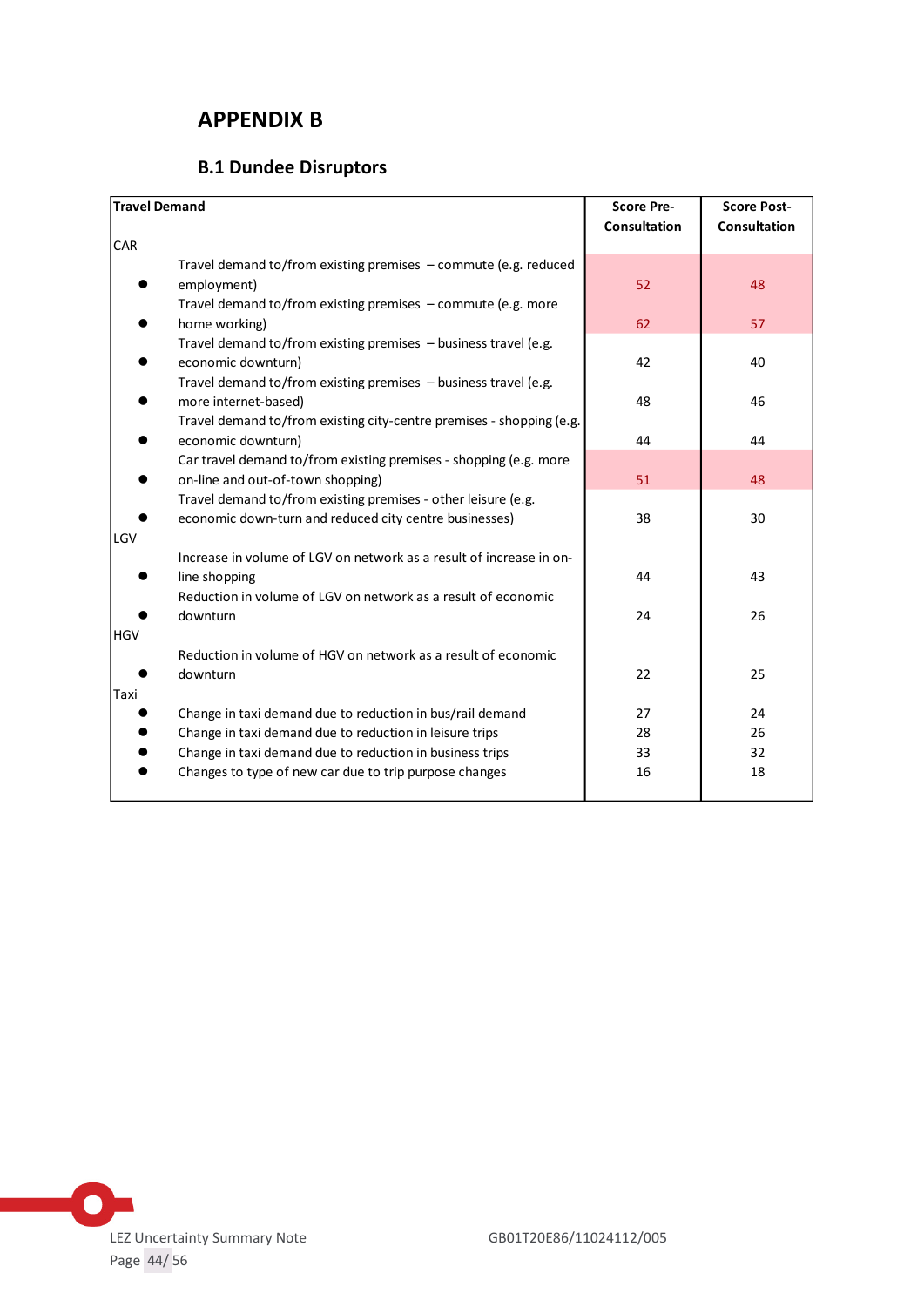# APPENDIX B

## B.1 Dundee Disruptors

| Travel Demand | Score Pre-Consultation | Score Post-Consultation |
|---|---|---|
| CAR | | |
| • Travel demand to/from existing premises – commute (e.g. reduced employment) | 52 | 48 |
| • Travel demand to/from existing premises – commute (e.g. more home working) | 62 | 57 |
| • Travel demand to/from existing premises – business travel (e.g. economic downturn) | 42 | 40 |
| • Travel demand to/from existing premises – business travel (e.g. more internet-based) | 48 | 46 |
| • Travel demand to/from existing city-centre premises - shopping (e.g. economic downturn) | 44 | 44 |
| • Car travel demand to/from existing premises - shopping (e.g. more on-line and out-of-town shopping) | 51 | 48 |
| • Travel demand to/from existing premises - other leisure (e.g. economic down-turn and reduced city centre businesses) | 38 | 30 |
| LGV | | |
| • Increase in volume of LGV on network as a result of increase in on-line shopping | 44 | 43 |
| • Reduction in volume of LGV on network as a result of economic downturn | 24 | 26 |
| HGV | | |
| • Reduction in volume of HGV on network as a result of economic downturn | 22 | 25 |
| Taxi | | |
| • Change in taxi demand due to reduction in bus/rail demand | 27 | 24 |
| • Change in taxi demand due to reduction in leisure trips | 28 | 26 |
| • Change in taxi demand due to reduction in business trips | 33 | 32 |
| • Changes to type of new car due to trip purpose changes | 16 | 18 |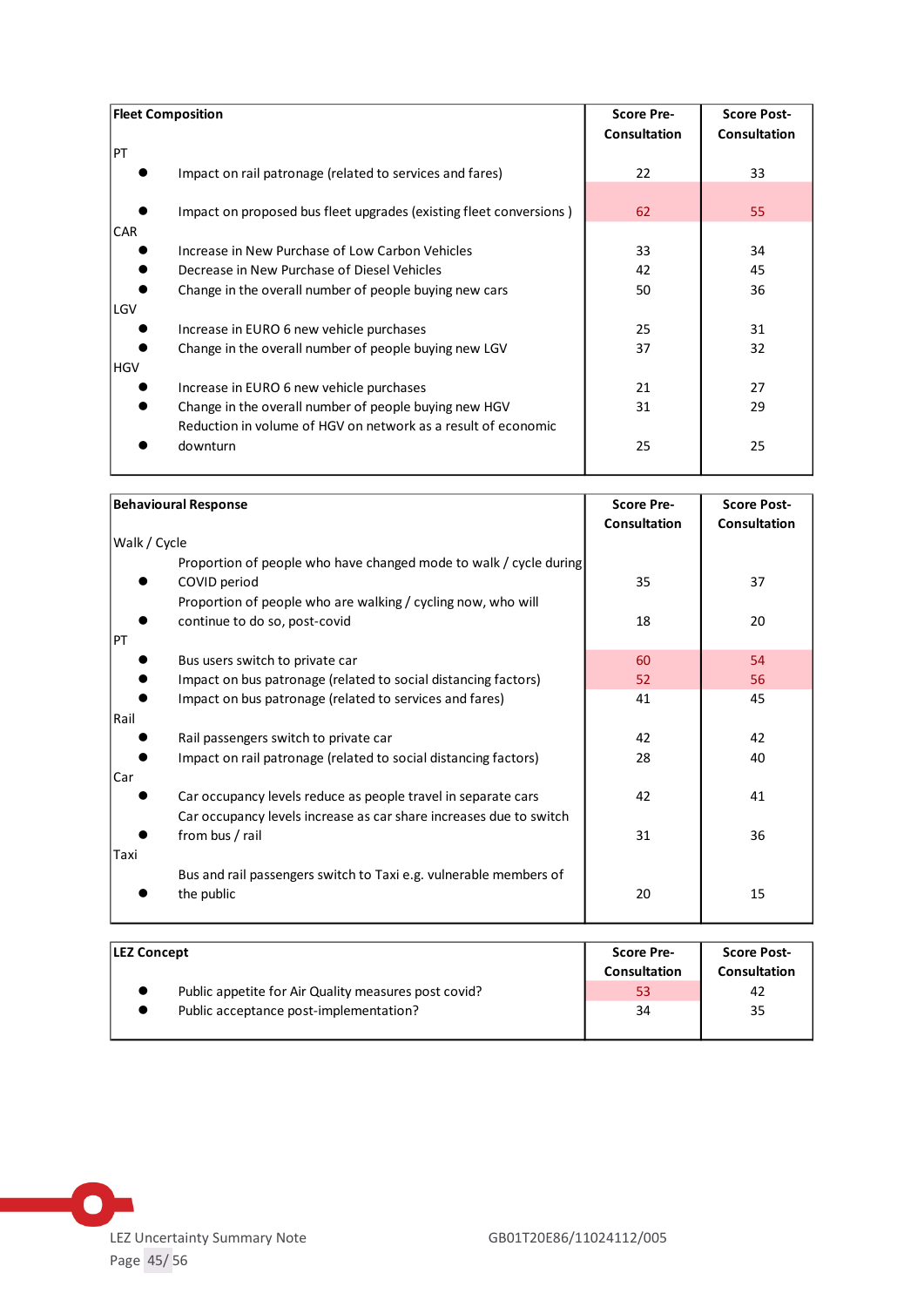| Fleet Composition | Score Pre-Consultation | Score Post-Consultation |
|---|---|---|
| PT | | |
| • Impact on rail patronage (related to services and fares) | 22 | 33 |
| • Impact on proposed bus fleet upgrades (existing fleet conversions ) | 62 | 55 |
| CAR | | |
| • Increase in New Purchase of Low Carbon Vehicles | 33 | 34 |
| • Decrease in New Purchase of Diesel Vehicles | 42 | 45 |
| • Change in the overall number of people buying new cars | 50 | 36 |
| LGV | | |
| • Increase in EURO 6 new vehicle purchases | 25 | 31 |
| • Change in the overall number of people buying new LGV | 37 | 32 |
| HGV | | |
| • Increase in EURO 6 new vehicle purchases | 21 | 27 |
| • Change in the overall number of people buying new HGV | 31 | 29 |
| • Reduction in volume of HGV on network as a result of economic downturn | 25 | 25 |

| Behavioural Response | Score Pre-Consultation | Score Post-Consultation |
|---|---|---|
| Walk / Cycle | | |
| • Proportion of people who have changed mode to walk / cycle during COVID period | 35 | 37 |
| • Proportion of people who are walking / cycling now, who will continue to do so, post-covid | 18 | 20 |
| PT | | |
| • Bus users switch to private car | 60 | 54 |
| • Impact on bus patronage (related to social distancing factors) | 52 | 56 |
| • Impact on bus patronage (related to services and fares) | 41 | 45 |
| Rail | | |
| • Rail passengers switch to private car | 42 | 42 |
| • Impact on rail patronage (related to social distancing factors) | 28 | 40 |
| Car | | |
| • Car occupancy levels reduce as people travel in separate cars | 42 | 41 |
| • Car occupancy levels increase as car share increases due to switch from bus / rail | 31 | 36 |
| Taxi | | |
| • Bus and rail passengers switch to Taxi e.g. vulnerable members of the public | 20 | 15 |

| LEZ Concept | Score Pre-Consultation | Score Post-Consultation |
|---|---|---|
| • Public appetite for Air Quality measures post covid? | 53 | 42 |
| • Public acceptance post-implementation? | 34 | 35 |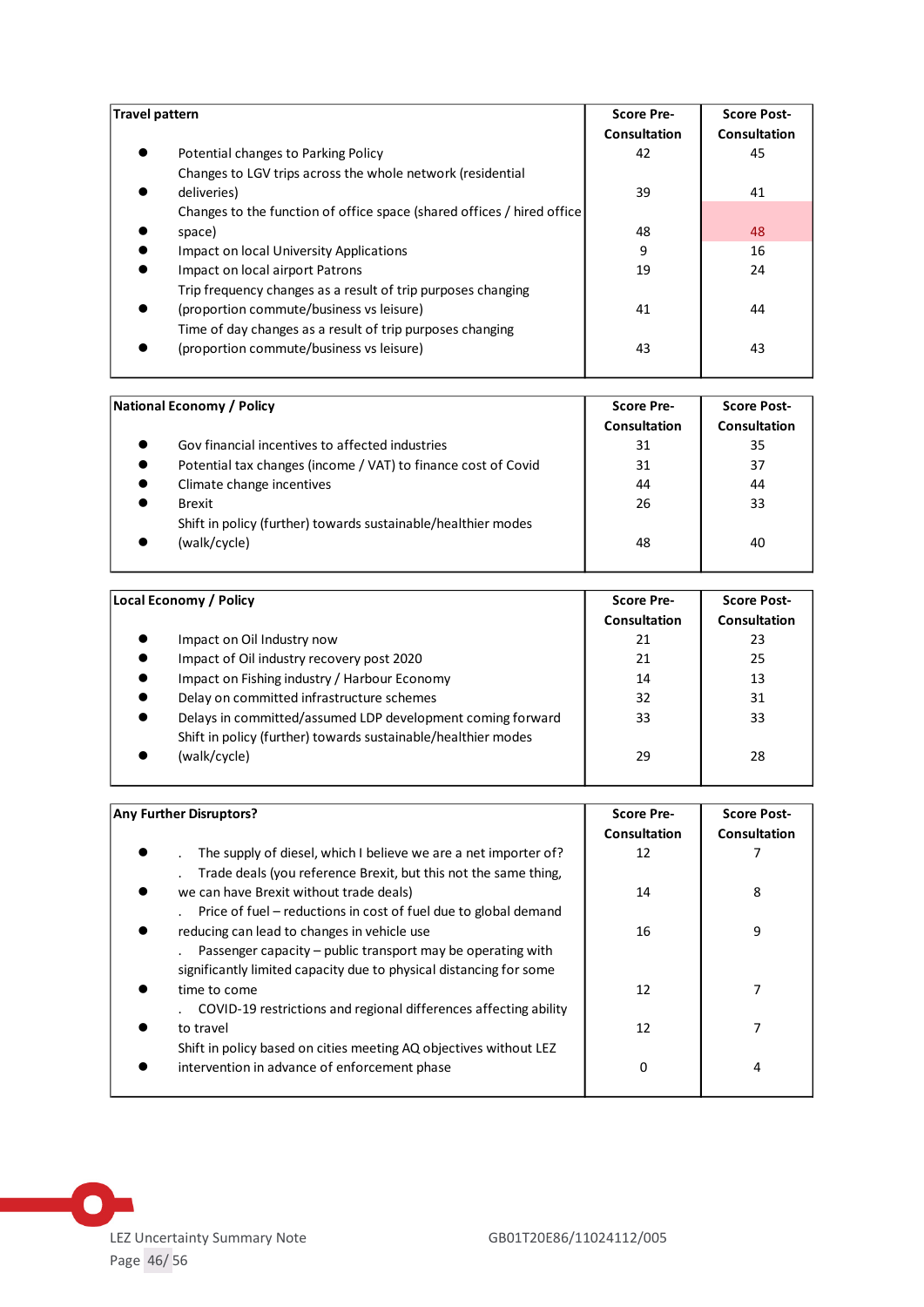| Travel pattern | Score Pre-Consultation | Score Post-Consultation |
|---|---|---|
| • Potential changes to Parking Policy | 42 | 45 |
| • Changes to LGV trips across the whole network (residential deliveries) | 39 | 41 |
| • Changes to the function of office space (shared offices / hired office space) | 48 | 48 |
| • Impact on local University Applications | 9 | 16 |
| • Impact on local airport Patrons | 19 | 24 |
| • Trip frequency changes as a result of trip purposes changing (proportion commute/business vs leisure) | 41 | 44 |
| • Time of day changes as a result of trip purposes changing (proportion commute/business vs leisure) | 43 | 43 |

| National Economy / Policy | Score Pre-Consultation | Score Post-Consultation |
|---|---|---|
| • Gov financial incentives to affected industries | 31 | 35 |
| • Potential tax changes (income / VAT) to finance cost of Covid | 31 | 37 |
| • Climate change incentives | 44 | 44 |
| • Brexit | 26 | 33 |
| • Shift in policy (further) towards sustainable/healthier modes (walk/cycle) | 48 | 40 |

| Local Economy / Policy | Score Pre-Consultation | Score Post-Consultation |
|---|---|---|
| • Impact on Oil Industry now | 21 | 23 |
| • Impact of Oil industry recovery post 2020 | 21 | 25 |
| • Impact on Fishing industry / Harbour Economy | 14 | 13 |
| • Delay on committed infrastructure schemes | 32 | 31 |
| • Delays in committed/assumed LDP development coming forward | 33 | 33 |
| • Shift in policy (further) towards sustainable/healthier modes (walk/cycle) | 29 | 28 |

| Any Further Disruptors? | Score Pre-Consultation | Score Post-Consultation |
|---|---|---|
| • . The supply of diesel, which I believe we are a net importer of? | 12 | 7 |
| • . Trade deals (you reference Brexit, but this not the same thing, we can have Brexit without trade deals) | 14 | 8 |
| • . Price of fuel – reductions in cost of fuel due to global demand reducing can lead to changes in vehicle use | 16 | 9 |
| • . Passenger capacity – public transport may be operating with significantly limited capacity due to physical distancing for some time to come | 12 | 7 |
| • . COVID-19 restrictions and regional differences affecting ability to travel | 12 | 7 |
| • Shift in policy based on cities meeting AQ objectives without LEZ intervention in advance of enforcement phase | 0 | 4 |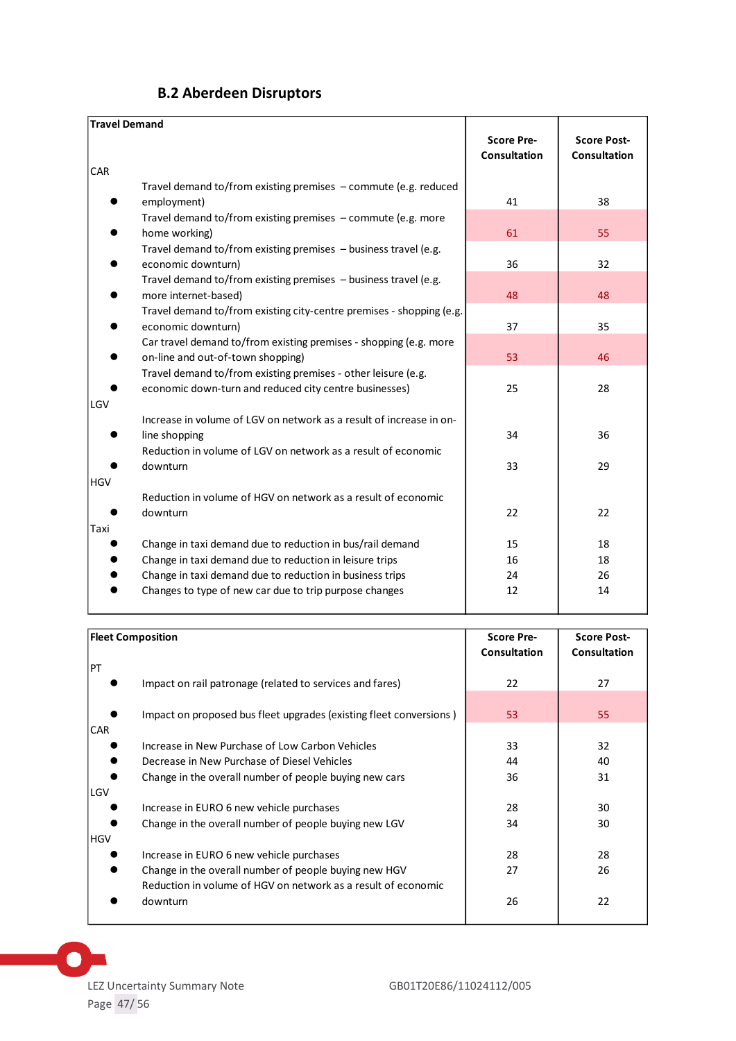## B.2 Aberdeen Disruptors

| Travel Demand | Score Pre-Consultation | Score Post-Consultation |
|---|---|---|
| **CAR** | | |
| • Travel demand to/from existing premises – commute (e.g. reduced employment) | 41 | 38 |
| • Travel demand to/from existing premises – commute (e.g. more home working) | 61 | 55 |
| • Travel demand to/from existing premises – business travel (e.g. economic downturn) | 36 | 32 |
| • Travel demand to/from existing premises – business travel (e.g. more internet-based) | 48 | 48 |
| • Travel demand to/from existing city-centre premises - shopping (e.g. economic downturn) | 37 | 35 |
| • Car travel demand to/from existing premises - shopping (e.g. more on-line and out-of-town shopping) | 53 | 46 |
| • Travel demand to/from existing premises - other leisure (e.g. economic down-turn and reduced city centre businesses) | 25 | 28 |
| **LGV** | | |
| • Increase in volume of LGV on network as a result of increase in on-line shopping | 34 | 36 |
| • Reduction in volume of LGV on network as a result of economic downturn | 33 | 29 |
| **HGV** | | |
| • Reduction in volume of HGV on network as a result of economic downturn | 22 | 22 |
| **Taxi** | | |
| • Change in taxi demand due to reduction in bus/rail demand | 15 | 18 |
| • Change in taxi demand due to reduction in leisure trips | 16 | 18 |
| • Change in taxi demand due to reduction in business trips | 24 | 26 |
| • Changes to type of new car due to trip purpose changes | 12 | 14 |

| Fleet Composition | Score Pre-Consultation | Score Post-Consultation |
|---|---|---|
| **PT** | | |
| • Impact on rail patronage (related to services and fares) | 22 | 27 |
| • Impact on proposed bus fleet upgrades (existing fleet conversions ) | 53 | 55 |
| **CAR** | | |
| • Increase in New Purchase of Low Carbon Vehicles | 33 | 32 |
| • Decrease in New Purchase of Diesel Vehicles | 44 | 40 |
| • Change in the overall number of people buying new cars | 36 | 31 |
| **LGV** | | |
| • Increase in EURO 6 new vehicle purchases | 28 | 30 |
| • Change in the overall number of people buying new LGV | 34 | 30 |
| **HGV** | | |
| • Increase in EURO 6 new vehicle purchases | 28 | 28 |
| • Change in the overall number of people buying new HGV | 27 | 26 |
| • Reduction in volume of HGV on network as a result of economic downturn | 26 | 22 |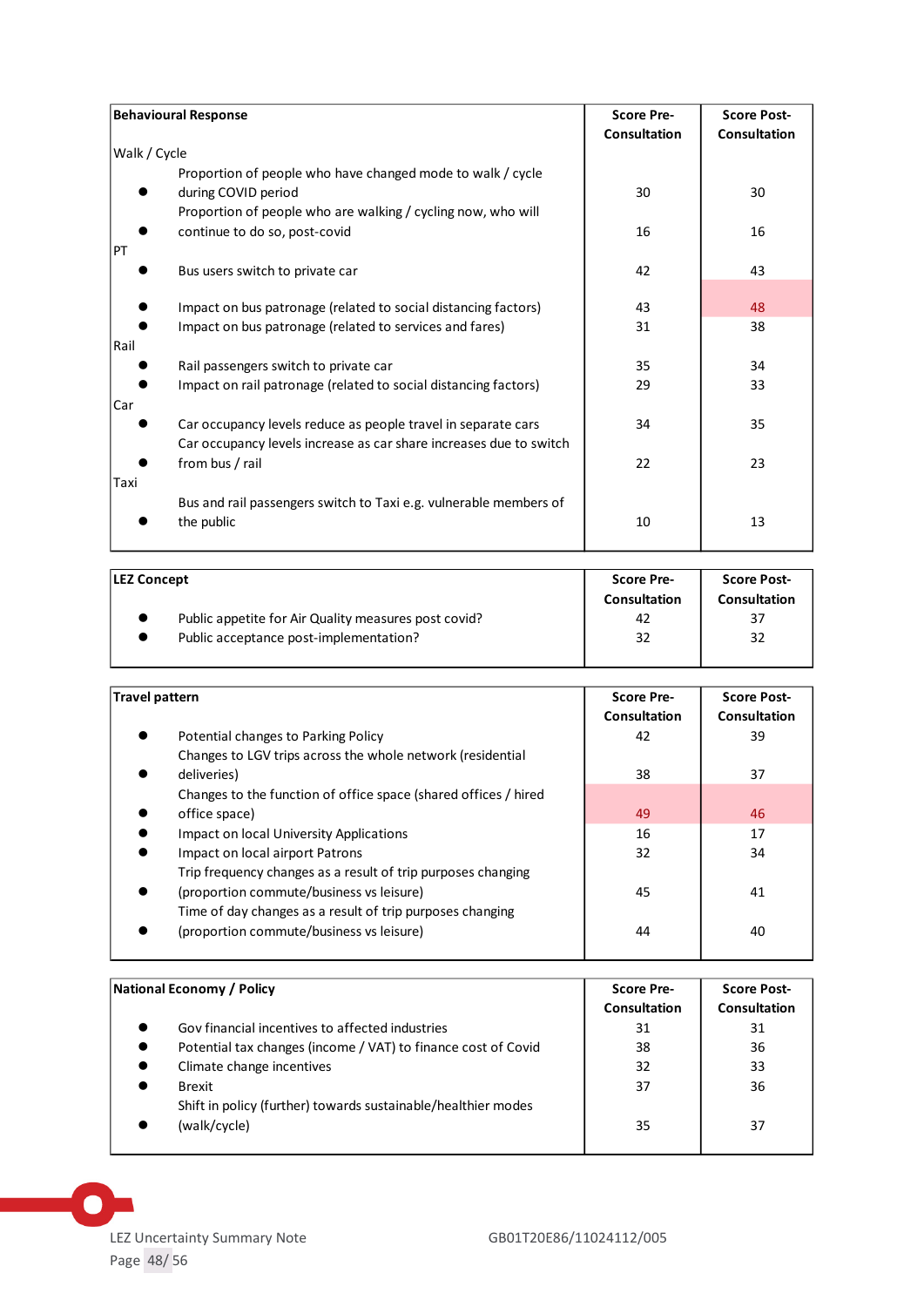| Behavioural Response | Score Pre-Consultation | Score Post-Consultation |
|---|---|---|
| **Walk / Cycle** | | |
| • Proportion of people who have changed mode to walk / cycle during COVID period | 30 | 30 |
| • Proportion of people who are walking / cycling now, who will continue to do so, post-covid | 16 | 16 |
| **PT** | | |
| • Bus users switch to private car | 42 | 43 |
| • Impact on bus patronage (related to social distancing factors) | 43 | 48 |
| • Impact on bus patronage (related to services and fares) | 31 | 38 |
| **Rail** | | |
| • Rail passengers switch to private car | 35 | 34 |
| • Impact on rail patronage (related to social distancing factors) | 29 | 33 |
| **Car** | | |
| • Car occupancy levels reduce as people travel in separate cars | 34 | 35 |
| • Car occupancy levels increase as car share increases due to switch from bus / rail | 22 | 23 |
| **Taxi** | | |
| • Bus and rail passengers switch to Taxi e.g. vulnerable members of the public | 10 | 13 |

| LEZ Concept | Score Pre-Consultation | Score Post-Consultation |
|---|---|---|
| • Public appetite for Air Quality measures post covid? | 42 | 37 |
| • Public acceptance post-implementation? | 32 | 32 |

| Travel pattern | Score Pre-Consultation | Score Post-Consultation |
|---|---|---|
| • Potential changes to Parking Policy | 42 | 39 |
| • Changes to LGV trips across the whole network (residential deliveries) | 38 | 37 |
| • Changes to the function of office space (shared offices / hired office space) | 49 | 46 |
| • Impact on local University Applications | 16 | 17 |
| • Impact on local airport Patrons | 32 | 34 |
| • Trip frequency changes as a result of trip purposes changing (proportion commute/business vs leisure) | 45 | 41 |
| • Time of day changes as a result of trip purposes changing (proportion commute/business vs leisure) | 44 | 40 |

| National Economy / Policy | Score Pre-Consultation | Score Post-Consultation |
|---|---|---|
| • Gov financial incentives to affected industries | 31 | 31 |
| • Potential tax changes (income / VAT) to finance cost of Covid | 38 | 36 |
| • Climate change incentives | 32 | 33 |
| • Brexit | 37 | 36 |
| • Shift in policy (further) towards sustainable/healthier modes (walk/cycle) | 35 | 37 |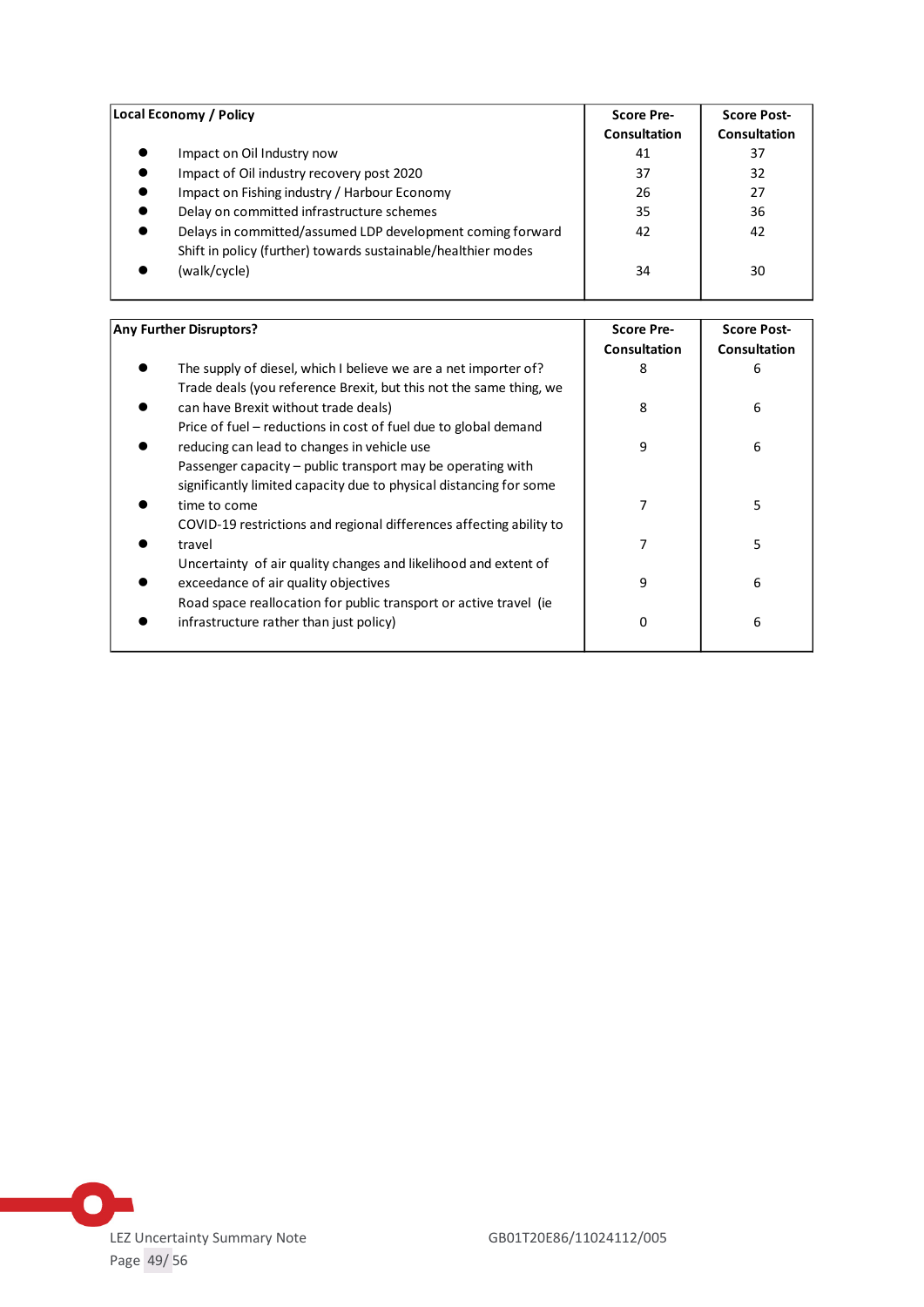| Local Economy / Policy | Score Pre-Consultation | Score Post-Consultation |
|---|---|---|
| • Impact on Oil Industry now | 41 | 37 |
| • Impact of Oil industry recovery post 2020 | 37 | 32 |
| • Impact on Fishing industry / Harbour Economy | 26 | 27 |
| • Delay on committed infrastructure schemes | 35 | 36 |
| • Delays in committed/assumed LDP development coming forward | 42 | 42 |
| • Shift in policy (further) towards sustainable/healthier modes (walk/cycle) | 34 | 30 |

| Any Further Disruptors? | Score Pre-Consultation | Score Post-Consultation |
|---|---|---|
| • The supply of diesel, which I believe we are a net importer of? | 8 | 6 |
| • Trade deals (you reference Brexit, but this not the same thing, we can have Brexit without trade deals) | 8 | 6 |
| • Price of fuel – reductions in cost of fuel due to global demand reducing can lead to changes in vehicle use | 9 | 6 |
| • Passenger capacity – public transport may be operating with significantly limited capacity due to physical distancing for some time to come | 7 | 5 |
| • COVID-19 restrictions and regional differences affecting ability to travel | 7 | 5 |
| • Uncertainty of air quality changes and likelihood and extent of exceedance of air quality objectives | 9 | 6 |
| • Road space reallocation for public transport or active travel (ie infrastructure rather than just policy) | 0 | 6 |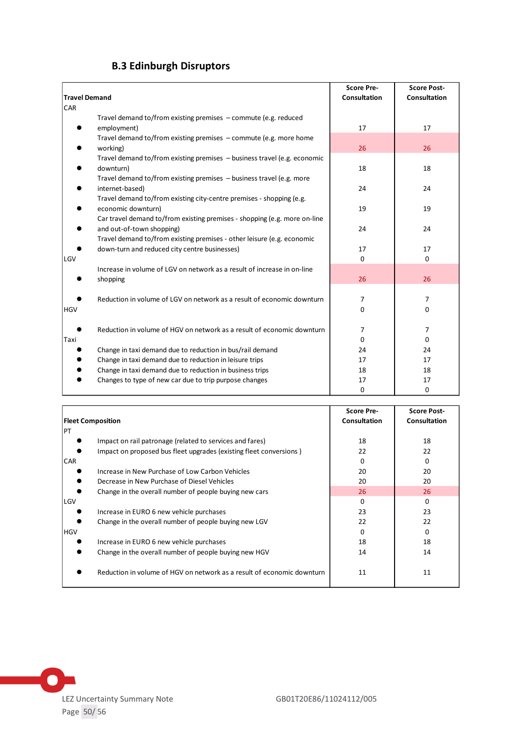### B.3 Edinburgh Disruptors

| Travel Demand | Score Pre-Consultation | Score Post-Consultation |
|---|---|---|
| CAR | | |
| • Travel demand to/from existing premises – commute (e.g. reduced employment) | 17 | 17 |
| • Travel demand to/from existing premises – commute (e.g. more home working) | 26 | 26 |
| • Travel demand to/from existing premises – business travel (e.g. economic downturn) | 18 | 18 |
| • Travel demand to/from existing premises – business travel (e.g. more internet-based) | 24 | 24 |
| • Travel demand to/from existing city-centre premises - shopping (e.g. economic downturn) | 19 | 19 |
| • Car travel demand to/from existing premises - shopping (e.g. more on-line and out-of-town shopping) | 24 | 24 |
| • Travel demand to/from existing premises - other leisure (e.g. economic down-turn and reduced city centre businesses) | 17 | 17 |
| LGV | 0 | 0 |
| • Increase in volume of LGV on network as a result of increase in on-line shopping | 26 | 26 |
| • Reduction in volume of LGV on network as a result of economic downturn | 7 | 7 |
| HGV | 0 | 0 |
| • Reduction in volume of HGV on network as a result of economic downturn | 7 | 7 |
| Taxi | 0 | 0 |
| • Change in taxi demand due to reduction in bus/rail demand | 24 | 24 |
| • Change in taxi demand due to reduction in leisure trips | 17 | 17 |
| • Change in taxi demand due to reduction in business trips | 18 | 18 |
| • Changes to type of new car due to trip purpose changes | 17 | 17 |
| | 0 | 0 |

| Fleet Composition | Score Pre-Consultation | Score Post-Consultation |
|---|---|---|
| PT | | |
| • Impact on rail patronage (related to services and fares) | 18 | 18 |
| • Impact on proposed bus fleet upgrades (existing fleet conversions ) | 22 | 22 |
| CAR | 0 | 0 |
| • Increase in New Purchase of Low Carbon Vehicles | 20 | 20 |
| • Decrease in New Purchase of Diesel Vehicles | 20 | 20 |
| • Change in the overall number of people buying new cars | 26 | 26 |
| LGV | 0 | 0 |
| • Increase in EURO 6 new vehicle purchases | 23 | 23 |
| • Change in the overall number of people buying new LGV | 22 | 22 |
| HGV | 0 | 0 |
| • Increase in EURO 6 new vehicle purchases | 18 | 18 |
| • Change in the overall number of people buying new HGV | 14 | 14 |
| • Reduction in volume of HGV on network as a result of economic downturn | 11 | 11 |

LEZ Uncertainty Summary Note GB01T20E86/11024112/005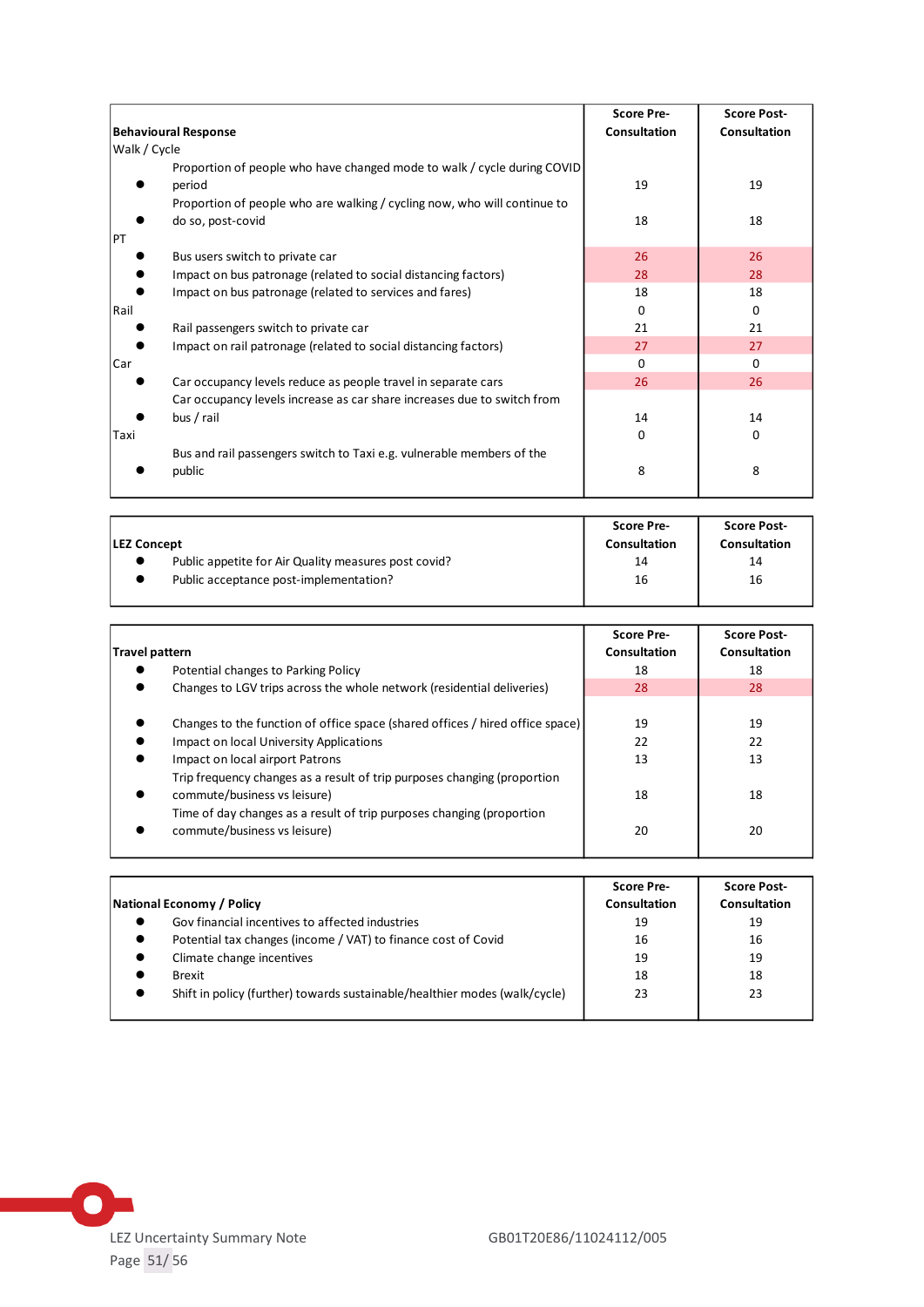| Behavioural Response | Score Pre-Consultation | Score Post-Consultation |
|---|---|---|
| Walk / Cycle | | |
| ● Proportion of people who have changed mode to walk / cycle during COVID period | 19 | 19 |
| ● Proportion of people who are walking / cycling now, who will continue to do so, post-covid | 18 | 18 |
| PT | | |
| ● Bus users switch to private car | 26 | 26 |
| ● Impact on bus patronage (related to social distancing factors) | 28 | 28 |
| ● Impact on bus patronage (related to services and fares) | 18 | 18 |
| Rail | 0 | 0 |
| ● Rail passengers switch to private car | 21 | 21 |
| ● Impact on rail patronage (related to social distancing factors) | 27 | 27 |
| Car | 0 | 0 |
| ● Car occupancy levels reduce as people travel in separate cars | 26 | 26 |
| ● Car occupancy levels increase as car share increases due to switch from bus / rail | 14 | 14 |
| Taxi | 0 | 0 |
| ● Bus and rail passengers switch to Taxi e.g. vulnerable members of the public | 8 | 8 |

| LEZ Concept | Score Pre-Consultation | Score Post-Consultation |
|---|---|---|
| ● Public appetite for Air Quality measures post covid? | 14 | 14 |
| ● Public acceptance post-implementation? | 16 | 16 |

| Travel pattern | Score Pre-Consultation | Score Post-Consultation |
|---|---|---|
| ● Potential changes to Parking Policy | 18 | 18 |
| ● Changes to LGV trips across the whole network (residential deliveries) | 28 | 28 |
| ● Changes to the function of office space (shared offices / hired office space) | 19 | 19 |
| ● Impact on local University Applications | 22 | 22 |
| ● Impact on local airport Patrons | 13 | 13 |
| ● Trip frequency changes as a result of trip purposes changing (proportion commute/business vs leisure) | 18 | 18 |
| ● Time of day changes as a result of trip purposes changing (proportion commute/business vs leisure) | 20 | 20 |

| National Economy / Policy | Score Pre-Consultation | Score Post-Consultation |
|---|---|---|
| ● Gov financial incentives to affected industries | 19 | 19 |
| ● Potential tax changes (income / VAT) to finance cost of Covid | 16 | 16 |
| ● Climate change incentives | 19 | 19 |
| ● Brexit | 18 | 18 |
| ● Shift in policy (further) towards sustainable/healthier modes (walk/cycle) | 23 | 23 |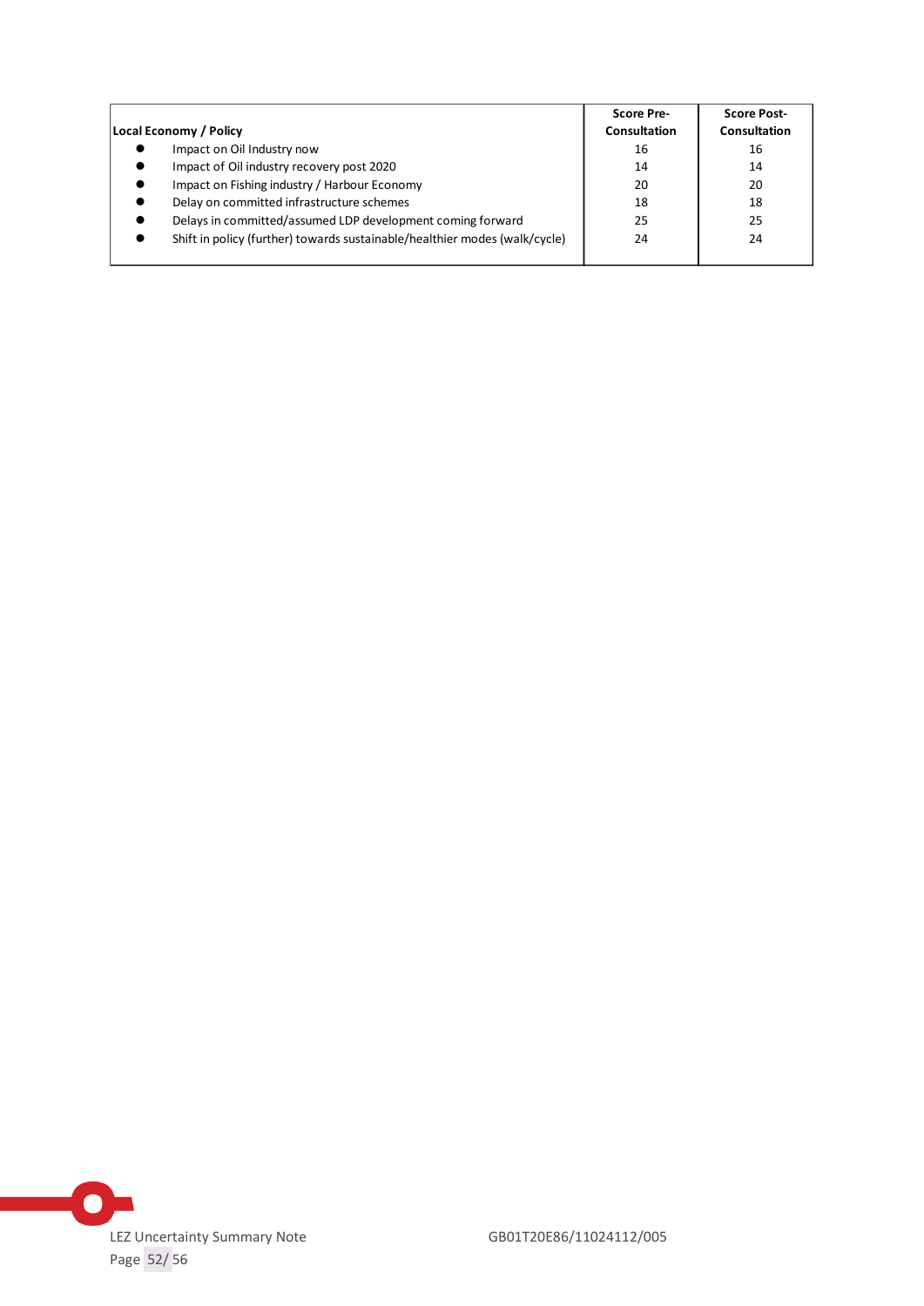| Local Economy / Policy | Score Pre-Consultation | Score Post-Consultation |
|---|---|---|
| ● Impact on Oil Industry now | 16 | 16 |
| ● Impact of Oil industry recovery post 2020 | 14 | 14 |
| ● Impact on Fishing industry / Harbour Economy | 20 | 20 |
| ● Delay on committed infrastructure schemes | 18 | 18 |
| ● Delays in committed/assumed LDP development coming forward | 25 | 25 |
| ● Shift in policy (further) towards sustainable/healthier modes (walk/cycle) | 24 | 24 |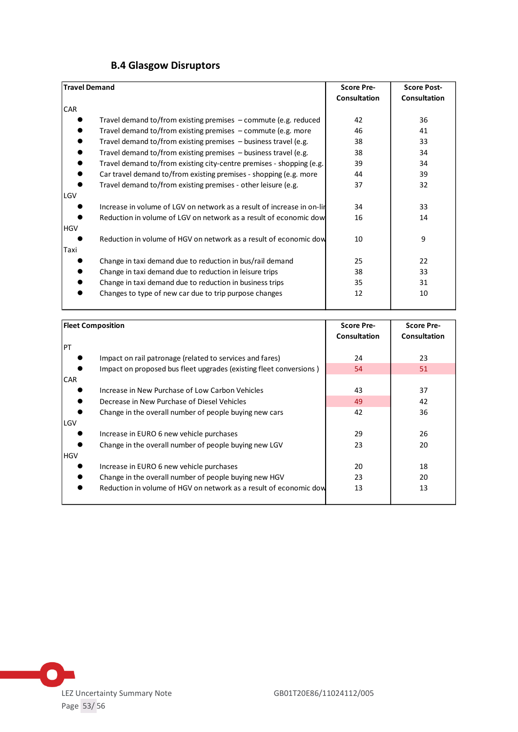### B.4 Glasgow Disruptors

| Travel Demand | Score Pre-Consultation | Score Post-Consultation |
|---|---|---|
| CAR | | |
| • Travel demand to/from existing premises – commute (e.g. reduced | 42 | 36 |
| • Travel demand to/from existing premises – commute (e.g. more | 46 | 41 |
| • Travel demand to/from existing premises – business travel (e.g. | 38 | 33 |
| • Travel demand to/from existing premises – business travel (e.g. | 38 | 34 |
| • Travel demand to/from existing city-centre premises - shopping (e.g. | 39 | 34 |
| • Car travel demand to/from existing premises - shopping (e.g. more | 44 | 39 |
| • Travel demand to/from existing premises - other leisure (e.g. | 37 | 32 |
| LGV | | |
| • Increase in volume of LGV on network as a result of increase in on-lir | 34 | 33 |
| • Reduction in volume of LGV on network as a result of economic dow | 16 | 14 |
| HGV | | |
| • Reduction in volume of HGV on network as a result of economic dow | 10 | 9 |
| Taxi | | |
| • Change in taxi demand due to reduction in bus/rail demand | 25 | 22 |
| • Change in taxi demand due to reduction in leisure trips | 38 | 33 |
| • Change in taxi demand due to reduction in business trips | 35 | 31 |
| • Changes to type of new car due to trip purpose changes | 12 | 10 |

| Fleet Composition | Score Pre-Consultation | Score Pre-Consultation |
|---|---|---|
| PT | | |
| • Impact on rail patronage (related to services and fares) | 24 | 23 |
| • Impact on proposed bus fleet upgrades (existing fleet conversions ) | 54 | 51 |
| CAR | | |
| • Increase in New Purchase of Low Carbon Vehicles | 43 | 37 |
| • Decrease in New Purchase of Diesel Vehicles | 49 | 42 |
| • Change in the overall number of people buying new cars | 42 | 36 |
| LGV | | |
| • Increase in EURO 6 new vehicle purchases | 29 | 26 |
| • Change in the overall number of people buying new LGV | 23 | 20 |
| HGV | | |
| • Increase in EURO 6 new vehicle purchases | 20 | 18 |
| • Change in the overall number of people buying new HGV | 23 | 20 |
| • Reduction in volume of HGV on network as a result of economic dow | 13 | 13 |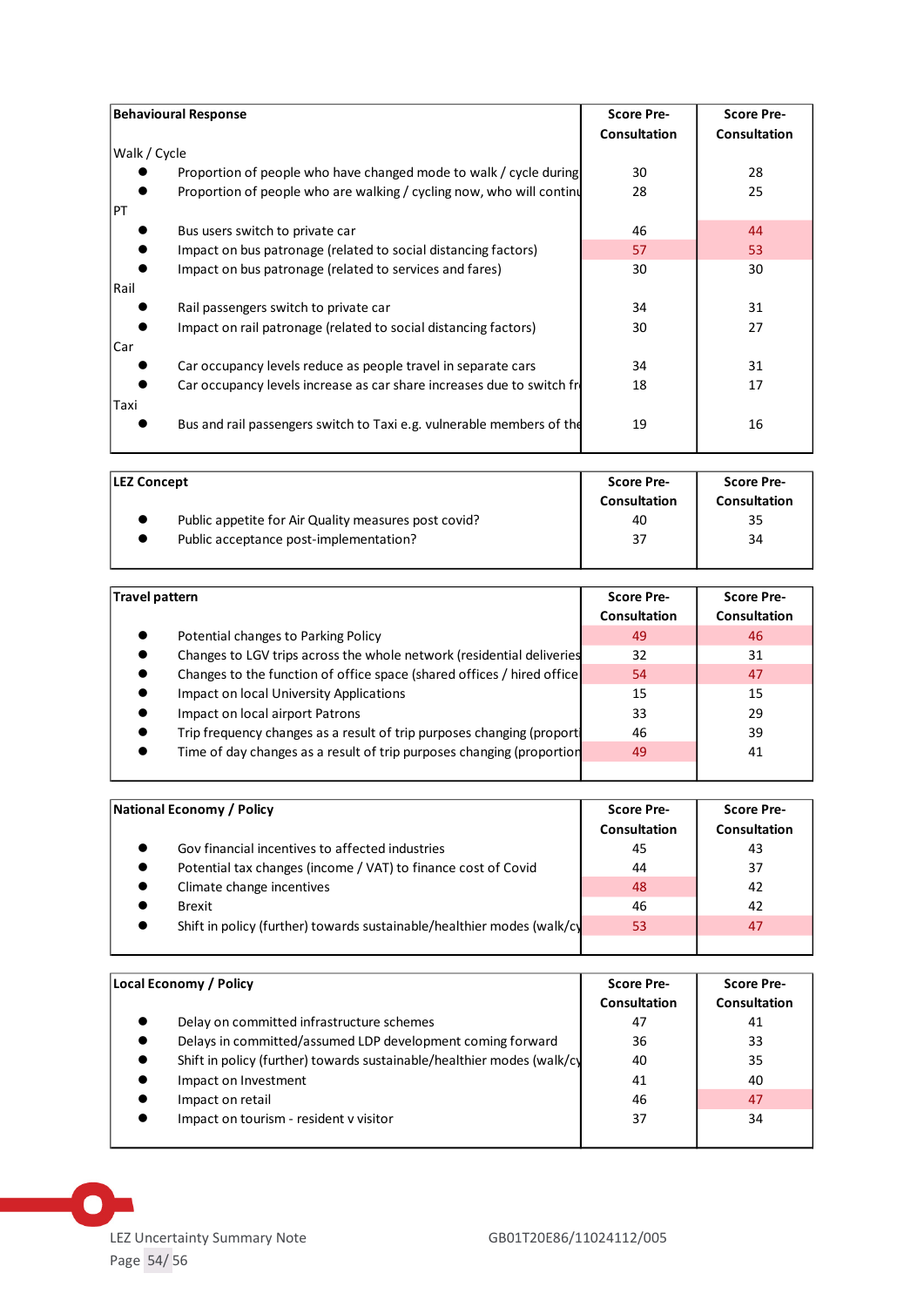| Behavioural Response | Score Pre-Consultation | Score Pre-Consultation |
|---|---|---|
| Walk / Cycle | | |
| ● Proportion of people who have changed mode to walk / cycle during | 30 | 28 |
| ● Proportion of people who are walking / cycling now, who will continu | 28 | 25 |
| PT | | |
| ● Bus users switch to private car | 46 | 44 |
| ● Impact on bus patronage (related to social distancing factors) | 57 | 53 |
| ● Impact on bus patronage (related to services and fares) | 30 | 30 |
| Rail | | |
| ● Rail passengers switch to private car | 34 | 31 |
| ● Impact on rail patronage (related to social distancing factors) | 30 | 27 |
| Car | | |
| ● Car occupancy levels reduce as people travel in separate cars | 34 | 31 |
| ● Car occupancy levels increase as car share increases due to switch fr | 18 | 17 |
| Taxi | | |
| ● Bus and rail passengers switch to Taxi e.g. vulnerable members of the | 19 | 16 |

| LEZ Concept | Score Pre-Consultation | Score Pre-Consultation |
|---|---|---|
| ● Public appetite for Air Quality measures post covid? | 40 | 35 |
| ● Public acceptance post-implementation? | 37 | 34 |

| Travel pattern | Score Pre-Consultation | Score Pre-Consultation |
|---|---|---|
| ● Potential changes to Parking Policy | 49 | 46 |
| ● Changes to LGV trips across the whole network (residential deliveries | 32 | 31 |
| ● Changes to the function of office space (shared offices / hired office | 54 | 47 |
| ● Impact on local University Applications | 15 | 15 |
| ● Impact on local airport Patrons | 33 | 29 |
| ● Trip frequency changes as a result of trip purposes changing (proporti | 46 | 39 |
| ● Time of day changes as a result of trip purposes changing (proportion | 49 | 41 |

| National Economy / Policy | Score Pre-Consultation | Score Pre-Consultation |
|---|---|---|
| ● Gov financial incentives to affected industries | 45 | 43 |
| ● Potential tax changes (income / VAT) to finance cost of Covid | 44 | 37 |
| ● Climate change incentives | 48 | 42 |
| ● Brexit | 46 | 42 |
| ● Shift in policy (further) towards sustainable/healthier modes (walk/cy | 53 | 47 |

| Local Economy / Policy | Score Pre-Consultation | Score Pre-Consultation |
|---|---|---|
| ● Delay on committed infrastructure schemes | 47 | 41 |
| ● Delays in committed/assumed LDP development coming forward | 36 | 33 |
| ● Shift in policy (further) towards sustainable/healthier modes (walk/cy | 40 | 35 |
| ● Impact on Investment | 41 | 40 |
| ● Impact on retail | 46 | 47 |
| ● Impact on tourism - resident v visitor | 37 | 34 |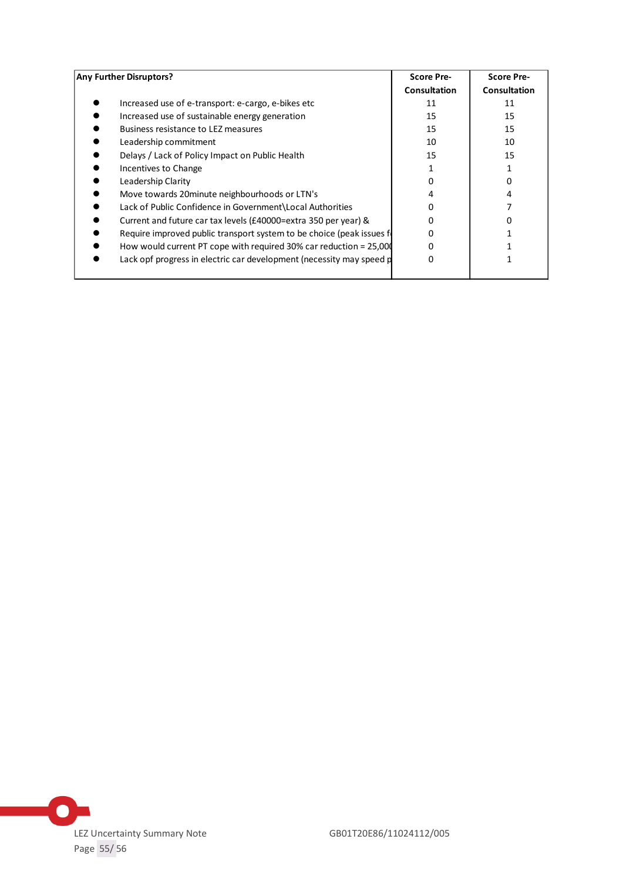| Any Further Disruptors? | Score Pre-Consultation | Score Pre-Consultation |
|---|---|---|
| Increased use of e-transport: e-cargo, e-bikes etc | 11 | 11 |
| Increased use of sustainable energy generation | 15 | 15 |
| Business resistance to LEZ measures | 15 | 15 |
| Leadership commitment | 10 | 10 |
| Delays / Lack of Policy Impact on Public Health | 15 | 15 |
| Incentives to Change | 1 | 1 |
| Leadership Clarity | 0 | 0 |
| Move towards 20minute neighbourhoods or LTN's | 4 | 4 |
| Lack of Public Confidence in Government\Local Authorities | 0 | 7 |
| Current and future car tax levels (£40000=extra 350 per year) & | 0 | 0 |
| Require improved public transport system to be choice (peak issues f | 0 | 1 |
| How would current PT cope with required 30% car reduction = 25,00 | 0 | 1 |
| Lack opf progress in electric car development (necessity may speed p | 0 | 1 |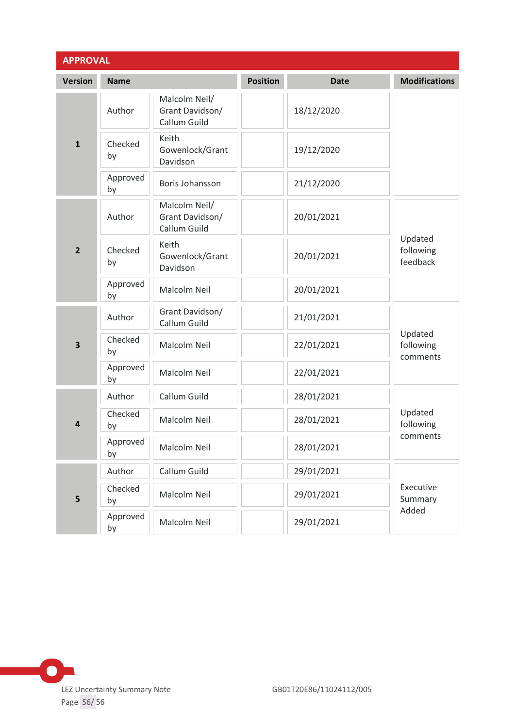## APPROVAL

| Version | Name | | Position | Date | Modifications |
|---|---|---|---|---|---|
| 1 | Author | Malcolm Neil/ Grant Davidson/ Callum Guild | | 18/12/2020 | |
| | Checked by | Keith Gowenlock/Grant Davidson | | 19/12/2020 | |
| | Approved by | Boris Johansson | | 21/12/2020 | |
| 2 | Author | Malcolm Neil/ Grant Davidson/ Callum Guild | | 20/01/2021 | Updated following feedback |
| | Checked by | Keith Gowenlock/Grant Davidson | | 20/01/2021 | |
| | Approved by | Malcolm Neil | | 20/01/2021 | |
| 3 | Author | Grant Davidson/ Callum Guild | | 21/01/2021 | Updated following comments |
| | Checked by | Malcolm Neil | | 22/01/2021 | |
| | Approved by | Malcolm Neil | | 22/01/2021 | |
| 4 | Author | Callum Guild | | 28/01/2021 | Updated following comments |
| | Checked by | Malcolm Neil | | 28/01/2021 | |
| | Approved by | Malcolm Neil | | 28/01/2021 | |
| 5 | Author | Callum Guild | | 29/01/2021 | Executive Summary Added |
| | Checked by | Malcolm Neil | | 29/01/2021 | |
| | Approved by | Malcolm Neil | | 29/01/2021 | |